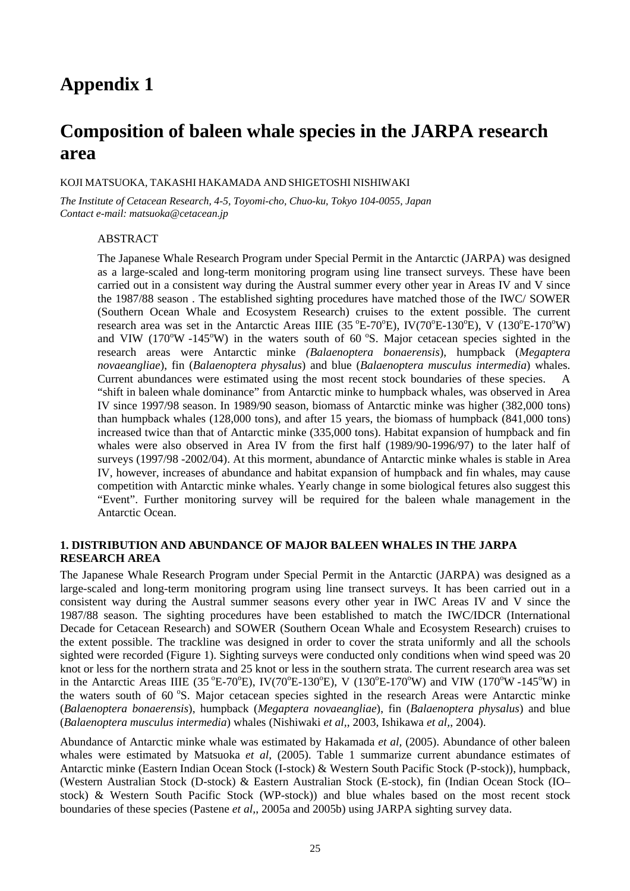# Appendix 1

# Composition of baleen whale species in the JARPA research area

KOJI MATSUOKA, TAKASHI HAKAMADA AND SHIGETOSHI NISHIWAKI

*The Institute of Cetacean Research, 4-5, Toyomi-cho, Chuo-ku, Tokyo 104-0055, Japan*
*Contact e-mail: matsuoka@cetacean.jp*

ABSTRACT

The Japanese Whale Research Program under Special Permit in the Antarctic (JARPA) was designed as a large-scaled and long-term monitoring program using line transect surveys. These have been carried out in a consistent way during the Austral summer every other year in Areas IV and V since the 1987/88 season . The established sighting procedures have matched those of the IWC/ SOWER (Southern Ocean Whale and Ecosystem Research) cruises to the extent possible. The current research area was set in the Antarctic Areas IIIE (35 °E-70°E), IV(70°E-130°E), V (130°E-170°W) and VIW (170°W -145°W) in the waters south of 60 °S. Major cetacean species sighted in the research areas were Antarctic minke *(Balaenoptera bonaerensis*), humpback (*Megaptera novaeangliae*), fin (*Balaenoptera physalus*) and blue (*Balaenoptera musculus intermedia*) whales. Current abundances were estimated using the most recent stock boundaries of these species. A "shift in baleen whale dominance" from Antarctic minke to humpback whales, was observed in Area IV since 1997/98 season. In 1989/90 season, biomass of Antarctic minke was higher (382,000 tons) than humpback whales (128,000 tons), and after 15 years, the biomass of humpback (841,000 tons) increased twice than that of Antarctic minke (335,000 tons). Habitat expansion of humpback and fin whales were also observed in Area IV from the first half (1989/90-1996/97) to the later half of surveys (1997/98 -2002/04). At this morment, abundance of Antarctic minke whales is stable in Area IV, however, increases of abundance and habitat expansion of humpback and fin whales, may cause competition with Antarctic minke whales. Yearly change in some biological fetures also suggest this "Event". Further monitoring survey will be required for the baleen whale management in the Antarctic Ocean.

### 1. DISTRIBUTION AND ABUNDANCE OF MAJOR BALEEN WHALES IN THE JARPA RESEARCH AREA

The Japanese Whale Research Program under Special Permit in the Antarctic (JARPA) was designed as a large-scaled and long-term monitoring program using line transect surveys. It has been carried out in a consistent way during the Austral summer seasons every other year in IWC Areas IV and V since the 1987/88 season. The sighting procedures have been established to match the IWC/IDCR (International Decade for Cetacean Research) and SOWER (Southern Ocean Whale and Ecosystem Research) cruises to the extent possible. The trackline was designed in order to cover the strata uniformly and all the schools sighted were recorded (Figure 1). Sighting surveys were conducted only conditions when wind speed was 20 knot or less for the northern strata and 25 knot or less in the southern strata. The current research area was set in the Antarctic Areas IIIE (35 °E-70°E), IV(70°E-130°E), V (130°E-170°W) and VIW (170°W -145°W) in the waters south of 60 °S. Major cetacean species sighted in the research Areas were Antarctic minke (*Balaenoptera bonaerensis*), humpback (*Megaptera novaeangliae*), fin (*Balaenoptera physalus*) and blue (*Balaenoptera musculus intermedia*) whales (Nishiwaki *et al*,, 2003, Ishikawa *et al*,, 2004).

Abundance of Antarctic minke whale was estimated by Hakamada *et al,* (2005). Abundance of other baleen whales were estimated by Matsuoka *et al,* (2005). Table 1 summarize current abundance estimates of Antarctic minke (Eastern Indian Ocean Stock (I-stock) & Western South Pacific Stock (P-stock)), humpback, (Western Australian Stock (D-stock) & Eastern Australian Stock (E-stock), fin (Indian Ocean Stock (IO–stock) & Western South Pacific Stock (WP-stock)) and blue whales based on the most recent stock boundaries of these species (Pastene *et al*,, 2005a and 2005b) using JARPA sighting survey data.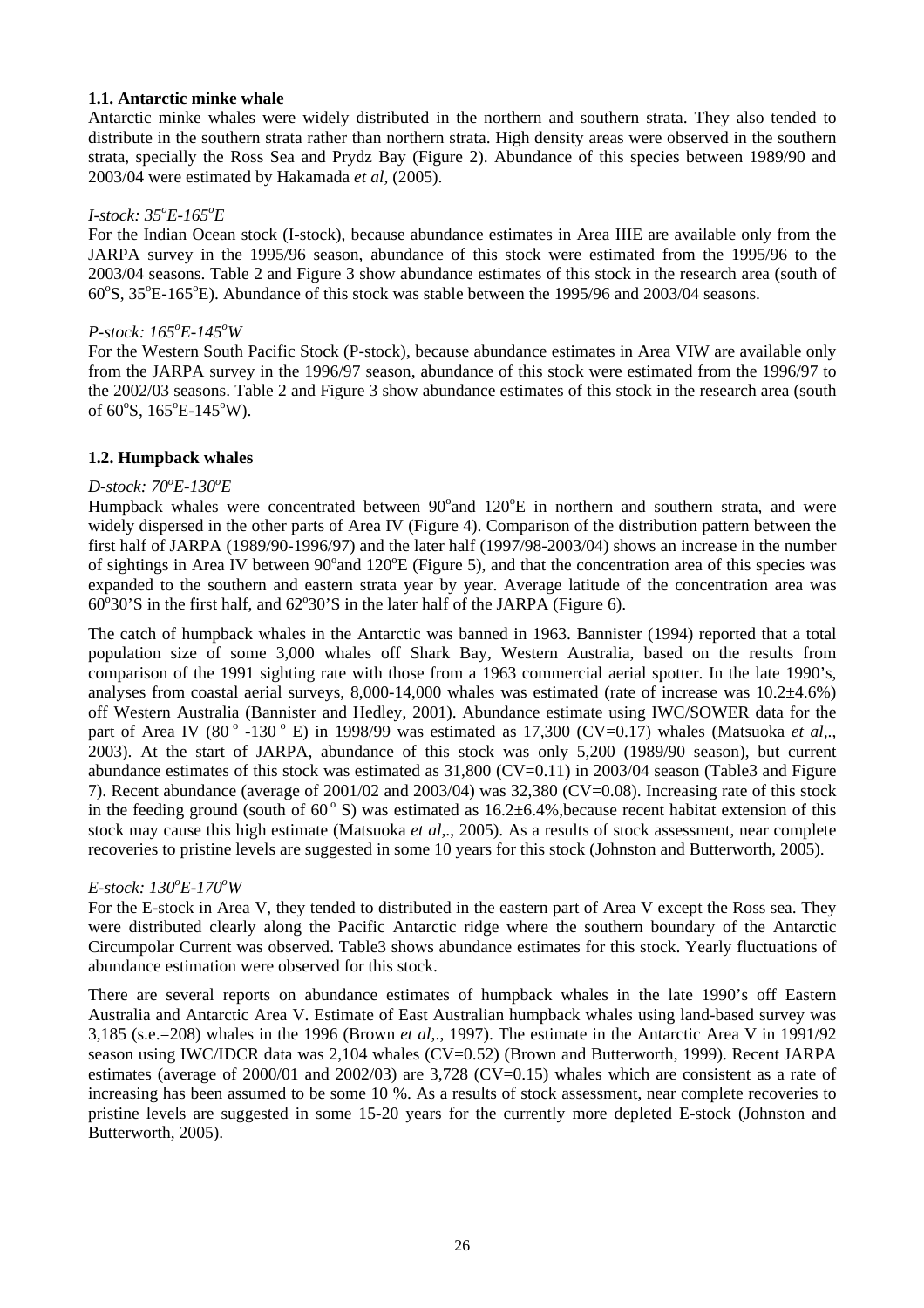### 1.1. Antarctic minke whale

Antarctic minke whales were widely distributed in the northern and southern strata. They also tended to distribute in the southern strata rather than northern strata. High density areas were observed in the southern strata, specially the Ross Sea and Prydz Bay (Figure 2). Abundance of this species between 1989/90 and 2003/04 were estimated by Hakamada *et al,* (2005).

*I-stock: 35°E-165°E*

For the Indian Ocean stock (I-stock), because abundance estimates in Area IIIE are available only from the JARPA survey in the 1995/96 season, abundance of this stock were estimated from the 1995/96 to the 2003/04 seasons. Table 2 and Figure 3 show abundance estimates of this stock in the research area (south of 60°S, 35°E-165°E). Abundance of this stock was stable between the 1995/96 and 2003/04 seasons.

*P-stock: 165°E-145°W*

For the Western South Pacific Stock (P-stock), because abundance estimates in Area VIW are available only from the JARPA survey in the 1996/97 season, abundance of this stock were estimated from the 1996/97 to the 2002/03 seasons. Table 2 and Figure 3 show abundance estimates of this stock in the research area (south of 60°S, 165°E-145°W).

### 1.2. Humpback whales

*D-stock: 70°E-130°E*

Humpback whales were concentrated between 90°and 120°E in northern and southern strata, and were widely dispersed in the other parts of Area IV (Figure 4). Comparison of the distribution pattern between the first half of JARPA (1989/90-1996/97) and the later half (1997/98-2003/04) shows an increase in the number of sightings in Area IV between 90°and 120°E (Figure 5), and that the concentration area of this species was expanded to the southern and eastern strata year by year. Average latitude of the concentration area was 60°30'S in the first half, and 62°30'S in the later half of the JARPA (Figure 6).

The catch of humpback whales in the Antarctic was banned in 1963. Bannister (1994) reported that a total population size of some 3,000 whales off Shark Bay, Western Australia, based on the results from comparison of the 1991 sighting rate with those from a 1963 commercial aerial spotter. In the late 1990's, analyses from coastal aerial surveys, 8,000-14,000 whales was estimated (rate of increase was 10.2±4.6%) off Western Australia (Bannister and Hedley, 2001). Abundance estimate using IWC/SOWER data for the part of Area IV (80° -130° E) in 1998/99 was estimated as 17,300 (CV=0.17) whales (Matsuoka *et al*,., 2003). At the start of JARPA, abundance of this stock was only 5,200 (1989/90 season), but current abundance estimates of this stock was estimated as 31,800 (CV=0.11) in 2003/04 season (Table3 and Figure 7). Recent abundance (average of 2001/02 and 2003/04) was 32,380 (CV=0.08). Increasing rate of this stock in the feeding ground (south of 60° S) was estimated as 16.2±6.4%,because recent habitat extension of this stock may cause this high estimate (Matsuoka *et al*,., 2005). As a results of stock assessment, near complete recoveries to pristine levels are suggested in some 10 years for this stock (Johnston and Butterworth, 2005).

*E-stock: 130°E-170°W*

For the E-stock in Area V, they tended to distributed in the eastern part of Area V except the Ross sea. They were distributed clearly along the Pacific Antarctic ridge where the southern boundary of the Antarctic Circumpolar Current was observed. Table3 shows abundance estimates for this stock. Yearly fluctuations of abundance estimation were observed for this stock.

There are several reports on abundance estimates of humpback whales in the late 1990's off Eastern Australia and Antarctic Area V. Estimate of East Australian humpback whales using land-based survey was 3,185 (s.e.=208) whales in the 1996 (Brown *et al*,., 1997). The estimate in the Antarctic Area V in 1991/92 season using IWC/IDCR data was 2,104 whales (CV=0.52) (Brown and Butterworth, 1999). Recent JARPA estimates (average of 2000/01 and 2002/03) are 3,728 (CV=0.15) whales which are consistent as a rate of increasing has been assumed to be some 10 %. As a results of stock assessment, near complete recoveries to pristine levels are suggested in some 15-20 years for the currently more depleted E-stock (Johnston and Butterworth, 2005).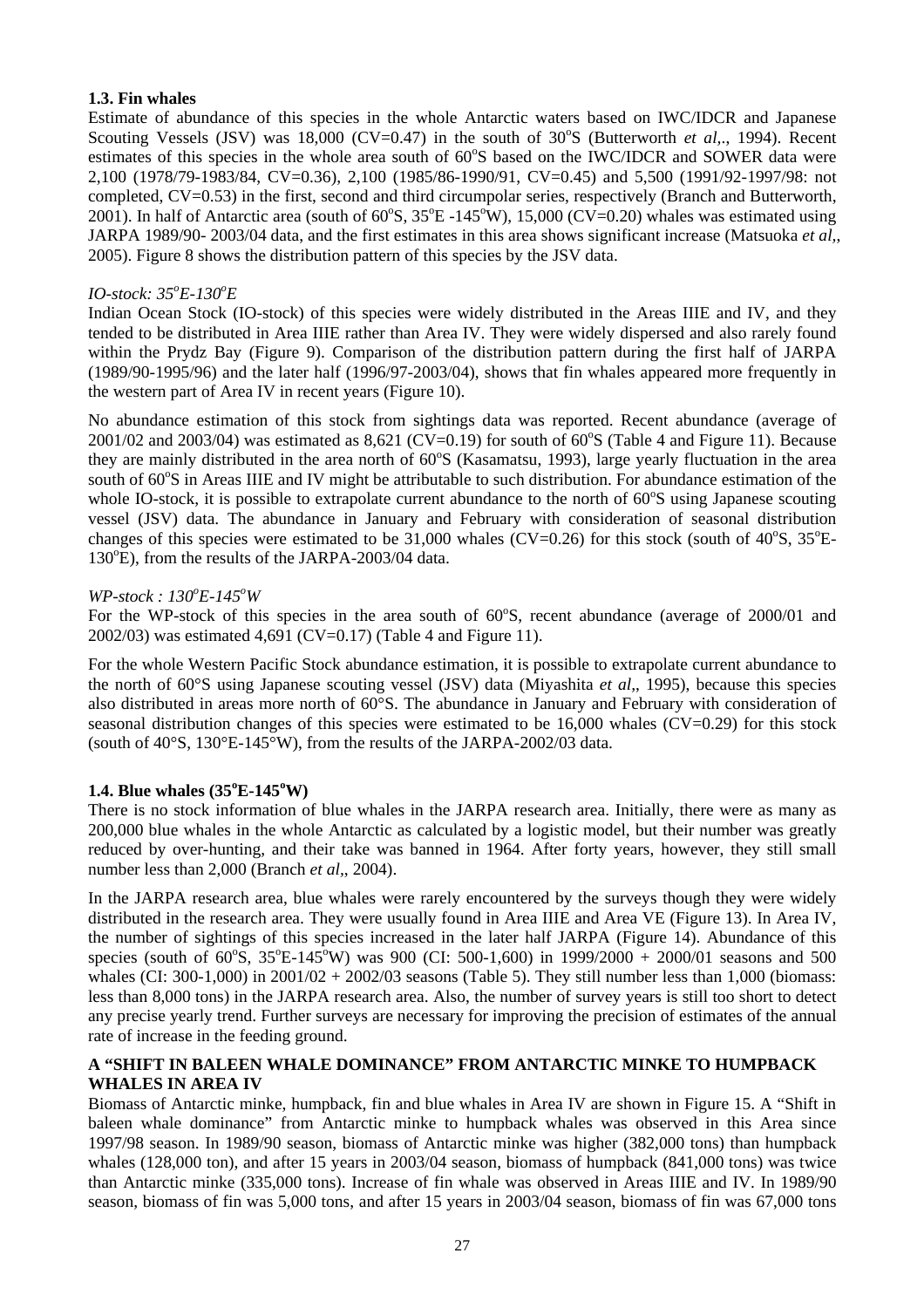### 1.3. Fin whales

Estimate of abundance of this species in the whole Antarctic waters based on IWC/IDCR and Japanese Scouting Vessels (JSV) was 18,000 (CV=0.47) in the south of 30°S (Butterworth *et al*,., 1994). Recent estimates of this species in the whole area south of 60°S based on the IWC/IDCR and SOWER data were 2,100 (1978/79-1983/84, CV=0.36), 2,100 (1985/86-1990/91, CV=0.45) and 5,500 (1991/92-1997/98: not completed, CV=0.53) in the first, second and third circumpolar series, respectively (Branch and Butterworth, 2001). In half of Antarctic area (south of 60°S, 35°E -145°W), 15,000 (CV=0.20) whales was estimated using JARPA 1989/90- 2003/04 data, and the first estimates in this area shows significant increase (Matsuoka *et al*,, 2005). Figure 8 shows the distribution pattern of this species by the JSV data.

*IO-stock: 35°E-130°E*

Indian Ocean Stock (IO-stock) of this species were widely distributed in the Areas IIIE and IV, and they tended to be distributed in Area IIIE rather than Area IV. They were widely dispersed and also rarely found within the Prydz Bay (Figure 9). Comparison of the distribution pattern during the first half of JARPA (1989/90-1995/96) and the later half (1996/97-2003/04), shows that fin whales appeared more frequently in the western part of Area IV in recent years (Figure 10).

No abundance estimation of this stock from sightings data was reported. Recent abundance (average of 2001/02 and 2003/04) was estimated as 8,621 (CV=0.19) for south of 60°S (Table 4 and Figure 11). Because they are mainly distributed in the area north of 60°S (Kasamatsu, 1993), large yearly fluctuation in the area south of 60°S in Areas IIIE and IV might be attributable to such distribution. For abundance estimation of the whole IO-stock, it is possible to extrapolate current abundance to the north of 60°S using Japanese scouting vessel (JSV) data. The abundance in January and February with consideration of seasonal distribution changes of this species were estimated to be 31,000 whales (CV=0.26) for this stock (south of 40°S, 35°E-130°E), from the results of the JARPA-2003/04 data.

*WP-stock : 130°E-145°W*

For the WP-stock of this species in the area south of 60°S, recent abundance (average of 2000/01 and 2002/03) was estimated 4,691 (CV=0.17) (Table 4 and Figure 11).

For the whole Western Pacific Stock abundance estimation, it is possible to extrapolate current abundance to the north of 60°S using Japanese scouting vessel (JSV) data (Miyashita *et al*,, 1995), because this species also distributed in areas more north of 60°S. The abundance in January and February with consideration of seasonal distribution changes of this species were estimated to be 16,000 whales (CV=0.29) for this stock (south of 40°S, 130°E-145°W), from the results of the JARPA-2002/03 data.

### 1.4. Blue whales (35°E-145°W)

There is no stock information of blue whales in the JARPA research area. Initially, there were as many as 200,000 blue whales in the whole Antarctic as calculated by a logistic model, but their number was greatly reduced by over-hunting, and their take was banned in 1964. After forty years, however, they still small number less than 2,000 (Branch *et al*,, 2004).

In the JARPA research area, blue whales were rarely encountered by the surveys though they were widely distributed in the research area. They were usually found in Area IIIE and Area VE (Figure 13). In Area IV, the number of sightings of this species increased in the later half JARPA (Figure 14). Abundance of this species (south of 60°S, 35°E-145°W) was 900 (CI: 500-1,600) in 1999/2000 + 2000/01 seasons and 500 whales (CI: 300-1,000) in 2001/02 + 2002/03 seasons (Table 5). They still number less than 1,000 (biomass: less than 8,000 tons) in the JARPA research area. Also, the number of survey years is still too short to detect any precise yearly trend. Further surveys are necessary for improving the precision of estimates of the annual rate of increase in the feeding ground.

## A "SHIFT IN BALEEN WHALE DOMINANCE" FROM ANTARCTIC MINKE TO HUMPBACK WHALES IN AREA IV

Biomass of Antarctic minke, humpback, fin and blue whales in Area IV are shown in Figure 15. A "Shift in baleen whale dominance" from Antarctic minke to humpback whales was observed in this Area since 1997/98 season. In 1989/90 season, biomass of Antarctic minke was higher (382,000 tons) than humpback whales (128,000 ton), and after 15 years in 2003/04 season, biomass of humpback (841,000 tons) was twice than Antarctic minke (335,000 tons). Increase of fin whale was observed in Areas IIIE and IV. In 1989/90 season, biomass of fin was 5,000 tons, and after 15 years in 2003/04 season, biomass of fin was 67,000 tons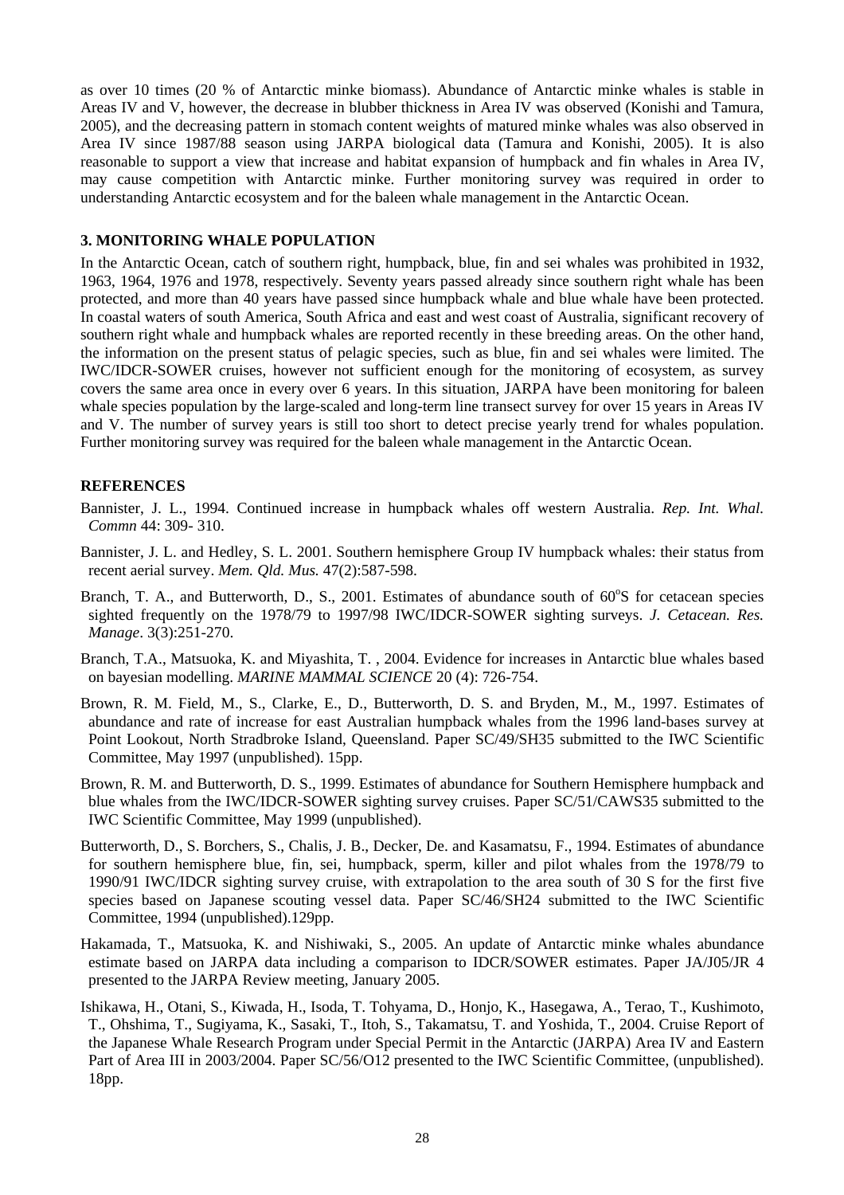as over 10 times (20 % of Antarctic minke biomass). Abundance of Antarctic minke whales is stable in Areas IV and V, however, the decrease in blubber thickness in Area IV was observed (Konishi and Tamura, 2005), and the decreasing pattern in stomach content weights of matured minke whales was also observed in Area IV since 1987/88 season using JARPA biological data (Tamura and Konishi, 2005). It is also reasonable to support a view that increase and habitat expansion of humpback and fin whales in Area IV, may cause competition with Antarctic minke. Further monitoring survey was required in order to understanding Antarctic ecosystem and for the baleen whale management in the Antarctic Ocean.

### 3. MONITORING WHALE POPULATION

In the Antarctic Ocean, catch of southern right, humpback, blue, fin and sei whales was prohibited in 1932, 1963, 1964, 1976 and 1978, respectively. Seventy years passed already since southern right whale has been protected, and more than 40 years have passed since humpback whale and blue whale have been protected. In coastal waters of south America, South Africa and east and west coast of Australia, significant recovery of southern right whale and humpback whales are reported recently in these breeding areas. On the other hand, the information on the present status of pelagic species, such as blue, fin and sei whales were limited. The IWC/IDCR-SOWER cruises, however not sufficient enough for the monitoring of ecosystem, as survey covers the same area once in every over 6 years. In this situation, JARPA have been monitoring for baleen whale species population by the large-scaled and long-term line transect survey for over 15 years in Areas IV and V. The number of survey years is still too short to detect precise yearly trend for whales population. Further monitoring survey was required for the baleen whale management in the Antarctic Ocean.

### REFERENCES

Bannister, J. L., 1994. Continued increase in humpback whales off western Australia. *Rep. Int. Whal. Commn* 44: 309- 310.

Bannister, J. L. and Hedley, S. L. 2001. Southern hemisphere Group IV humpback whales: their status from recent aerial survey. *Mem. Qld. Mus.* 47(2):587-598.

Branch, T. A., and Butterworth, D., S., 2001. Estimates of abundance south of 60$^{o}$S for cetacean species sighted frequently on the 1978/79 to 1997/98 IWC/IDCR-SOWER sighting surveys. *J. Cetacean. Res. Manage*. 3(3):251-270.

Branch, T.A., Matsuoka, K. and Miyashita, T. , 2004. Evidence for increases in Antarctic blue whales based on bayesian modelling. *MARINE MAMMAL SCIENCE* 20 (4): 726-754.

Brown, R. M. Field, M., S., Clarke, E., D., Butterworth, D. S. and Bryden, M., M., 1997. Estimates of abundance and rate of increase for east Australian humpback whales from the 1996 land-bases survey at Point Lookout, North Stradbroke Island, Queensland. Paper SC/49/SH35 submitted to the IWC Scientific Committee, May 1997 (unpublished). 15pp.

Brown, R. M. and Butterworth, D. S., 1999. Estimates of abundance for Southern Hemisphere humpback and blue whales from the IWC/IDCR-SOWER sighting survey cruises. Paper SC/51/CAWS35 submitted to the IWC Scientific Committee, May 1999 (unpublished).

Butterworth, D., S. Borchers, S., Chalis, J. B., Decker, De. and Kasamatsu, F., 1994. Estimates of abundance for southern hemisphere blue, fin, sei, humpback, sperm, killer and pilot whales from the 1978/79 to 1990/91 IWC/IDCR sighting survey cruise, with extrapolation to the area south of 30 S for the first five species based on Japanese scouting vessel data. Paper SC/46/SH24 submitted to the IWC Scientific Committee, 1994 (unpublished).129pp.

Hakamada, T., Matsuoka, K. and Nishiwaki, S., 2005. An update of Antarctic minke whales abundance estimate based on JARPA data including a comparison to IDCR/SOWER estimates. Paper JA/J05/JR 4 presented to the JARPA Review meeting, January 2005.

Ishikawa, H., Otani, S., Kiwada, H., Isoda, T. Tohyama, D., Honjo, K., Hasegawa, A., Terao, T., Kushimoto, T., Ohshima, T., Sugiyama, K., Sasaki, T., Itoh, S., Takamatsu, T. and Yoshida, T., 2004. Cruise Report of the Japanese Whale Research Program under Special Permit in the Antarctic (JARPA) Area IV and Eastern Part of Area III in 2003/2004. Paper SC/56/O12 presented to the IWC Scientific Committee, (unpublished). 18pp.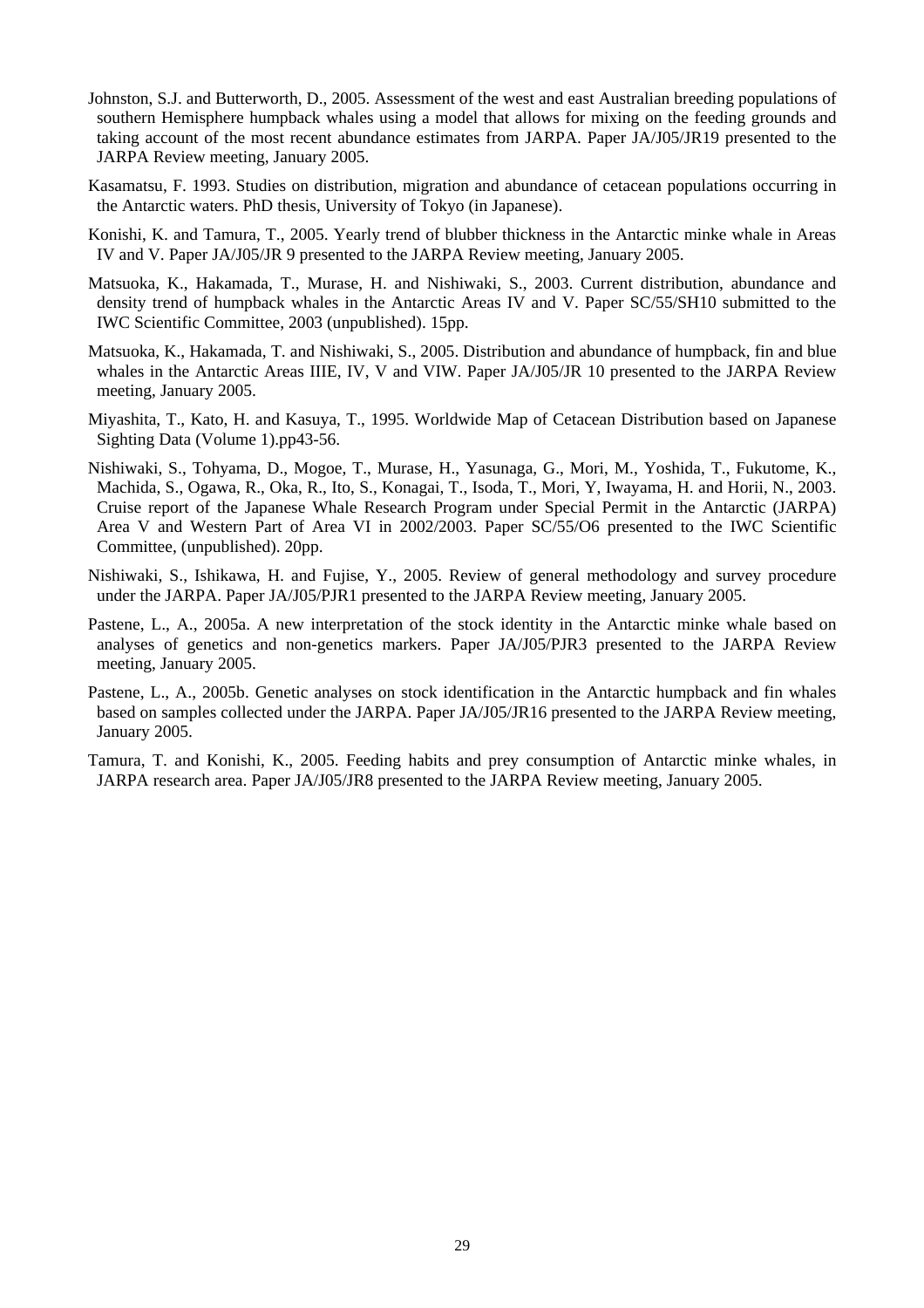Johnston, S.J. and Butterworth, D., 2005. Assessment of the west and east Australian breeding populations of southern Hemisphere humpback whales using a model that allows for mixing on the feeding grounds and taking account of the most recent abundance estimates from JARPA. Paper JA/J05/JR19 presented to the JARPA Review meeting, January 2005.

Kasamatsu, F. 1993. Studies on distribution, migration and abundance of cetacean populations occurring in the Antarctic waters. PhD thesis, University of Tokyo (in Japanese).

Konishi, K. and Tamura, T., 2005. Yearly trend of blubber thickness in the Antarctic minke whale in Areas IV and V. Paper JA/J05/JR 9 presented to the JARPA Review meeting, January 2005.

Matsuoka, K., Hakamada, T., Murase, H. and Nishiwaki, S., 2003. Current distribution, abundance and density trend of humpback whales in the Antarctic Areas IV and V. Paper SC/55/SH10 submitted to the IWC Scientific Committee, 2003 (unpublished). 15pp.

Matsuoka, K., Hakamada, T. and Nishiwaki, S., 2005. Distribution and abundance of humpback, fin and blue whales in the Antarctic Areas IIIE, IV, V and VIW. Paper JA/J05/JR 10 presented to the JARPA Review meeting, January 2005.

Miyashita, T., Kato, H. and Kasuya, T., 1995. Worldwide Map of Cetacean Distribution based on Japanese Sighting Data (Volume 1).pp43-56.

Nishiwaki, S., Tohyama, D., Mogoe, T., Murase, H., Yasunaga, G., Mori, M., Yoshida, T., Fukutome, K., Machida, S., Ogawa, R., Oka, R., Ito, S., Konagai, T., Isoda, T., Mori, Y, Iwayama, H. and Horii, N., 2003. Cruise report of the Japanese Whale Research Program under Special Permit in the Antarctic (JARPA) Area V and Western Part of Area VI in 2002/2003. Paper SC/55/O6 presented to the IWC Scientific Committee, (unpublished). 20pp.

Nishiwaki, S., Ishikawa, H. and Fujise, Y., 2005. Review of general methodology and survey procedure under the JARPA. Paper JA/J05/PJR1 presented to the JARPA Review meeting, January 2005.

Pastene, L., A., 2005a. A new interpretation of the stock identity in the Antarctic minke whale based on analyses of genetics and non-genetics markers. Paper JA/J05/PJR3 presented to the JARPA Review meeting, January 2005.

Pastene, L., A., 2005b. Genetic analyses on stock identification in the Antarctic humpback and fin whales based on samples collected under the JARPA. Paper JA/J05/JR16 presented to the JARPA Review meeting, January 2005.

Tamura, T. and Konishi, K., 2005. Feeding habits and prey consumption of Antarctic minke whales, in JARPA research area. Paper JA/J05/JR8 presented to the JARPA Review meeting, January 2005.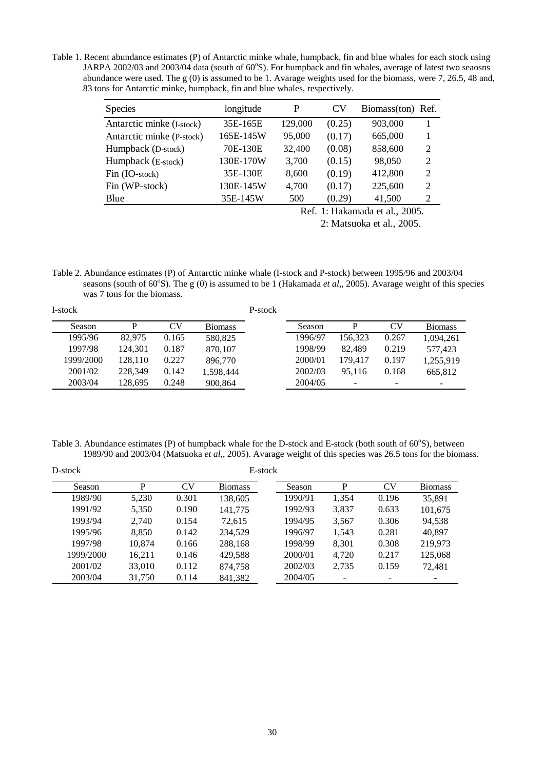Table 1. Recent abundance estimates (P) of Antarctic minke whale, humpback, fin and blue whales for each stock using JARPA 2002/03 and 2003/04 data (south of 60°S). For humpback and fin whales, average of latest two seaosns abundance were used. The g (0) is assumed to be 1. Avarage weights used for the biomass, were 7, 26.5, 48 and, 83 tons for Antarctic minke, humpback, fin and blue whales, respectively.

| Species | longitude | P | CV | Biomass(ton) | Ref. |
|---|---|---|---|---|---|
| Antarctic minke (I-stock) | 35E-165E | 129,000 | (0.25) | 903,000 | 1 |
| Antarctic minke (P-stock) | 165E-145W | 95,000 | (0.17) | 665,000 | 1 |
| Humpback (D-stock) | 70E-130E | 32,400 | (0.08) | 858,600 | 2 |
| Humpback (E-stock) | 130E-170W | 3,700 | (0.15) | 98,050 | 2 |
| Fin (IO-stock) | 35E-130E | 8,600 | (0.19) | 412,800 | 2 |
| Fin (WP-stock) | 130E-145W | 4,700 | (0.17) | 225,600 | 2 |
| Blue | 35E-145W | 500 | (0.29) | 41,500 | 2 |

Ref. 1: Hakamada et al., 2005.
2: Matsuoka et al., 2005.

Table 2. Abundance estimates (P) of Antarctic minke whale (I-stock and P-stock) between 1995/96 and 2003/04 seasons (south of 60°S). The g (0) is assumed to be 1 (Hakamada *et al*,, 2005). Avarage weight of this species was 7 tons for the biomass.

| I-stock | | | | P-stock | | | |
|---|---|---|---|---|---|---|---|
| Season | P | CV | Biomass | Season | P | CV | Biomass |
| 1995/96 | 82,975 | 0.165 | 580,825 | 1996/97 | 156,323 | 0.267 | 1,094,261 |
| 1997/98 | 124,301 | 0.187 | 870,107 | 1998/99 | 82,489 | 0.219 | 577,423 |
| 1999/2000 | 128,110 | 0.227 | 896,770 | 2000/01 | 179,417 | 0.197 | 1,255,919 |
| 2001/02 | 228,349 | 0.142 | 1,598,444 | 2002/03 | 95,116 | 0.168 | 665,812 |
| 2003/04 | 128,695 | 0.248 | 900,864 | 2004/05 | - | - | - |

Table 3. Abundance estimates (P) of humpback whale for the D-stock and E-stock (both south of 60°S), between 1989/90 and 2003/04 (Matsuoka *et al*,, 2005). Avarage weight of this species was 26.5 tons for the biomass.

| D-stock | | | | E-stock | | | |
|---|---|---|---|---|---|---|---|
| Season | P | CV | Biomass | Season | P | CV | Biomass |
| 1989/90 | 5,230 | 0.301 | 138,605 | 1990/91 | 1,354 | 0.196 | 35,891 |
| 1991/92 | 5,350 | 0.190 | 141,775 | 1992/93 | 3,837 | 0.633 | 101,675 |
| 1993/94 | 2,740 | 0.154 | 72,615 | 1994/95 | 3,567 | 0.306 | 94,538 |
| 1995/96 | 8,850 | 0.142 | 234,529 | 1996/97 | 1,543 | 0.281 | 40,897 |
| 1997/98 | 10,874 | 0.166 | 288,168 | 1998/99 | 8,301 | 0.308 | 219,973 |
| 1999/2000 | 16,211 | 0.146 | 429,588 | 2000/01 | 4,720 | 0.217 | 125,068 |
| 2001/02 | 33,010 | 0.112 | 874,758 | 2002/03 | 2,735 | 0.159 | 72,481 |
| 2003/04 | 31,750 | 0.114 | 841,382 | 2004/05 | - | - | - |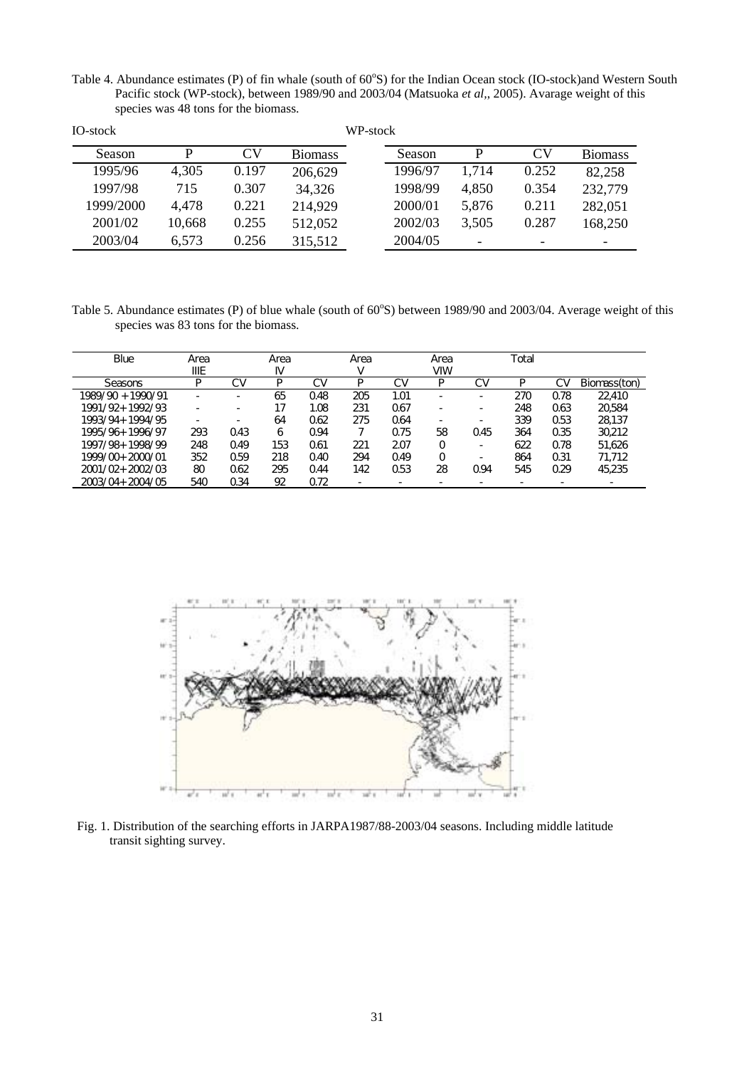Table 4. Abundance estimates (P) of fin whale (south of 60°S) for the Indian Ocean stock (IO-stock)and Western South Pacific stock (WP-stock), between 1989/90 and 2003/04 (Matsuoka *et al*,, 2005). Avarage weight of this species was 48 tons for the biomass.

IO-stock

| Season | P | CV | Biomass |
|---|---|---|---|
| 1995/96 | 4,305 | 0.197 | 206,629 |
| 1997/98 | 715 | 0.307 | 34,326 |
| 1999/2000 | 4,478 | 0.221 | 214,929 |
| 2001/02 | 10,668 | 0.255 | 512,052 |
| 2003/04 | 6,573 | 0.256 | 315,512 |

WP-stock

| Season | P | CV | Biomass |
|---|---|---|---|
| 1996/97 | 1,714 | 0.252 | 82,258 |
| 1998/99 | 4,850 | 0.354 | 232,779 |
| 2000/01 | 5,876 | 0.211 | 282,051 |
| 2002/03 | 3,505 | 0.287 | 168,250 |
| 2004/05 | - | - | - |

Table 5. Abundance estimates (P) of blue whale (south of 60°S) between 1989/90 and 2003/04. Average weight of this species was 83 tons for the biomass.

| Blue | Area IIIE | | Area IV | | Area V | | Area VIW | | Total | | |
|---|---|---|---|---|---|---|---|---|---|---|---|
| Seasons | P | CV | P | CV | P | CV | P | CV | P | CV | Biomass(ton) |
| 1989/90 + 1990/91 | - | - | 65 | 0.48 | 205 | 1.01 | - | - | 270 | 0.78 | 22,410 |
| 1991/92+1992/93 | - | - | 17 | 1.08 | 231 | 0.67 | - | - | 248 | 0.63 | 20,584 |
| 1993/94+1994/95 | - | - | 64 | 0.62 | 275 | 0.64 | - | - | 339 | 0.53 | 28,137 |
| 1995/96+1996/97 | 293 | 0.43 | 6 | 0.94 | 7 | 0.75 | 58 | 0.45 | 364 | 0.35 | 30,212 |
| 1997/98+1998/99 | 248 | 0.49 | 153 | 0.61 | 221 | 2.07 | 0 | - | 622 | 0.78 | 51,626 |
| 1999/00+2000/01 | 352 | 0.59 | 218 | 0.40 | 294 | 0.49 | 0 | - | 864 | 0.31 | 71,712 |
| 2001/02+2002/03 | 80 | 0.62 | 295 | 0.44 | 142 | 0.53 | 28 | 0.94 | 545 | 0.29 | 45,235 |
| 2003/04+2004/05 | 540 | 0.34 | 92 | 0.72 | - | - | - | - | - | - | - |

Fig. 1. Distribution of the searching efforts in JARPA1987/88-2003/04 seasons. Including middle latitude transit sighting survey.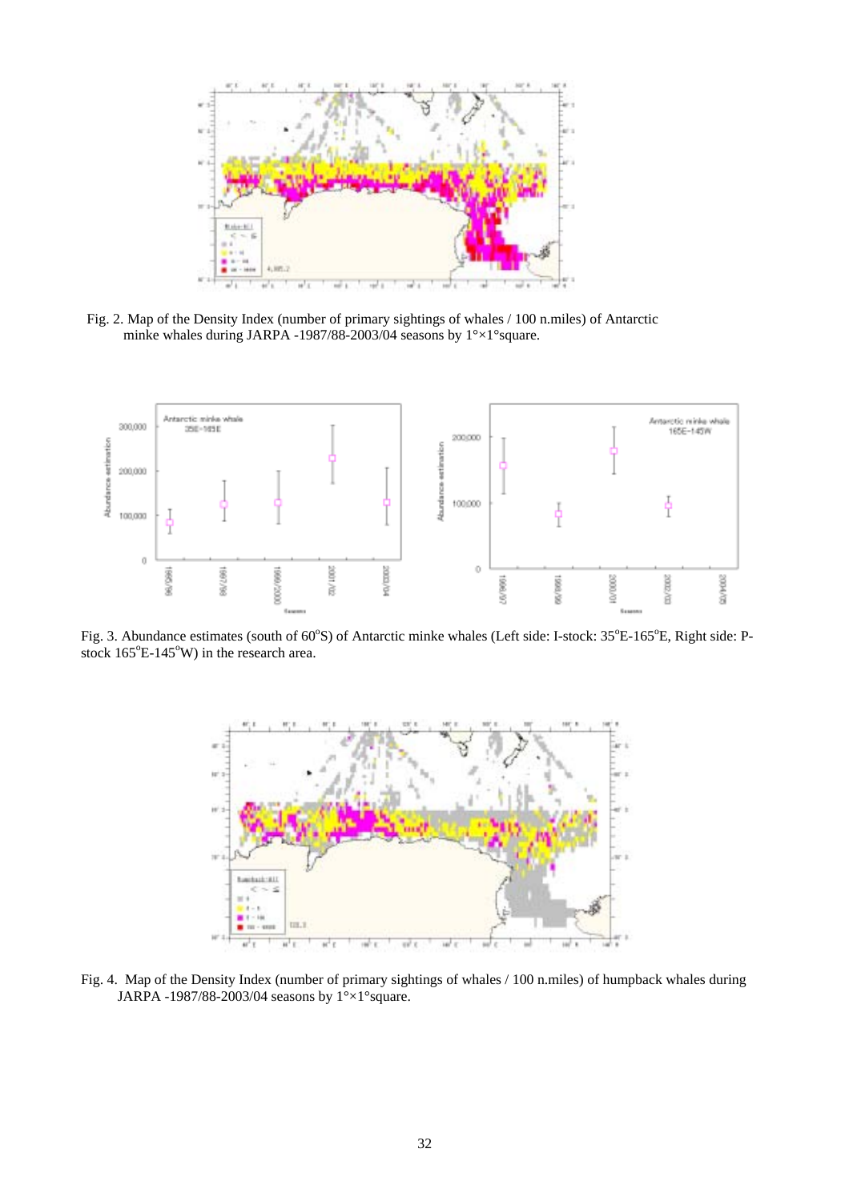Fig. 2. Map of the Density Index (number of primary sightings of whales / 100 n.miles) of Antarctic minke whales during JARPA -1987/88-2003/04 seasons by 1°×1°square.

Fig. 3. Abundance estimates (south of 60°S) of Antarctic minke whales (Left side: I-stock: 35°E-165°E, Right side: P-stock 165°E-145°W) in the research area.

Fig. 4. Map of the Density Index (number of primary sightings of whales / 100 n.miles) of humpback whales during JARPA -1987/88-2003/04 seasons by 1°×1°square.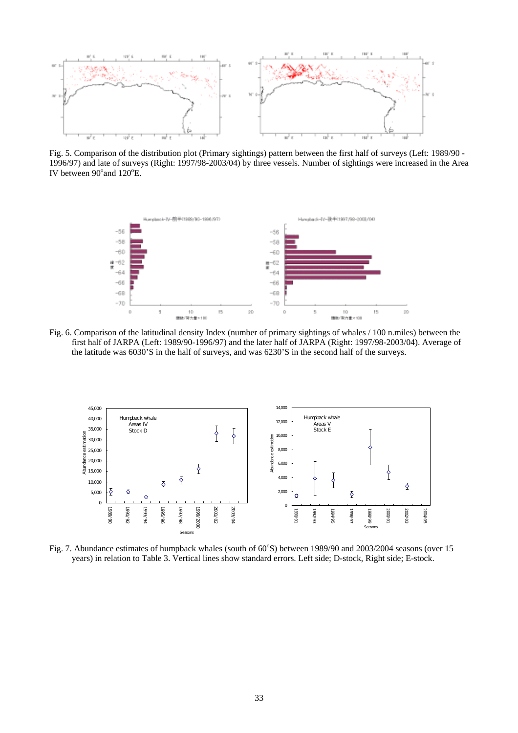Fig. 5. Comparison of the distribution plot (Primary sightings) pattern between the first half of surveys (Left: 1989/90 - 1996/97) and late of surveys (Right: 1997/98-2003/04) by three vessels. Number of sightings were increased in the Area IV between 90°and 120°E.

Fig. 6. Comparison of the latitudinal density Index (number of primary sightings of whales / 100 n.miles) between the first half of JARPA (Left: 1989/90-1996/97) and the later half of JARPA (Right: 1997/98-2003/04). Average of the latitude was 6030'S in the half of surveys, and was 6230'S in the second half of the surveys.

Fig. 7. Abundance estimates of humpback whales (south of 60°S) between 1989/90 and 2003/2004 seasons (over 15 years) in relation to Table 3. Vertical lines show standard errors. Left side; D-stock, Right side; E-stock.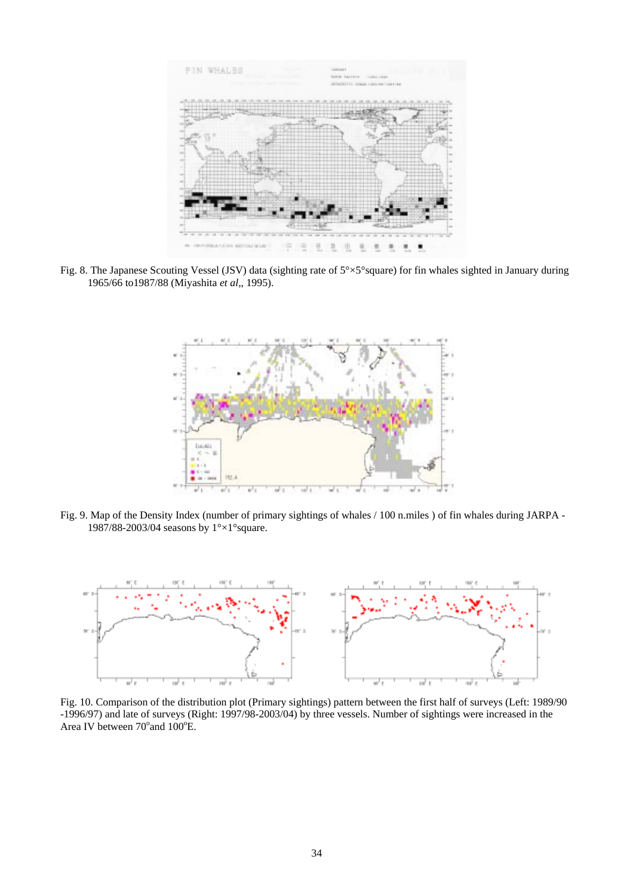Fig. 8. The Japanese Scouting Vessel (JSV) data (sighting rate of 5°×5°square) for fin whales sighted in January during 1965/66 to1987/88 (Miyashita *et al*,, 1995).

Fig. 9. Map of the Density Index (number of primary sightings of whales / 100 n.miles ) of fin whales during JARPA - 1987/88-2003/04 seasons by 1°×1°square.

Fig. 10. Comparison of the distribution plot (Primary sightings) pattern between the first half of surveys (Left: 1989/90 -1996/97) and late of surveys (Right: 1997/98-2003/04) by three vessels. Number of sightings were increased in the Area IV between 70°and 100°E.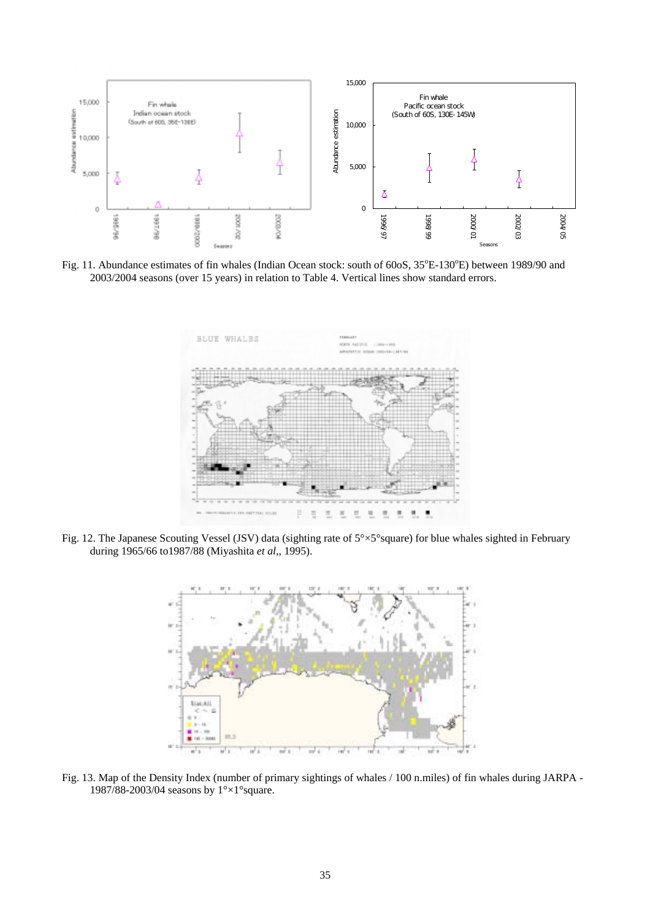Fig. 11. Abundance estimates of fin whales (Indian Ocean stock: south of 60oS, 35°E-130°E) between 1989/90 and 2003/2004 seasons (over 15 years) in relation to Table 4. Vertical lines show standard errors.

Fig. 12. The Japanese Scouting Vessel (JSV) data (sighting rate of 5°×5°square) for blue whales sighted in February during 1965/66 to1987/88 (Miyashita *et al*,, 1995).

Fig. 13. Map of the Density Index (number of primary sightings of whales / 100 n.miles) of fin whales during JARPA - 1987/88-2003/04 seasons by 1°×1°square.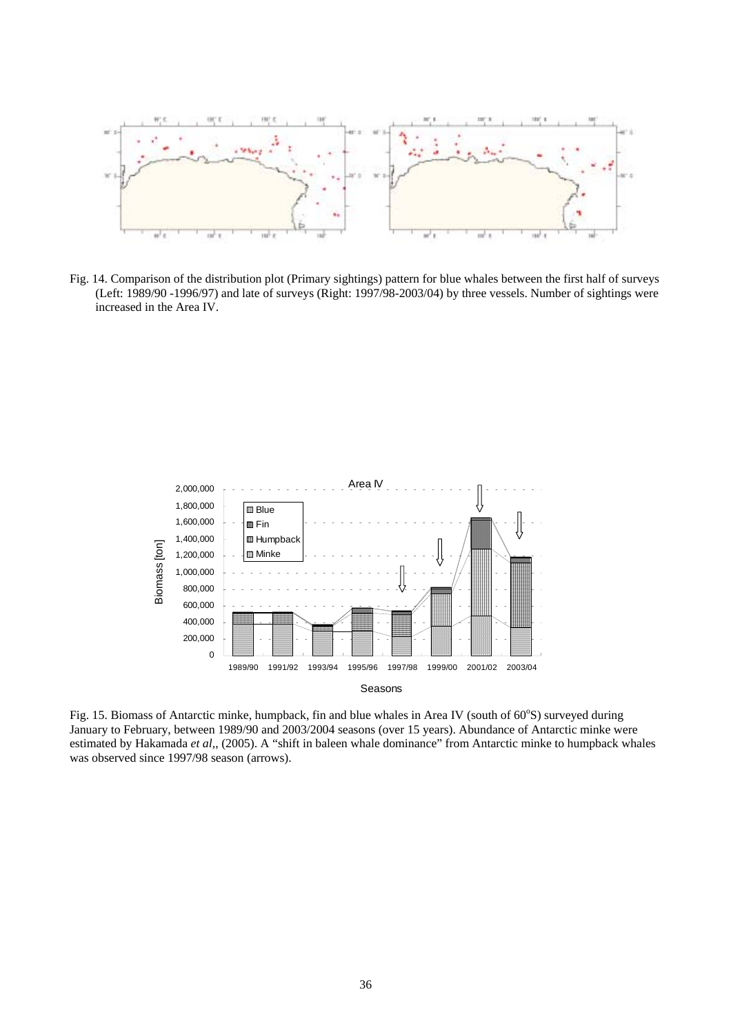Fig. 14. Comparison of the distribution plot (Primary sightings) pattern for blue whales between the first half of surveys (Left: 1989/90 -1996/97) and late of surveys (Right: 1997/98-2003/04) by three vessels. Number of sightings were increased in the Area IV.

Fig. 15. Biomass of Antarctic minke, humpback, fin and blue whales in Area IV (south of 60°S) surveyed during January to February, between 1989/90 and 2003/2004 seasons (over 15 years). Abundance of Antarctic minke were estimated by Hakamada *et al*,, (2005). A "shift in baleen whale dominance" from Antarctic minke to humpback whales was observed since 1997/98 season (arrows).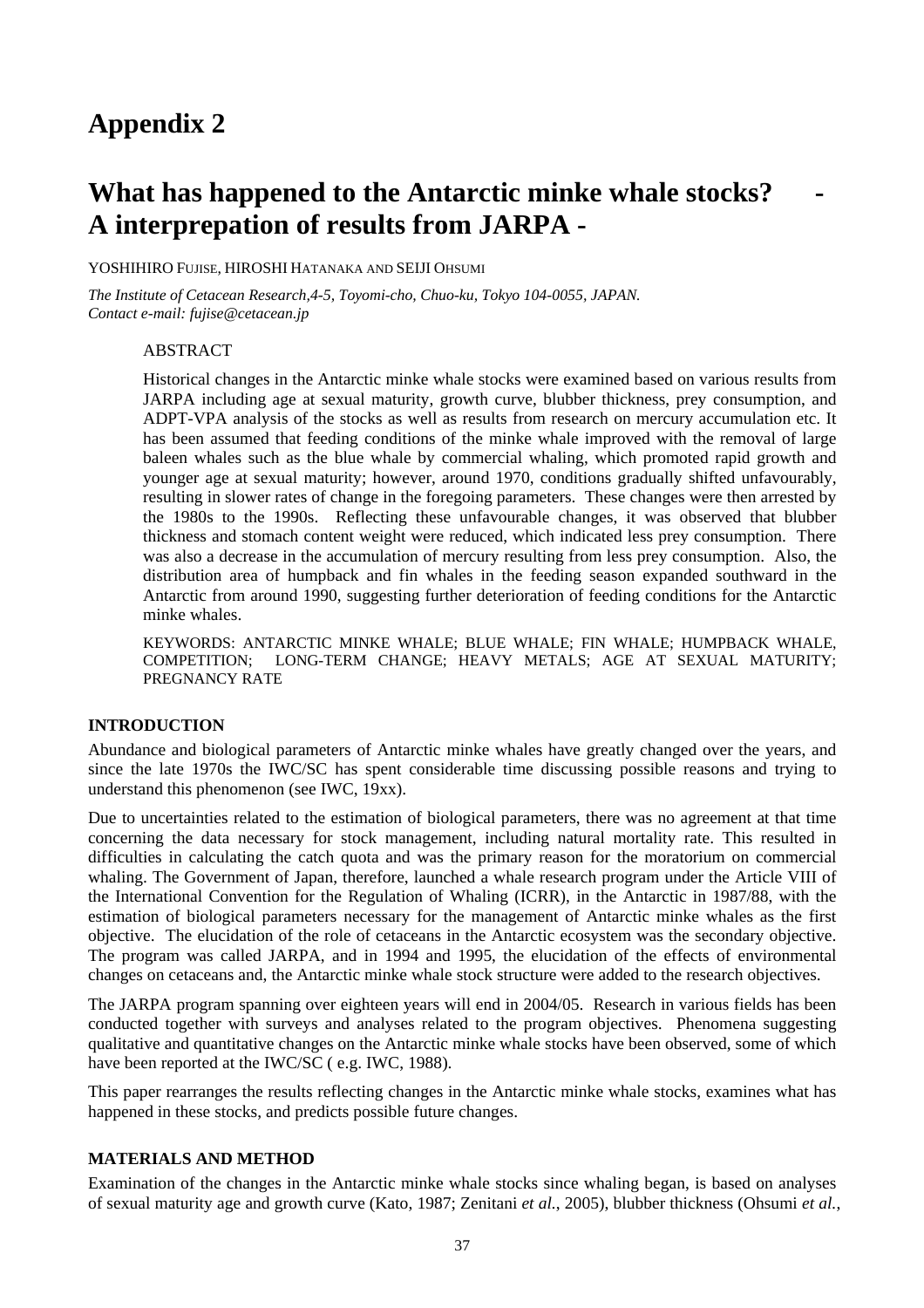# Appendix 2

# What has happened to the Antarctic minke whale stocks? - A interprepation of results from JARPA -

YOSHIHIRO FUJISE, HIROSHI HATANAKA AND SEIJI OHSUMI

*The Institute of Cetacean Research,4-5, Toyomi-cho, Chuo-ku, Tokyo 104-0055, JAPAN.*
*Contact e-mail: fujise@cetacean.jp*

ABSTRACT

Historical changes in the Antarctic minke whale stocks were examined based on various results from JARPA including age at sexual maturity, growth curve, blubber thickness, prey consumption, and ADPT-VPA analysis of the stocks as well as results from research on mercury accumulation etc. It has been assumed that feeding conditions of the minke whale improved with the removal of large baleen whales such as the blue whale by commercial whaling, which promoted rapid growth and younger age at sexual maturity; however, around 1970, conditions gradually shifted unfavourably, resulting in slower rates of change in the foregoing parameters. These changes were then arrested by the 1980s to the 1990s. Reflecting these unfavourable changes, it was observed that blubber thickness and stomach content weight were reduced, which indicated less prey consumption. There was also a decrease in the accumulation of mercury resulting from less prey consumption. Also, the distribution area of humpback and fin whales in the feeding season expanded southward in the Antarctic from around 1990, suggesting further deterioration of feeding conditions for the Antarctic minke whales.

KEYWORDS: ANTARCTIC MINKE WHALE; BLUE WHALE; FIN WHALE; HUMPBACK WHALE, COMPETITION; LONG-TERM CHANGE; HEAVY METALS; AGE AT SEXUAL MATURITY; PREGNANCY RATE

## INTRODUCTION

Abundance and biological parameters of Antarctic minke whales have greatly changed over the years, and since the late 1970s the IWC/SC has spent considerable time discussing possible reasons and trying to understand this phenomenon (see IWC, 19xx).

Due to uncertainties related to the estimation of biological parameters, there was no agreement at that time concerning the data necessary for stock management, including natural mortality rate. This resulted in difficulties in calculating the catch quota and was the primary reason for the moratorium on commercial whaling. The Government of Japan, therefore, launched a whale research program under the Article VIII of the International Convention for the Regulation of Whaling (ICRR), in the Antarctic in 1987/88, with the estimation of biological parameters necessary for the management of Antarctic minke whales as the first objective. The elucidation of the role of cetaceans in the Antarctic ecosystem was the secondary objective. The program was called JARPA, and in 1994 and 1995, the elucidation of the effects of environmental changes on cetaceans and, the Antarctic minke whale stock structure were added to the research objectives.

The JARPA program spanning over eighteen years will end in 2004/05. Research in various fields has been conducted together with surveys and analyses related to the program objectives. Phenomena suggesting qualitative and quantitative changes on the Antarctic minke whale stocks have been observed, some of which have been reported at the IWC/SC ( e.g. IWC, 1988).

This paper rearranges the results reflecting changes in the Antarctic minke whale stocks, examines what has happened in these stocks, and predicts possible future changes.

## MATERIALS AND METHOD

Examination of the changes in the Antarctic minke whale stocks since whaling began, is based on analyses of sexual maturity age and growth curve (Kato, 1987; Zenitani *et al.,* 2005), blubber thickness (Ohsumi *et al.,*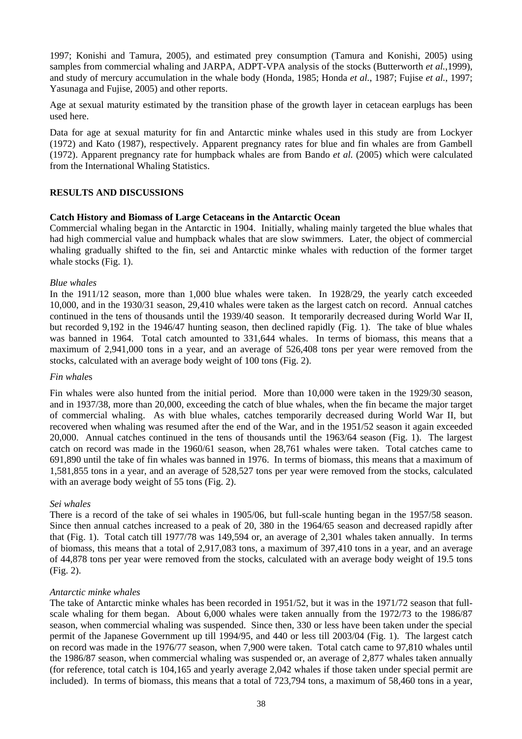1997; Konishi and Tamura, 2005), and estimated prey consumption (Tamura and Konishi, 2005) using samples from commercial whaling and JARPA, ADPT-VPA analysis of the stocks (Butterworth *et al.*,1999), and study of mercury accumulation in the whale body (Honda, 1985; Honda *et al.*, 1987; Fujise *et al.*, 1997; Yasunaga and Fujise, 2005) and other reports.

Age at sexual maturity estimated by the transition phase of the growth layer in cetacean earplugs has been used here.

Data for age at sexual maturity for fin and Antarctic minke whales used in this study are from Lockyer (1972) and Kato (1987), respectively. Apparent pregnancy rates for blue and fin whales are from Gambell (1972). Apparent pregnancy rate for humpback whales are from Bando *et al.* (2005) which were calculated from the International Whaling Statistics.

## RESULTS AND DISCUSSIONS

### Catch History and Biomass of Large Cetaceans in the Antarctic Ocean

Commercial whaling began in the Antarctic in 1904. Initially, whaling mainly targeted the blue whales that had high commercial value and humpback whales that are slow swimmers. Later, the object of commercial whaling gradually shifted to the fin, sei and Antarctic minke whales with reduction of the former target whale stocks (Fig. 1).

*Blue whales*

In the 1911/12 season, more than 1,000 blue whales were taken. In 1928/29, the yearly catch exceeded 10,000, and in the 1930/31 season, 29,410 whales were taken as the largest catch on record. Annual catches continued in the tens of thousands until the 1939/40 season. It temporarily decreased during World War II, but recorded 9,192 in the 1946/47 hunting season, then declined rapidly (Fig. 1). The take of blue whales was banned in 1964. Total catch amounted to 331,644 whales. In terms of biomass, this means that a maximum of 2,941,000 tons in a year, and an average of 526,408 tons per year were removed from the stocks, calculated with an average body weight of 100 tons (Fig. 2).

*Fin whale*s

Fin whales were also hunted from the initial period. More than 10,000 were taken in the 1929/30 season, and in 1937/38, more than 20,000, exceeding the catch of blue whales, when the fin became the major target of commercial whaling. As with blue whales, catches temporarily decreased during World War II, but recovered when whaling was resumed after the end of the War, and in the 1951/52 season it again exceeded 20,000. Annual catches continued in the tens of thousands until the 1963/64 season (Fig. 1). The largest catch on record was made in the 1960/61 season, when 28,761 whales were taken. Total catches came to 691,890 until the take of fin whales was banned in 1976. In terms of biomass, this means that a maximum of 1,581,855 tons in a year, and an average of 528,527 tons per year were removed from the stocks, calculated with an average body weight of 55 tons (Fig. 2).

*Sei whales*

There is a record of the take of sei whales in 1905/06, but full-scale hunting began in the 1957/58 season. Since then annual catches increased to a peak of 20, 380 in the 1964/65 season and decreased rapidly after that (Fig. 1). Total catch till 1977/78 was 149,594 or, an average of 2,301 whales taken annually. In terms of biomass, this means that a total of 2,917,083 tons, a maximum of 397,410 tons in a year, and an average of 44,878 tons per year were removed from the stocks, calculated with an average body weight of 19.5 tons (Fig. 2).

*Antarctic minke whales*

The take of Antarctic minke whales has been recorded in 1951/52, but it was in the 1971/72 season that full-scale whaling for them began. About 6,000 whales were taken annually from the 1972/73 to the 1986/87 season, when commercial whaling was suspended. Since then, 330 or less have been taken under the special permit of the Japanese Government up till 1994/95, and 440 or less till 2003/04 (Fig. 1). The largest catch on record was made in the 1976/77 season, when 7,900 were taken. Total catch came to 97,810 whales until the 1986/87 season, when commercial whaling was suspended or, an average of 2,877 whales taken annually (for reference, total catch is 104,165 and yearly average 2,042 whales if those taken under special permit are included). In terms of biomass, this means that a total of 723,794 tons, a maximum of 58,460 tons in a year,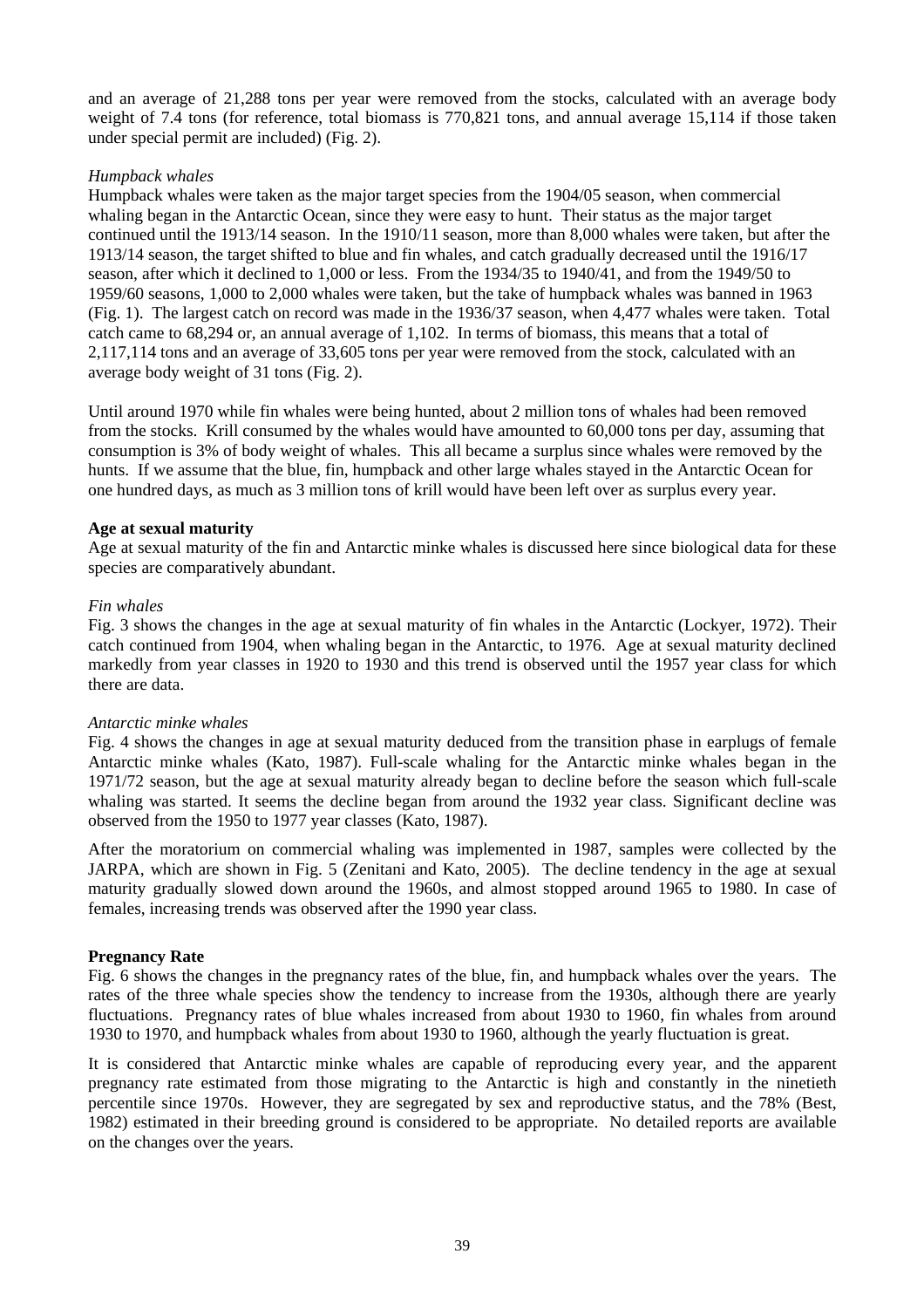and an average of 21,288 tons per year were removed from the stocks, calculated with an average body weight of 7.4 tons (for reference, total biomass is 770,821 tons, and annual average 15,114 if those taken under special permit are included) (Fig. 2).

*Humpback whales*

Humpback whales were taken as the major target species from the 1904/05 season, when commercial whaling began in the Antarctic Ocean, since they were easy to hunt. Their status as the major target continued until the 1913/14 season. In the 1910/11 season, more than 8,000 whales were taken, but after the 1913/14 season, the target shifted to blue and fin whales, and catch gradually decreased until the 1916/17 season, after which it declined to 1,000 or less. From the 1934/35 to 1940/41, and from the 1949/50 to 1959/60 seasons, 1,000 to 2,000 whales were taken, but the take of humpback whales was banned in 1963 (Fig. 1). The largest catch on record was made in the 1936/37 season, when 4,477 whales were taken. Total catch came to 68,294 or, an annual average of 1,102. In terms of biomass, this means that a total of 2,117,114 tons and an average of 33,605 tons per year were removed from the stock, calculated with an average body weight of 31 tons (Fig. 2).

Until around 1970 while fin whales were being hunted, about 2 million tons of whales had been removed from the stocks. Krill consumed by the whales would have amounted to 60,000 tons per day, assuming that consumption is 3% of body weight of whales. This all became a surplus since whales were removed by the hunts. If we assume that the blue, fin, humpback and other large whales stayed in the Antarctic Ocean for one hundred days, as much as 3 million tons of krill would have been left over as surplus every year.

**Age at sexual maturity**

Age at sexual maturity of the fin and Antarctic minke whales is discussed here since biological data for these species are comparatively abundant.

*Fin whales*

Fig. 3 shows the changes in the age at sexual maturity of fin whales in the Antarctic (Lockyer, 1972). Their catch continued from 1904, when whaling began in the Antarctic, to 1976. Age at sexual maturity declined markedly from year classes in 1920 to 1930 and this trend is observed until the 1957 year class for which there are data.

*Antarctic minke whales*

Fig. 4 shows the changes in age at sexual maturity deduced from the transition phase in earplugs of female Antarctic minke whales (Kato, 1987). Full-scale whaling for the Antarctic minke whales began in the 1971/72 season, but the age at sexual maturity already began to decline before the season which full-scale whaling was started. It seems the decline began from around the 1932 year class. Significant decline was observed from the 1950 to 1977 year classes (Kato, 1987).

After the moratorium on commercial whaling was implemented in 1987, samples were collected by the JARPA, which are shown in Fig. 5 (Zenitani and Kato, 2005). The decline tendency in the age at sexual maturity gradually slowed down around the 1960s, and almost stopped around 1965 to 1980. In case of females, increasing trends was observed after the 1990 year class.

**Pregnancy Rate**

Fig. 6 shows the changes in the pregnancy rates of the blue, fin, and humpback whales over the years. The rates of the three whale species show the tendency to increase from the 1930s, although there are yearly fluctuations. Pregnancy rates of blue whales increased from about 1930 to 1960, fin whales from around 1930 to 1970, and humpback whales from about 1930 to 1960, although the yearly fluctuation is great.

It is considered that Antarctic minke whales are capable of reproducing every year, and the apparent pregnancy rate estimated from those migrating to the Antarctic is high and constantly in the ninetieth percentile since 1970s. However, they are segregated by sex and reproductive status, and the 78% (Best, 1982) estimated in their breeding ground is considered to be appropriate. No detailed reports are available on the changes over the years.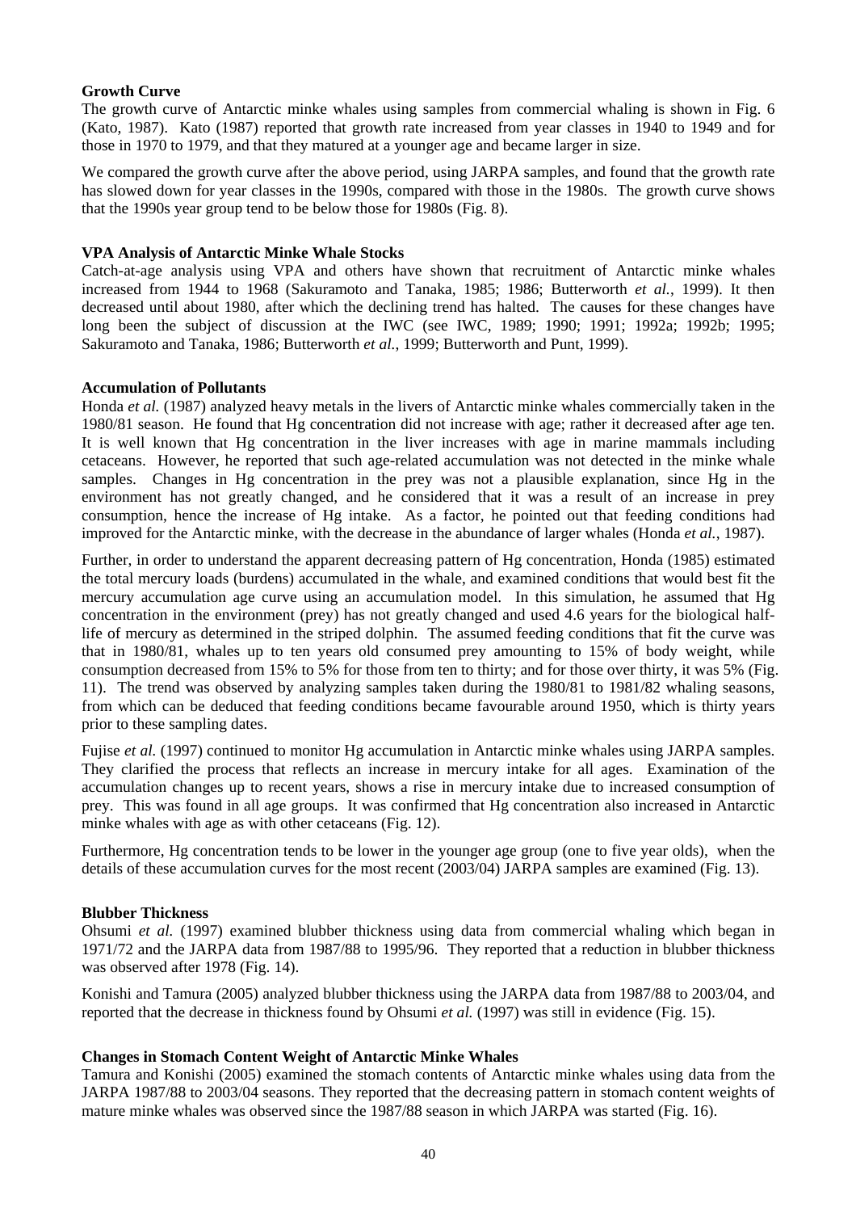**Growth Curve**

The growth curve of Antarctic minke whales using samples from commercial whaling is shown in Fig. 6 (Kato, 1987). Kato (1987) reported that growth rate increased from year classes in 1940 to 1949 and for those in 1970 to 1979, and that they matured at a younger age and became larger in size.

We compared the growth curve after the above period, using JARPA samples, and found that the growth rate has slowed down for year classes in the 1990s, compared with those in the 1980s. The growth curve shows that the 1990s year group tend to be below those for 1980s (Fig. 8).

**VPA Analysis of Antarctic Minke Whale Stocks**

Catch-at-age analysis using VPA and others have shown that recruitment of Antarctic minke whales increased from 1944 to 1968 (Sakuramoto and Tanaka, 1985; 1986; Butterworth *et al.*, 1999). It then decreased until about 1980, after which the declining trend has halted. The causes for these changes have long been the subject of discussion at the IWC (see IWC, 1989; 1990; 1991; 1992a; 1992b; 1995; Sakuramoto and Tanaka, 1986; Butterworth *et al.*, 1999; Butterworth and Punt, 1999).

**Accumulation of Pollutants**

Honda *et al.* (1987) analyzed heavy metals in the livers of Antarctic minke whales commercially taken in the 1980/81 season. He found that Hg concentration did not increase with age; rather it decreased after age ten. It is well known that Hg concentration in the liver increases with age in marine mammals including cetaceans. However, he reported that such age-related accumulation was not detected in the minke whale samples. Changes in Hg concentration in the prey was not a plausible explanation, since Hg in the environment has not greatly changed, and he considered that it was a result of an increase in prey consumption, hence the increase of Hg intake. As a factor, he pointed out that feeding conditions had improved for the Antarctic minke, with the decrease in the abundance of larger whales (Honda *et al.*, 1987).

Further, in order to understand the apparent decreasing pattern of Hg concentration, Honda (1985) estimated the total mercury loads (burdens) accumulated in the whale, and examined conditions that would best fit the mercury accumulation age curve using an accumulation model. In this simulation, he assumed that Hg concentration in the environment (prey) has not greatly changed and used 4.6 years for the biological half-life of mercury as determined in the striped dolphin. The assumed feeding conditions that fit the curve was that in 1980/81, whales up to ten years old consumed prey amounting to 15% of body weight, while consumption decreased from 15% to 5% for those from ten to thirty; and for those over thirty, it was 5% (Fig. 11). The trend was observed by analyzing samples taken during the 1980/81 to 1981/82 whaling seasons, from which can be deduced that feeding conditions became favourable around 1950, which is thirty years prior to these sampling dates.

Fujise *et al.* (1997) continued to monitor Hg accumulation in Antarctic minke whales using JARPA samples. They clarified the process that reflects an increase in mercury intake for all ages. Examination of the accumulation changes up to recent years, shows a rise in mercury intake due to increased consumption of prey. This was found in all age groups. It was confirmed that Hg concentration also increased in Antarctic minke whales with age as with other cetaceans (Fig. 12).

Furthermore, Hg concentration tends to be lower in the younger age group (one to five year olds), when the details of these accumulation curves for the most recent (2003/04) JARPA samples are examined (Fig. 13).

**Blubber Thickness**

Ohsumi *et al.* (1997) examined blubber thickness using data from commercial whaling which began in 1971/72 and the JARPA data from 1987/88 to 1995/96. They reported that a reduction in blubber thickness was observed after 1978 (Fig. 14).

Konishi and Tamura (2005) analyzed blubber thickness using the JARPA data from 1987/88 to 2003/04, and reported that the decrease in thickness found by Ohsumi *et al.* (1997) was still in evidence (Fig. 15).

**Changes in Stomach Content Weight of Antarctic Minke Whales**

Tamura and Konishi (2005) examined the stomach contents of Antarctic minke whales using data from the JARPA 1987/88 to 2003/04 seasons. They reported that the decreasing pattern in stomach content weights of mature minke whales was observed since the 1987/88 season in which JARPA was started (Fig. 16).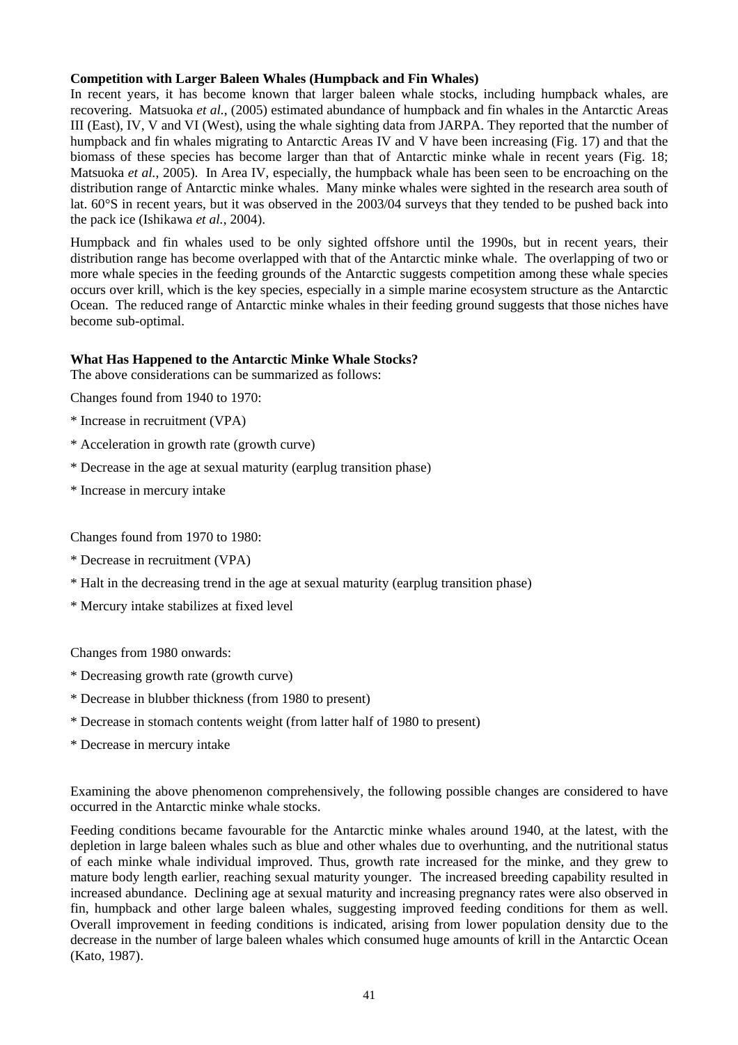**Competition with Larger Baleen Whales (Humpback and Fin Whales)**

In recent years, it has become known that larger baleen whale stocks, including humpback whales, are recovering. Matsuoka *et al.*, (2005) estimated abundance of humpback and fin whales in the Antarctic Areas III (East), IV, V and VI (West), using the whale sighting data from JARPA. They reported that the number of humpback and fin whales migrating to Antarctic Areas IV and V have been increasing (Fig. 17) and that the biomass of these species has become larger than that of Antarctic minke whale in recent years (Fig. 18; Matsuoka *et al.*, 2005). In Area IV, especially, the humpback whale has been seen to be encroaching on the distribution range of Antarctic minke whales. Many minke whales were sighted in the research area south of lat. 60°S in recent years, but it was observed in the 2003/04 surveys that they tended to be pushed back into the pack ice (Ishikawa *et al.*, 2004).

Humpback and fin whales used to be only sighted offshore until the 1990s, but in recent years, their distribution range has become overlapped with that of the Antarctic minke whale. The overlapping of two or more whale species in the feeding grounds of the Antarctic suggests competition among these whale species occurs over krill, which is the key species, especially in a simple marine ecosystem structure as the Antarctic Ocean. The reduced range of Antarctic minke whales in their feeding ground suggests that those niches have become sub-optimal.

**What Has Happened to the Antarctic Minke Whale Stocks?**

The above considerations can be summarized as follows:

Changes found from 1940 to 1970:

* Increase in recruitment (VPA)
* Acceleration in growth rate (growth curve)
* Decrease in the age at sexual maturity (earplug transition phase)
* Increase in mercury intake

Changes found from 1970 to 1980:

* Decrease in recruitment (VPA)
* Halt in the decreasing trend in the age at sexual maturity (earplug transition phase)
* Mercury intake stabilizes at fixed level

Changes from 1980 onwards:

* Decreasing growth rate (growth curve)
* Decrease in blubber thickness (from 1980 to present)
* Decrease in stomach contents weight (from latter half of 1980 to present)
* Decrease in mercury intake

Examining the above phenomenon comprehensively, the following possible changes are considered to have occurred in the Antarctic minke whale stocks.

Feeding conditions became favourable for the Antarctic minke whales around 1940, at the latest, with the depletion in large baleen whales such as blue and other whales due to overhunting, and the nutritional status of each minke whale individual improved. Thus, growth rate increased for the minke, and they grew to mature body length earlier, reaching sexual maturity younger. The increased breeding capability resulted in increased abundance. Declining age at sexual maturity and increasing pregnancy rates were also observed in fin, humpback and other large baleen whales, suggesting improved feeding conditions for them as well. Overall improvement in feeding conditions is indicated, arising from lower population density due to the decrease in the number of large baleen whales which consumed huge amounts of krill in the Antarctic Ocean (Kato, 1987).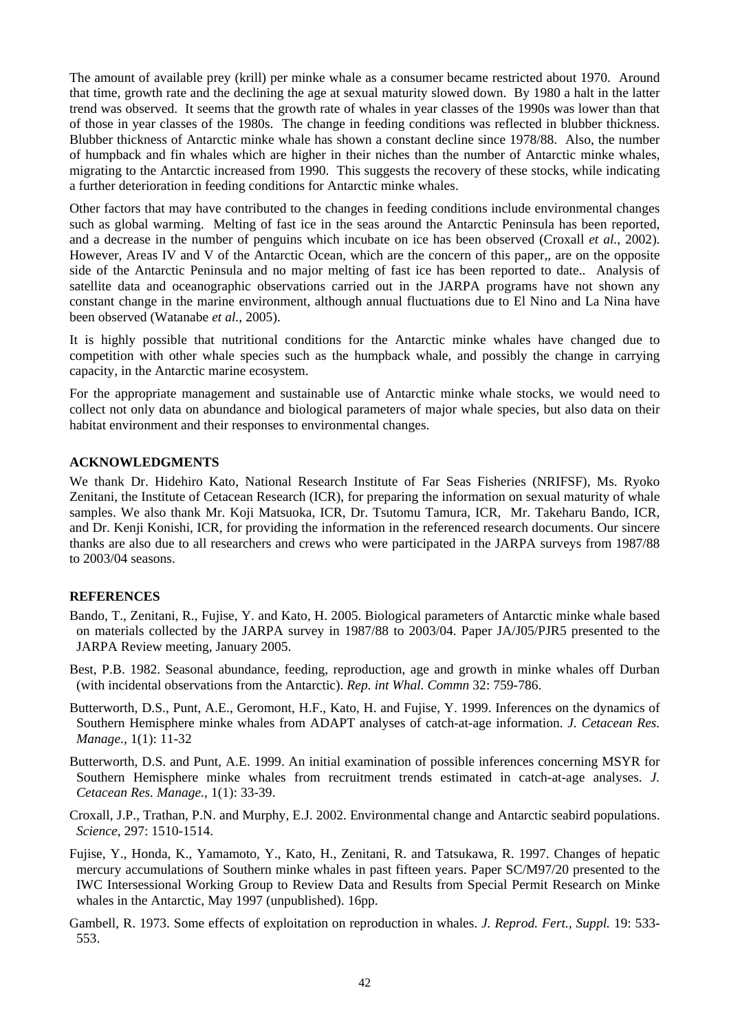The amount of available prey (krill) per minke whale as a consumer became restricted about 1970. Around that time, growth rate and the declining the age at sexual maturity slowed down. By 1980 a halt in the latter trend was observed. It seems that the growth rate of whales in year classes of the 1990s was lower than that of those in year classes of the 1980s. The change in feeding conditions was reflected in blubber thickness. Blubber thickness of Antarctic minke whale has shown a constant decline since 1978/88. Also, the number of humpback and fin whales which are higher in their niches than the number of Antarctic minke whales, migrating to the Antarctic increased from 1990. This suggests the recovery of these stocks, while indicating a further deterioration in feeding conditions for Antarctic minke whales.

Other factors that may have contributed to the changes in feeding conditions include environmental changes such as global warming. Melting of fast ice in the seas around the Antarctic Peninsula has been reported, and a decrease in the number of penguins which incubate on ice has been observed (Croxall *et al.*, 2002). However, Areas IV and V of the Antarctic Ocean, which are the concern of this paper,, are on the opposite side of the Antarctic Peninsula and no major melting of fast ice has been reported to date.. Analysis of satellite data and oceanographic observations carried out in the JARPA programs have not shown any constant change in the marine environment, although annual fluctuations due to El Nino and La Nina have been observed (Watanabe *et al.*, 2005).

It is highly possible that nutritional conditions for the Antarctic minke whales have changed due to competition with other whale species such as the humpback whale, and possibly the change in carrying capacity, in the Antarctic marine ecosystem.

For the appropriate management and sustainable use of Antarctic minke whale stocks, we would need to collect not only data on abundance and biological parameters of major whale species, but also data on their habitat environment and their responses to environmental changes.

## ACKNOWLEDGMENTS

We thank Dr. Hidehiro Kato, National Research Institute of Far Seas Fisheries (NRIFSF), Ms. Ryoko Zenitani, the Institute of Cetacean Research (ICR), for preparing the information on sexual maturity of whale samples. We also thank Mr. Koji Matsuoka, ICR, Dr. Tsutomu Tamura, ICR, Mr. Takeharu Bando, ICR, and Dr. Kenji Konishi, ICR, for providing the information in the referenced research documents. Our sincere thanks are also due to all researchers and crews who were participated in the JARPA surveys from 1987/88 to 2003/04 seasons.

## REFERENCES

Bando, T., Zenitani, R., Fujise, Y. and Kato, H. 2005. Biological parameters of Antarctic minke whale based on materials collected by the JARPA survey in 1987/88 to 2003/04. Paper JA/J05/PJR5 presented to the JARPA Review meeting, January 2005.

Best, P.B. 1982. Seasonal abundance, feeding, reproduction, age and growth in minke whales off Durban (with incidental observations from the Antarctic). *Rep. int Whal. Commn* 32: 759-786.

Butterworth, D.S., Punt, A.E., Geromont, H.F., Kato, H. and Fujise, Y. 1999. Inferences on the dynamics of Southern Hemisphere minke whales from ADAPT analyses of catch-at-age information. *J. Cetacean Res. Manage.*, 1(1): 11-32

Butterworth, D.S. and Punt, A.E. 1999. An initial examination of possible inferences concerning MSYR for Southern Hemisphere minke whales from recruitment trends estimated in catch-at-age analyses. *J. Cetacean Res. Manage.*, 1(1): 33-39.

Croxall, J.P., Trathan, P.N. and Murphy, E.J. 2002. Environmental change and Antarctic seabird populations. *Science*, 297: 1510-1514.

Fujise, Y., Honda, K., Yamamoto, Y., Kato, H., Zenitani, R. and Tatsukawa, R. 1997. Changes of hepatic mercury accumulations of Southern minke whales in past fifteen years. Paper SC/M97/20 presented to the IWC Intersessional Working Group to Review Data and Results from Special Permit Research on Minke whales in the Antarctic, May 1997 (unpublished). 16pp.

Gambell, R. 1973. Some effects of exploitation on reproduction in whales. *J. Reprod. Fert., Suppl.* 19: 533-553.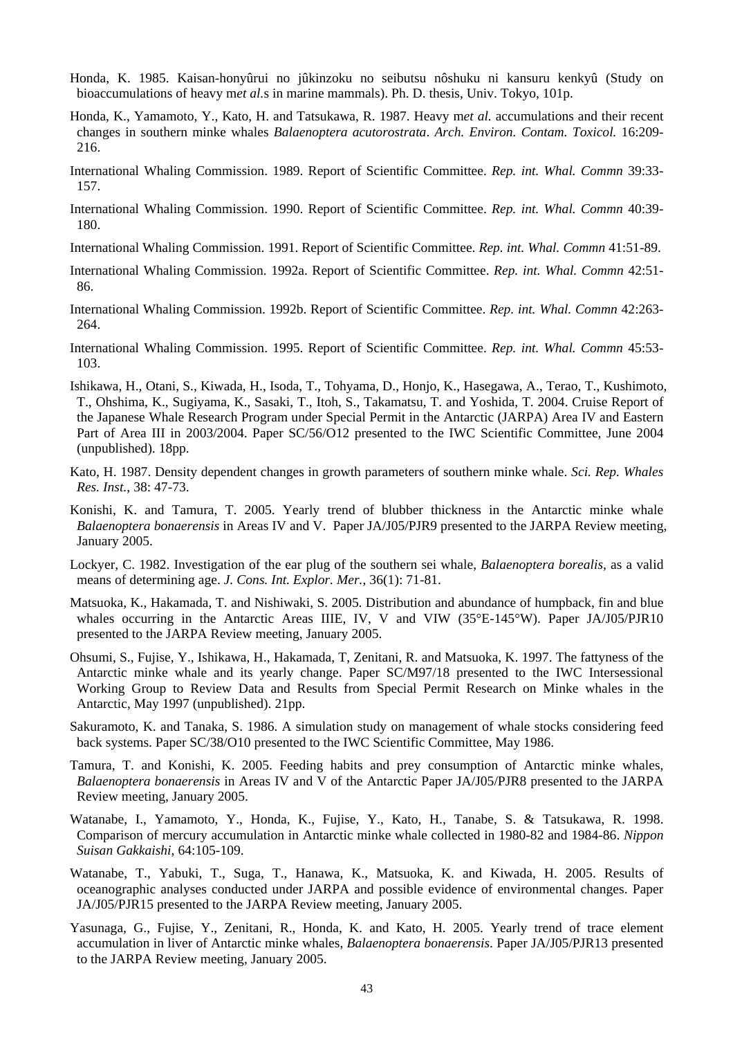Honda, K. 1985. Kaisan-honyûrui no jûkinzoku no seibutsu nôshuku ni kansuru kenkyû (Study on bioaccumulations of heavy m*et al.*s in marine mammals). Ph. D. thesis, Univ. Tokyo, 101p.

Honda, K., Yamamoto, Y., Kato, H. and Tatsukawa, R. 1987. Heavy m*et al.* accumulations and their recent changes in southern minke whales *Balaenoptera acutorostrata*. *Arch. Environ. Contam. Toxicol.* 16:209-216.

International Whaling Commission. 1989. Report of Scientific Committee. *Rep. int. Whal. Commn* 39:33-157.

International Whaling Commission. 1990. Report of Scientific Committee. *Rep. int. Whal. Commn* 40:39-180.

International Whaling Commission. 1991. Report of Scientific Committee. *Rep. int. Whal. Commn* 41:51-89.

International Whaling Commission. 1992a. Report of Scientific Committee. *Rep. int. Whal. Commn* 42:51-86.

International Whaling Commission. 1992b. Report of Scientific Committee. *Rep. int. Whal. Commn* 42:263-264.

International Whaling Commission. 1995. Report of Scientific Committee. *Rep. int. Whal. Commn* 45:53-103.

Ishikawa, H., Otani, S., Kiwada, H., Isoda, T., Tohyama, D., Honjo, K., Hasegawa, A., Terao, T., Kushimoto, T., Ohshima, K., Sugiyama, K., Sasaki, T., Itoh, S., Takamatsu, T. and Yoshida, T. 2004. Cruise Report of the Japanese Whale Research Program under Special Permit in the Antarctic (JARPA) Area IV and Eastern Part of Area III in 2003/2004. Paper SC/56/O12 presented to the IWC Scientific Committee, June 2004 (unpublished). 18pp.

Kato, H. 1987. Density dependent changes in growth parameters of southern minke whale. *Sci. Rep. Whales Res. Inst.*, 38: 47-73.

Konishi, K. and Tamura, T. 2005. Yearly trend of blubber thickness in the Antarctic minke whale *Balaenoptera bonaerensis* in Areas IV and V. Paper JA/J05/PJR9 presented to the JARPA Review meeting, January 2005.

Lockyer, C. 1982. Investigation of the ear plug of the southern sei whale, *Balaenoptera borealis*, as a valid means of determining age. *J. Cons. Int. Explor. Mer.*, 36(1): 71-81.

Matsuoka, K., Hakamada, T. and Nishiwaki, S. 2005. Distribution and abundance of humpback, fin and blue whales occurring in the Antarctic Areas IIIE, IV, V and VIW (35°E-145°W). Paper JA/J05/PJR10 presented to the JARPA Review meeting, January 2005.

Ohsumi, S., Fujise, Y., Ishikawa, H., Hakamada, T, Zenitani, R. and Matsuoka, K. 1997. The fattyness of the Antarctic minke whale and its yearly change. Paper SC/M97/18 presented to the IWC Intersessional Working Group to Review Data and Results from Special Permit Research on Minke whales in the Antarctic, May 1997 (unpublished). 21pp.

Sakuramoto, K. and Tanaka, S. 1986. A simulation study on management of whale stocks considering feed back systems. Paper SC/38/O10 presented to the IWC Scientific Committee, May 1986.

Tamura, T. and Konishi, K. 2005. Feeding habits and prey consumption of Antarctic minke whales, *Balaenoptera bonaerensis* in Areas IV and V of the Antarctic Paper JA/J05/PJR8 presented to the JARPA Review meeting, January 2005.

Watanabe, I., Yamamoto, Y., Honda, K., Fujise, Y., Kato, H., Tanabe, S. & Tatsukawa, R. 1998. Comparison of mercury accumulation in Antarctic minke whale collected in 1980-82 and 1984-86. *Nippon Suisan Gakkaishi*, 64:105-109.

Watanabe, T., Yabuki, T., Suga, T., Hanawa, K., Matsuoka, K. and Kiwada, H. 2005. Results of oceanographic analyses conducted under JARPA and possible evidence of environmental changes. Paper JA/J05/PJR15 presented to the JARPA Review meeting, January 2005.

Yasunaga, G., Fujise, Y., Zenitani, R., Honda, K. and Kato, H. 2005. Yearly trend of trace element accumulation in liver of Antarctic minke whales, *Balaenoptera bonaerensis*. Paper JA/J05/PJR13 presented to the JARPA Review meeting, January 2005.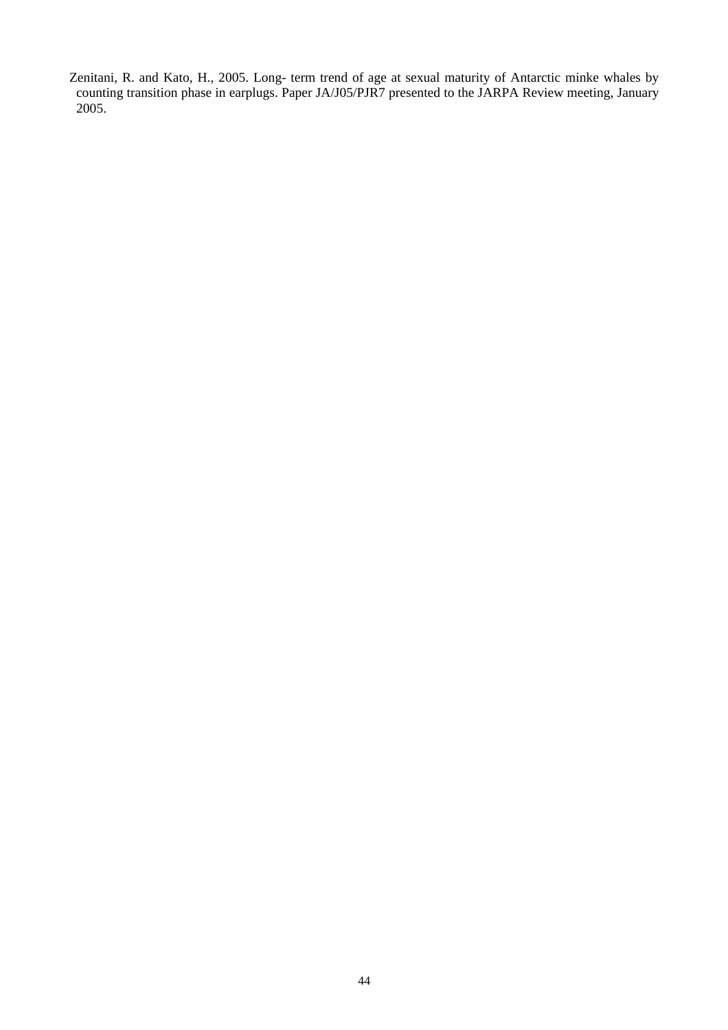Zenitani, R. and Kato, H., 2005. Long- term trend of age at sexual maturity of Antarctic minke whales by counting transition phase in earplugs. Paper JA/J05/PJR7 presented to the JARPA Review meeting, January 2005.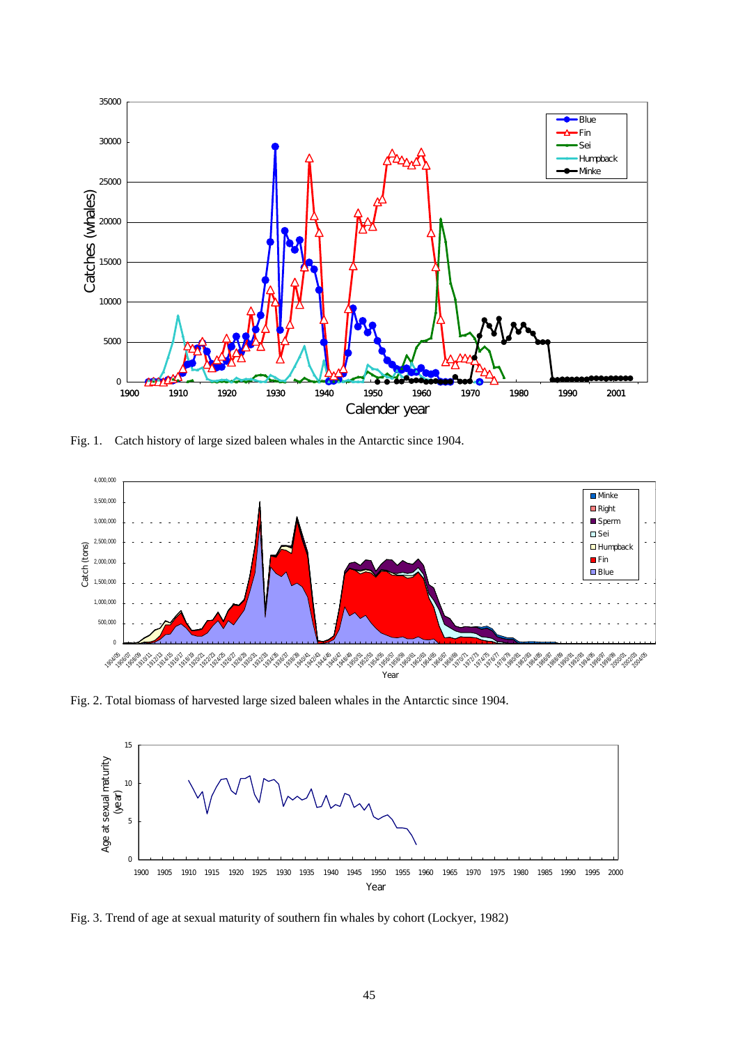Fig. 1. Catch history of large sized baleen whales in the Antarctic since 1904.

Fig. 2. Total biomass of harvested large sized baleen whales in the Antarctic since 1904.

Fig. 3. Trend of age at sexual maturity of southern fin whales by cohort (Lockyer, 1982)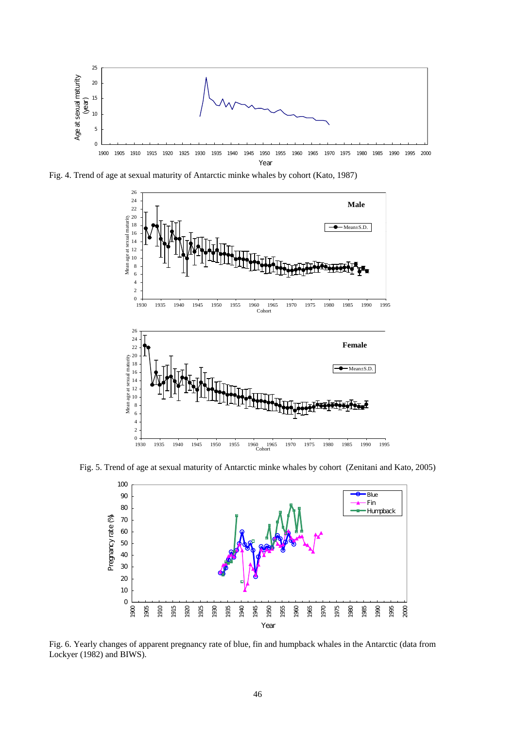Fig. 4. Trend of age at sexual maturity of Antarctic minke whales by cohort (Kato, 1987)

Fig. 5. Trend of age at sexual maturity of Antarctic minke whales by cohort (Zenitani and Kato, 2005)

Fig. 6. Yearly changes of apparent pregnancy rate of blue, fin and humpback whales in the Antarctic (data from Lockyer (1982) and BIWS).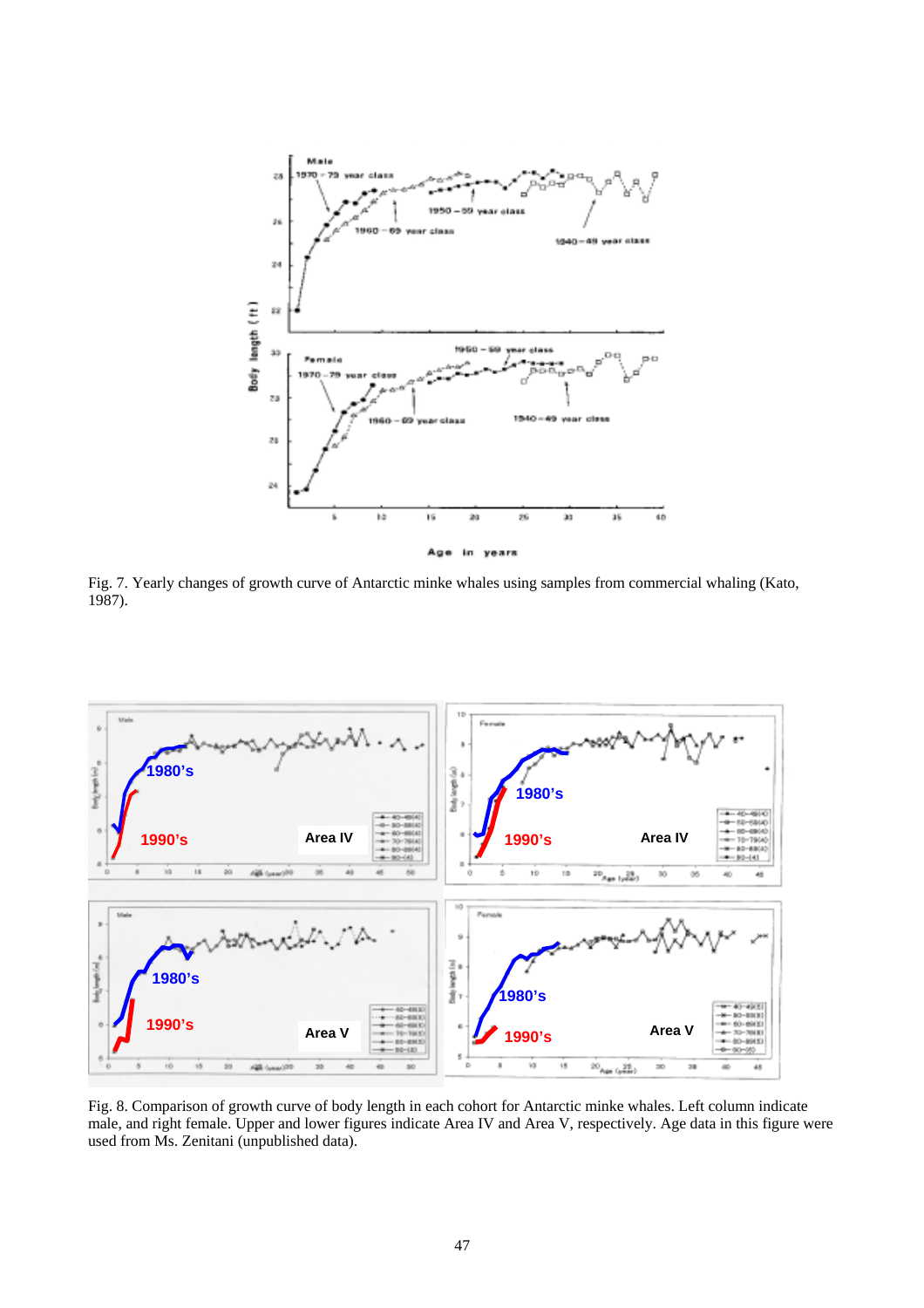Fig. 7. Yearly changes of growth curve of Antarctic minke whales using samples from commercial whaling (Kato, 1987).

Fig. 8. Comparison of growth curve of body length in each cohort for Antarctic minke whales. Left column indicate male, and right female. Upper and lower figures indicate Area IV and Area V, respectively. Age data in this figure were used from Ms. Zenitani (unpublished data).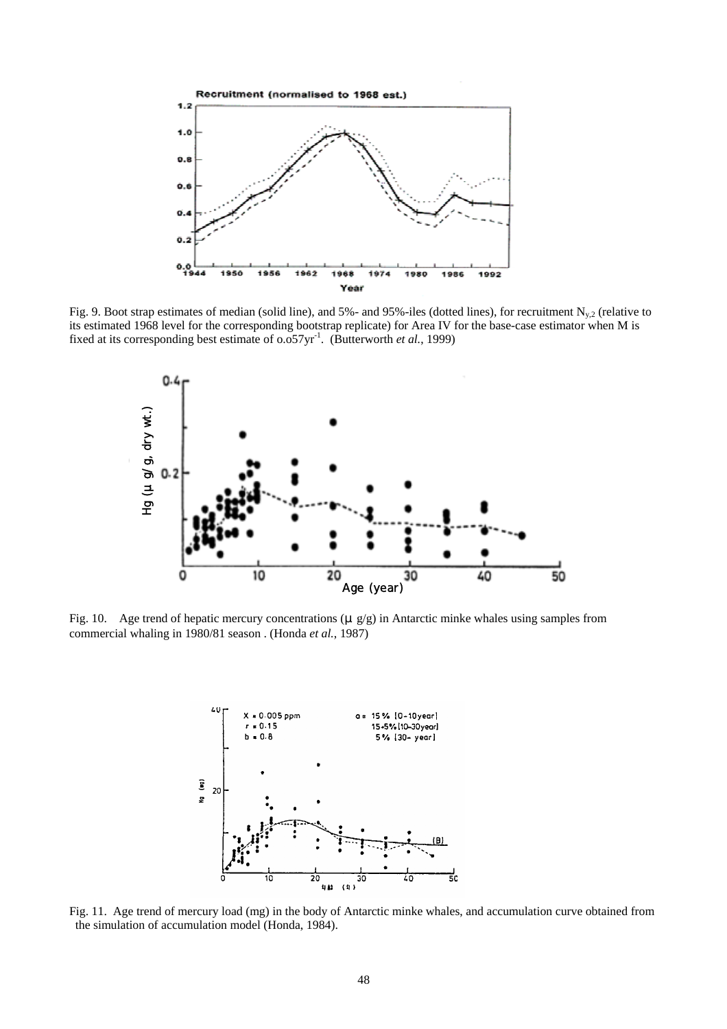Fig. 9. Boot strap estimates of median (solid line), and 5%- and 95%-iles (dotted lines), for recruitment $N_{y,2}$ (relative to its estimated 1968 level for the corresponding bootstrap replicate) for Area IV for the base-case estimator when M is fixed at its corresponding best estimate of o.o57yr$^{-1}$. (Butterworth *et al.*, 1999)

Fig. 10. Age trend of hepatic mercury concentrations (μ g/g) in Antarctic minke whales using samples from commercial whaling in 1980/81 season . (Honda *et al.*, 1987)

Fig. 11. Age trend of mercury load (mg) in the body of Antarctic minke whales, and accumulation curve obtained from the simulation of accumulation model (Honda, 1984).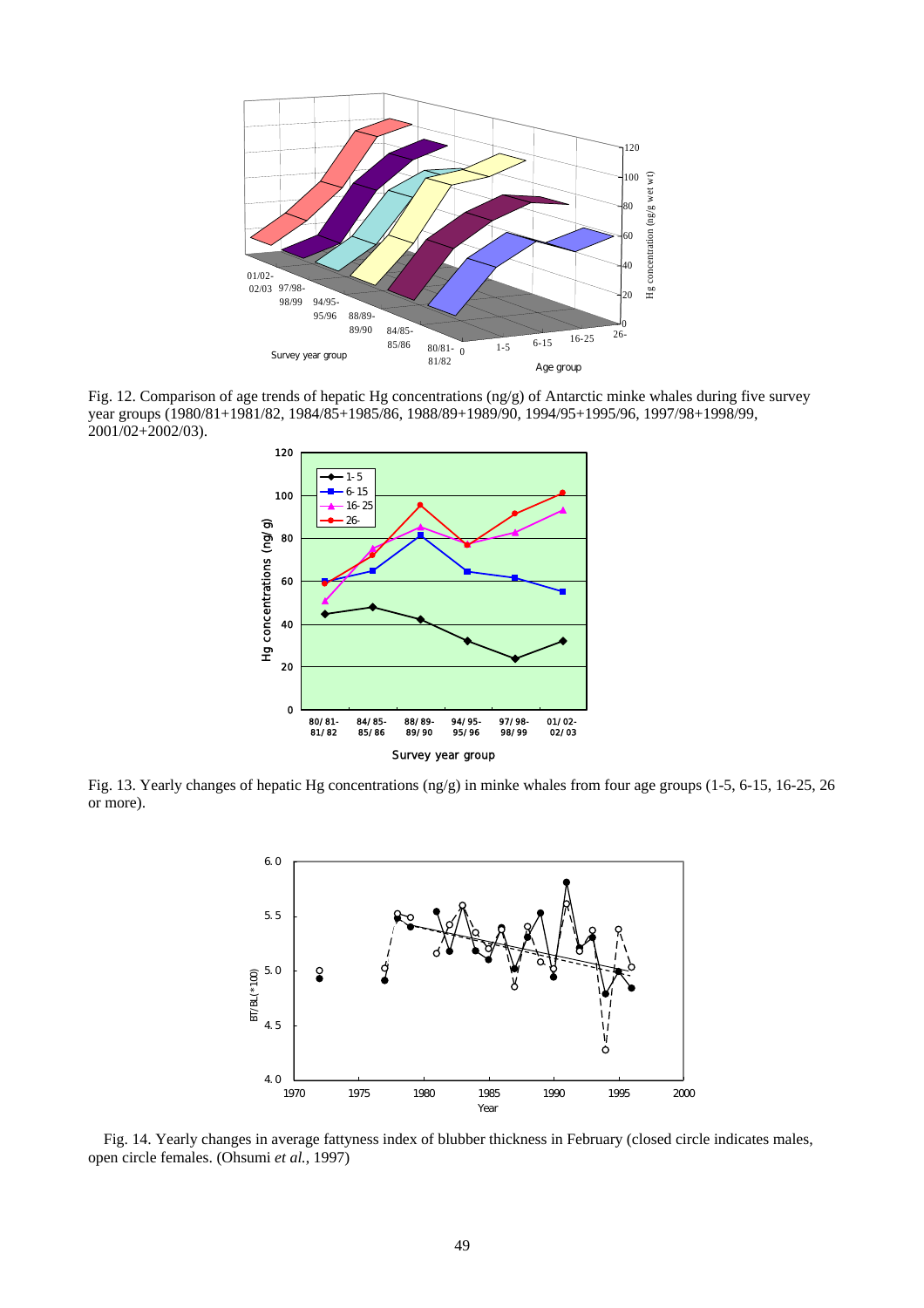Fig. 12. Comparison of age trends of hepatic Hg concentrations (ng/g) of Antarctic minke whales during five survey year groups (1980/81+1981/82, 1984/85+1985/86, 1988/89+1989/90, 1994/95+1995/96, 1997/98+1998/99, 2001/02+2002/03).

Fig. 13. Yearly changes of hepatic Hg concentrations (ng/g) in minke whales from four age groups (1-5, 6-15, 16-25, 26 or more).

Fig. 14. Yearly changes in average fattyness index of blubber thickness in February (closed circle indicates males, open circle females. (Ohsumi *et al.*, 1997)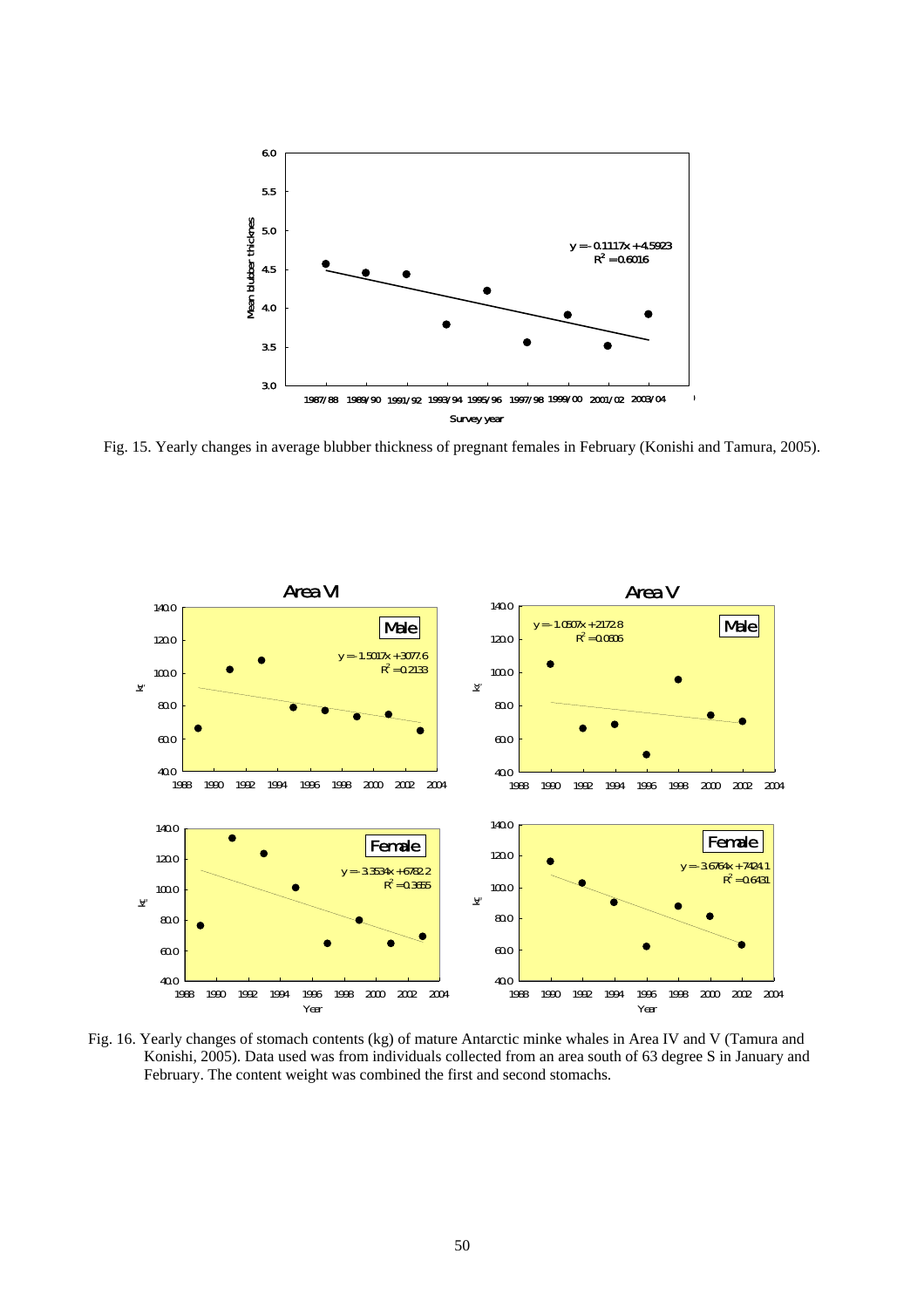Fig. 15. Yearly changes in average blubber thickness of pregnant females in February (Konishi and Tamura, 2005).

Fig. 16. Yearly changes of stomach contents (kg) of mature Antarctic minke whales in Area IV and V (Tamura and Konishi, 2005). Data used was from individuals collected from an area south of 63 degree S in January and February. The content weight was combined the first and second stomachs.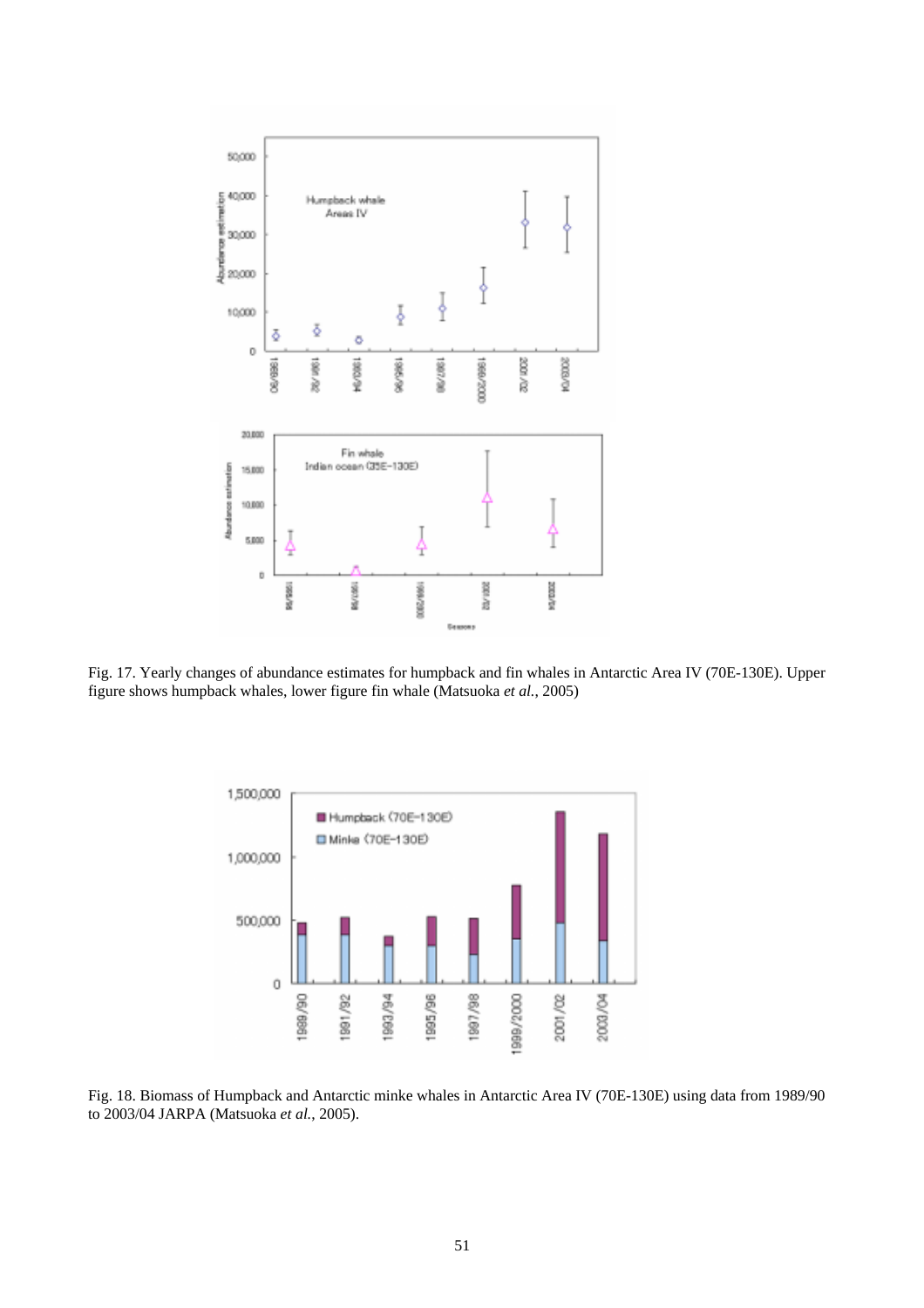Fig. 17. Yearly changes of abundance estimates for humpback and fin whales in Antarctic Area IV (70E-130E). Upper figure shows humpback whales, lower figure fin whale (Matsuoka *et al.*, 2005)

Fig. 18. Biomass of Humpback and Antarctic minke whales in Antarctic Area IV (70E-130E) using data from 1989/90 to 2003/04 JARPA (Matsuoka *et al.*, 2005).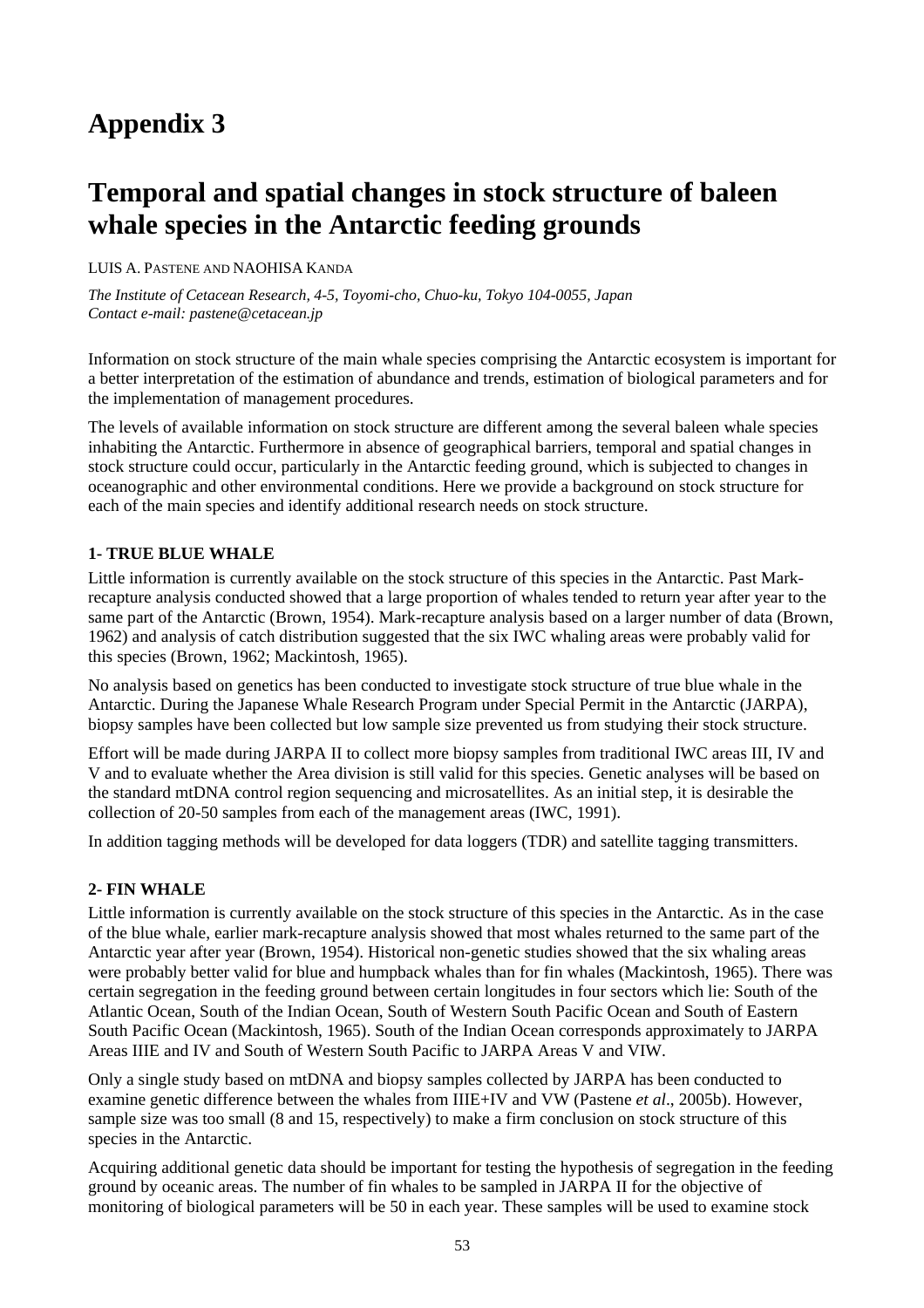# Appendix 3

# Temporal and spatial changes in stock structure of baleen whale species in the Antarctic feeding grounds

LUIS A. PASTENE AND NAOHISA KANDA

*The Institute of Cetacean Research, 4-5, Toyomi-cho, Chuo-ku, Tokyo 104-0055, Japan*
*Contact e-mail: pastene@cetacean.jp*

Information on stock structure of the main whale species comprising the Antarctic ecosystem is important for a better interpretation of the estimation of abundance and trends, estimation of biological parameters and for the implementation of management procedures.

The levels of available information on stock structure are different among the several baleen whale species inhabiting the Antarctic. Furthermore in absence of geographical barriers, temporal and spatial changes in stock structure could occur, particularly in the Antarctic feeding ground, which is subjected to changes in oceanographic and other environmental conditions. Here we provide a background on stock structure for each of the main species and identify additional research needs on stock structure.

### 1- TRUE BLUE WHALE

Little information is currently available on the stock structure of this species in the Antarctic. Past Mark-recapture analysis conducted showed that a large proportion of whales tended to return year after year to the same part of the Antarctic (Brown, 1954). Mark-recapture analysis based on a larger number of data (Brown, 1962) and analysis of catch distribution suggested that the six IWC whaling areas were probably valid for this species (Brown, 1962; Mackintosh, 1965).

No analysis based on genetics has been conducted to investigate stock structure of true blue whale in the Antarctic. During the Japanese Whale Research Program under Special Permit in the Antarctic (JARPA), biopsy samples have been collected but low sample size prevented us from studying their stock structure.

Effort will be made during JARPA II to collect more biopsy samples from traditional IWC areas III, IV and V and to evaluate whether the Area division is still valid for this species. Genetic analyses will be based on the standard mtDNA control region sequencing and microsatellites. As an initial step, it is desirable the collection of 20-50 samples from each of the management areas (IWC, 1991).

In addition tagging methods will be developed for data loggers (TDR) and satellite tagging transmitters.

### 2- FIN WHALE

Little information is currently available on the stock structure of this species in the Antarctic. As in the case of the blue whale, earlier mark-recapture analysis showed that most whales returned to the same part of the Antarctic year after year (Brown, 1954). Historical non-genetic studies showed that the six whaling areas were probably better valid for blue and humpback whales than for fin whales (Mackintosh, 1965). There was certain segregation in the feeding ground between certain longitudes in four sectors which lie: South of the Atlantic Ocean, South of the Indian Ocean, South of Western South Pacific Ocean and South of Eastern South Pacific Ocean (Mackintosh, 1965). South of the Indian Ocean corresponds approximately to JARPA Areas IIIE and IV and South of Western South Pacific to JARPA Areas V and VIW.

Only a single study based on mtDNA and biopsy samples collected by JARPA has been conducted to examine genetic difference between the whales from IIIE+IV and VW (Pastene *et al*., 2005b). However, sample size was too small (8 and 15, respectively) to make a firm conclusion on stock structure of this species in the Antarctic.

Acquiring additional genetic data should be important for testing the hypothesis of segregation in the feeding ground by oceanic areas. The number of fin whales to be sampled in JARPA II for the objective of monitoring of biological parameters will be 50 in each year. These samples will be used to examine stock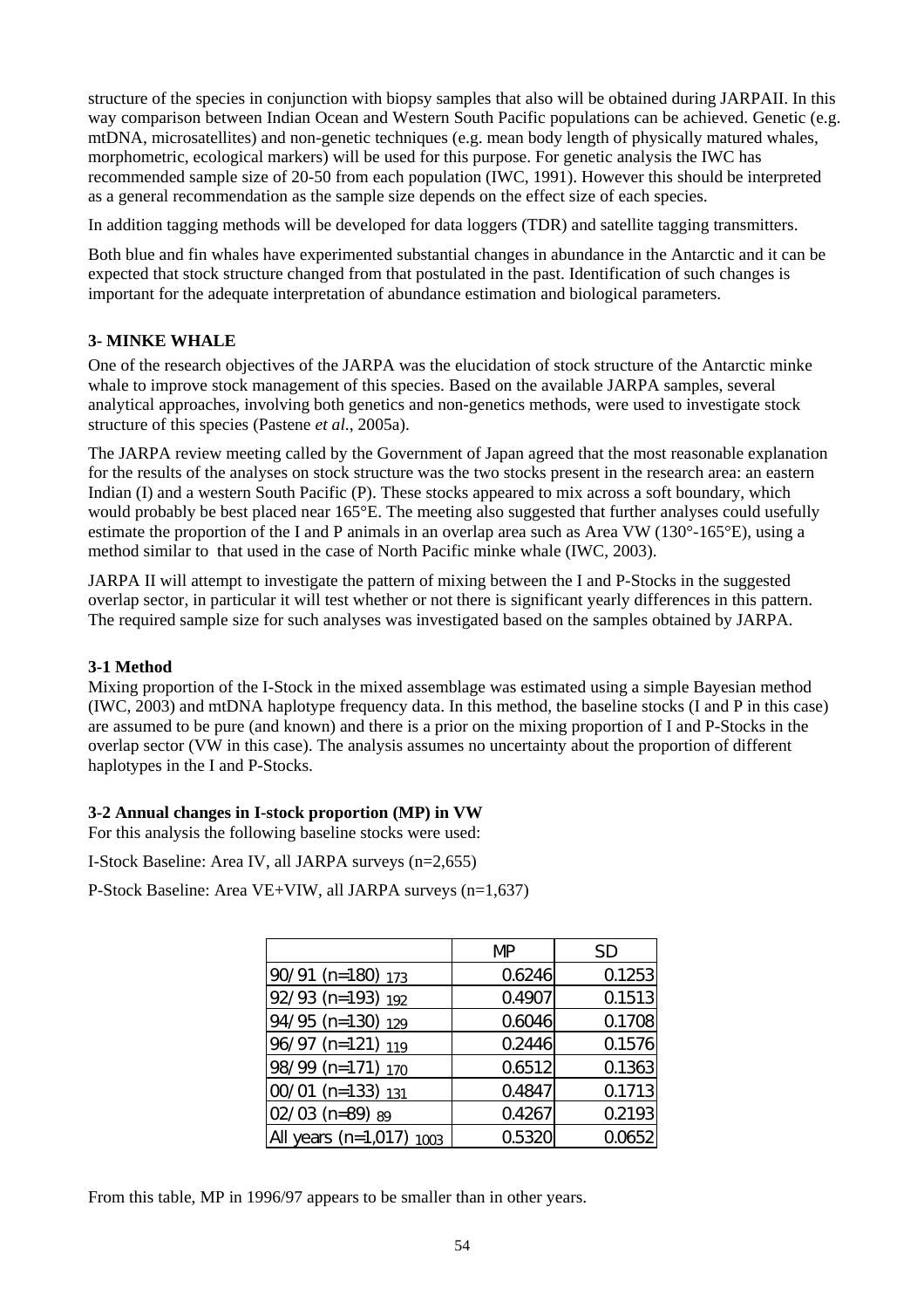structure of the species in conjunction with biopsy samples that also will be obtained during JARPAII. In this way comparison between Indian Ocean and Western South Pacific populations can be achieved. Genetic (e.g. mtDNA, microsatellites) and non-genetic techniques (e.g. mean body length of physically matured whales, morphometric, ecological markers) will be used for this purpose. For genetic analysis the IWC has recommended sample size of 20-50 from each population (IWC, 1991). However this should be interpreted as a general recommendation as the sample size depends on the effect size of each species.

In addition tagging methods will be developed for data loggers (TDR) and satellite tagging transmitters.

Both blue and fin whales have experimented substantial changes in abundance in the Antarctic and it can be expected that stock structure changed from that postulated in the past. Identification of such changes is important for the adequate interpretation of abundance estimation and biological parameters.

### 3- MINKE WHALE

One of the research objectives of the JARPA was the elucidation of stock structure of the Antarctic minke whale to improve stock management of this species. Based on the available JARPA samples, several analytical approaches, involving both genetics and non-genetics methods, were used to investigate stock structure of this species (Pastene *et al*., 2005a).

The JARPA review meeting called by the Government of Japan agreed that the most reasonable explanation for the results of the analyses on stock structure was the two stocks present in the research area: an eastern Indian (I) and a western South Pacific (P). These stocks appeared to mix across a soft boundary, which would probably be best placed near 165°E. The meeting also suggested that further analyses could usefully estimate the proportion of the I and P animals in an overlap area such as Area VW (130°-165°E), using a method similar to that used in the case of North Pacific minke whale (IWC, 2003).

JARPA II will attempt to investigate the pattern of mixing between the I and P-Stocks in the suggested overlap sector, in particular it will test whether or not there is significant yearly differences in this pattern. The required sample size for such analyses was investigated based on the samples obtained by JARPA.

#### 3-1 Method

Mixing proportion of the I-Stock in the mixed assemblage was estimated using a simple Bayesian method (IWC, 2003) and mtDNA haplotype frequency data. In this method, the baseline stocks (I and P in this case) are assumed to be pure (and known) and there is a prior on the mixing proportion of I and P-Stocks in the overlap sector (VW in this case). The analysis assumes no uncertainty about the proportion of different haplotypes in the I and P-Stocks.

#### 3-2 Annual changes in I-stock proportion (MP) in VW

For this analysis the following baseline stocks were used:

I-Stock Baseline: Area IV, all JARPA surveys (n=2,655)

P-Stock Baseline: Area VE+VIW, all JARPA surveys (n=1,637)

| | MP | SD |
|---|---|---|
| 90/91 (n=180) $_{173}$ | 0.6246 | 0.1253 |
| 92/93 (n=193) $_{192}$ | 0.4907 | 0.1513 |
| 94/95 (n=130) $_{129}$ | 0.6046 | 0.1708 |
| 96/97 (n=121) $_{119}$ | 0.2446 | 0.1576 |
| 98/99 (n=171) $_{170}$ | 0.6512 | 0.1363 |
| 00/01 (n=133) $_{131}$ | 0.4847 | 0.1713 |
| 02/03 (n=89) $_{89}$ | 0.4267 | 0.2193 |
| All years (n=1,017) $_{1003}$ | 0.5320 | 0.0652 |

From this table, MP in 1996/97 appears to be smaller than in other years.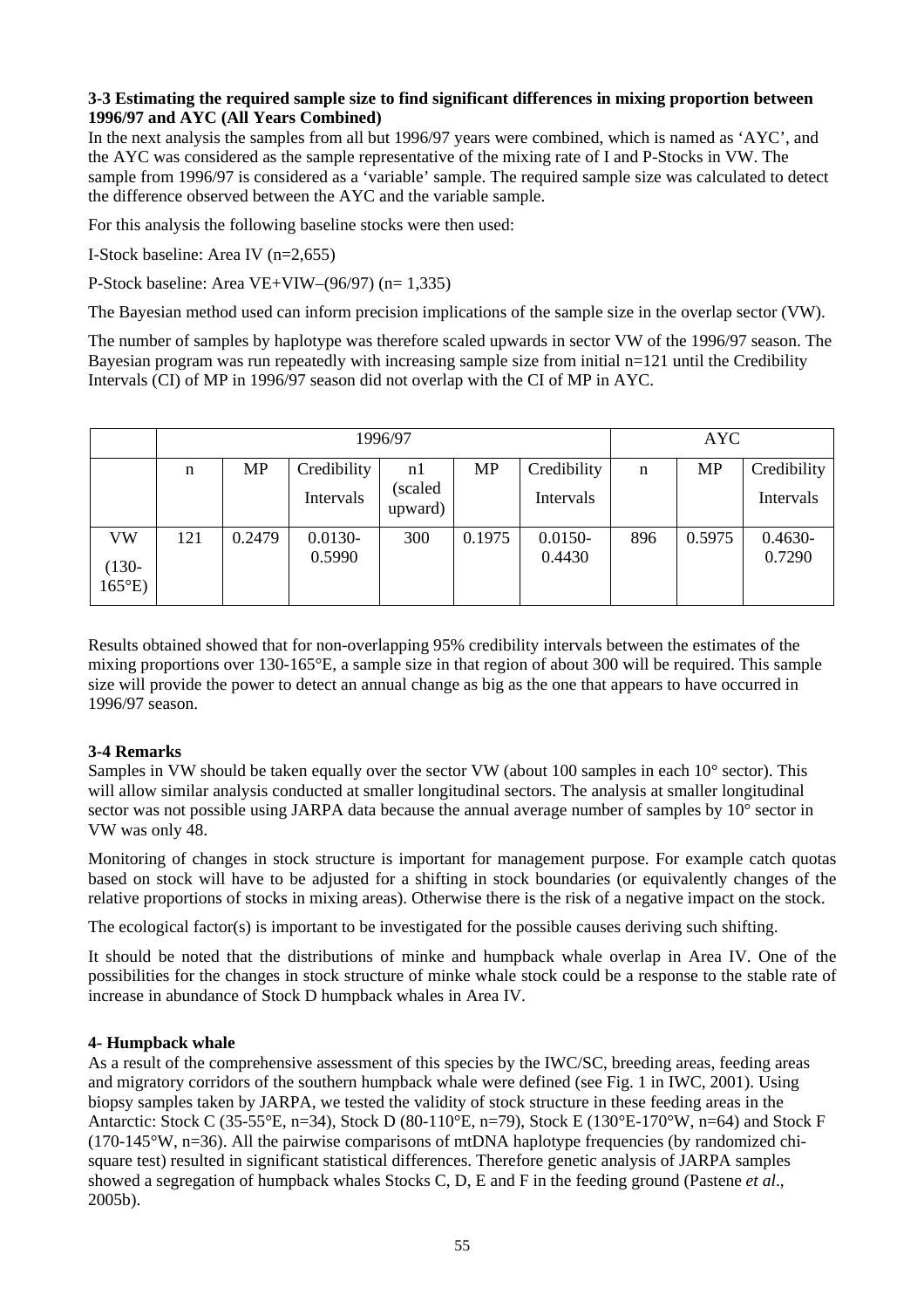**3-3 Estimating the required sample size to find significant differences in mixing proportion between 1996/97 and AYC (All Years Combined)**

In the next analysis the samples from all but 1996/97 years were combined, which is named as 'AYC', and the AYC was considered as the sample representative of the mixing rate of I and P-Stocks in VW. The sample from 1996/97 is considered as a 'variable' sample. The required sample size was calculated to detect the difference observed between the AYC and the variable sample.

For this analysis the following baseline stocks were then used:

I-Stock baseline: Area IV (n=2,655)

P-Stock baseline: Area VE+VIW–(96/97) (n= 1,335)

The Bayesian method used can inform precision implications of the sample size in the overlap sector (VW).

The number of samples by haplotype was therefore scaled upwards in sector VW of the 1996/97 season. The Bayesian program was run repeatedly with increasing sample size from initial n=121 until the Credibility Intervals (CI) of MP in 1996/97 season did not overlap with the CI of MP in AYC.

| | 1996/97 | | | | | | AYC | | |
|---|---|---|---|---|---|---|---|---|---|
| | n | MP | Credibility Intervals | n1 (scaled upward) | MP | Credibility Intervals | n | MP | Credibility Intervals |
| VW (130-165°E) | 121 | 0.2479 | 0.0130-0.5990 | 300 | 0.1975 | 0.0150-0.4430 | 896 | 0.5975 | 0.4630-0.7290 |

Results obtained showed that for non-overlapping 95% credibility intervals between the estimates of the mixing proportions over 130-165°E, a sample size in that region of about 300 will be required. This sample size will provide the power to detect an annual change as big as the one that appears to have occurred in 1996/97 season.

**3-4 Remarks**

Samples in VW should be taken equally over the sector VW (about 100 samples in each 10° sector). This will allow similar analysis conducted at smaller longitudinal sectors. The analysis at smaller longitudinal sector was not possible using JARPA data because the annual average number of samples by 10° sector in VW was only 48.

Monitoring of changes in stock structure is important for management purpose. For example catch quotas based on stock will have to be adjusted for a shifting in stock boundaries (or equivalently changes of the relative proportions of stocks in mixing areas). Otherwise there is the risk of a negative impact on the stock.

The ecological factor(s) is important to be investigated for the possible causes deriving such shifting.

It should be noted that the distributions of minke and humpback whale overlap in Area IV. One of the possibilities for the changes in stock structure of minke whale stock could be a response to the stable rate of increase in abundance of Stock D humpback whales in Area IV.

**4- Humpback whale**

As a result of the comprehensive assessment of this species by the IWC/SC, breeding areas, feeding areas and migratory corridors of the southern humpback whale were defined (see Fig. 1 in IWC, 2001). Using biopsy samples taken by JARPA, we tested the validity of stock structure in these feeding areas in the Antarctic: Stock C (35-55°E, n=34), Stock D (80-110°E, n=79), Stock E (130°E-170°W, n=64) and Stock F (170-145°W, n=36). All the pairwise comparisons of mtDNA haplotype frequencies (by randomized chi-square test) resulted in significant statistical differences. Therefore genetic analysis of JARPA samples showed a segregation of humpback whales Stocks C, D, E and F in the feeding ground (Pastene *et al*., 2005b).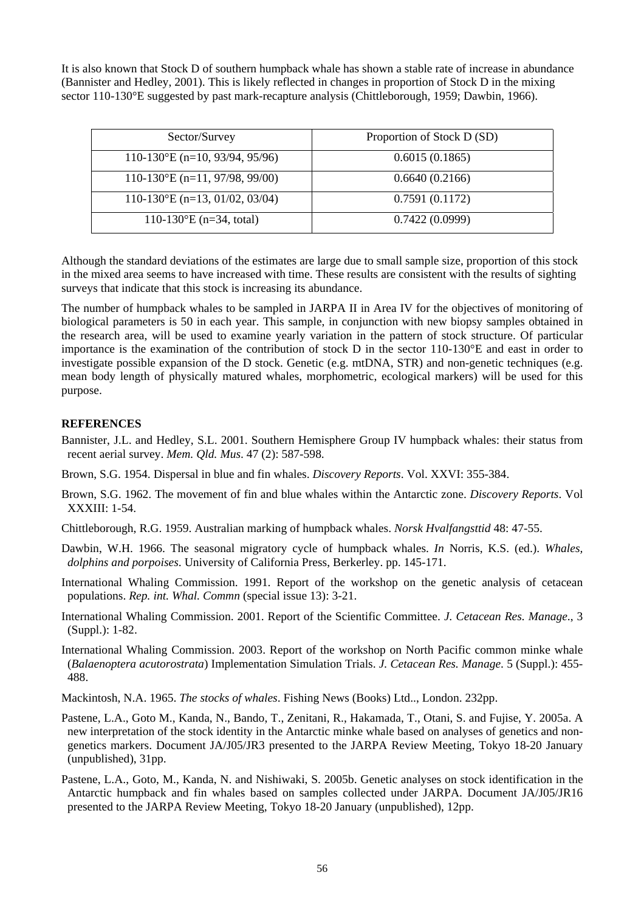It is also known that Stock D of southern humpback whale has shown a stable rate of increase in abundance (Bannister and Hedley, 2001). This is likely reflected in changes in proportion of Stock D in the mixing sector 110-130°E suggested by past mark-recapture analysis (Chittleborough, 1959; Dawbin, 1966).

| Sector/Survey | Proportion of Stock D (SD) |
|---|---|
| 110-130°E (n=10, 93/94, 95/96) | 0.6015 (0.1865) |
| 110-130°E (n=11, 97/98, 99/00) | 0.6640 (0.2166) |
| 110-130°E (n=13, 01/02, 03/04) | 0.7591 (0.1172) |
| 110-130°E (n=34, total) | 0.7422 (0.0999) |

Although the standard deviations of the estimates are large due to small sample size, proportion of this stock in the mixed area seems to have increased with time. These results are consistent with the results of sighting surveys that indicate that this stock is increasing its abundance.

The number of humpback whales to be sampled in JARPA II in Area IV for the objectives of monitoring of biological parameters is 50 in each year. This sample, in conjunction with new biopsy samples obtained in the research area, will be used to examine yearly variation in the pattern of stock structure. Of particular importance is the examination of the contribution of stock D in the sector 110-130°E and east in order to investigate possible expansion of the D stock. Genetic (e.g. mtDNA, STR) and non-genetic techniques (e.g. mean body length of physically matured whales, morphometric, ecological markers) will be used for this purpose.

**REFERENCES**

Bannister, J.L. and Hedley, S.L. 2001. Southern Hemisphere Group IV humpback whales: their status from recent aerial survey. *Mem. Qld. Mus*. 47 (2): 587-598.

Brown, S.G. 1954. Dispersal in blue and fin whales. *Discovery Reports*. Vol. XXVI: 355-384.

Brown, S.G. 1962. The movement of fin and blue whales within the Antarctic zone. *Discovery Reports*. Vol XXXIII: 1-54.

Chittleborough, R.G. 1959. Australian marking of humpback whales. *Norsk Hvalfangsttid* 48: 47-55.

Dawbin, W.H. 1966. The seasonal migratory cycle of humpback whales. *In* Norris, K.S. (ed.). *Whales, dolphins and porpoises*. University of California Press, Berkerley. pp. 145-171.

International Whaling Commission. 1991. Report of the workshop on the genetic analysis of cetacean populations. *Rep. int. Whal. Commn* (special issue 13): 3-21.

International Whaling Commission. 2001. Report of the Scientific Committee. *J. Cetacean Res. Manage*., 3 (Suppl.): 1-82.

International Whaling Commission. 2003. Report of the workshop on North Pacific common minke whale (*Balaenoptera acutorostrata*) Implementation Simulation Trials. *J. Cetacean Res. Manage*. 5 (Suppl.): 455-488.

Mackintosh, N.A. 1965. *The stocks of whales*. Fishing News (Books) Ltd.., London. 232pp.

Pastene, L.A., Goto M., Kanda, N., Bando, T., Zenitani, R., Hakamada, T., Otani, S. and Fujise, Y. 2005a. A new interpretation of the stock identity in the Antarctic minke whale based on analyses of genetics and non-genetics markers. Document JA/J05/JR3 presented to the JARPA Review Meeting, Tokyo 18-20 January (unpublished), 31pp.

Pastene, L.A., Goto, M., Kanda, N. and Nishiwaki, S. 2005b. Genetic analyses on stock identification in the Antarctic humpback and fin whales based on samples collected under JARPA. Document JA/J05/JR16 presented to the JARPA Review Meeting, Tokyo 18-20 January (unpublished), 12pp.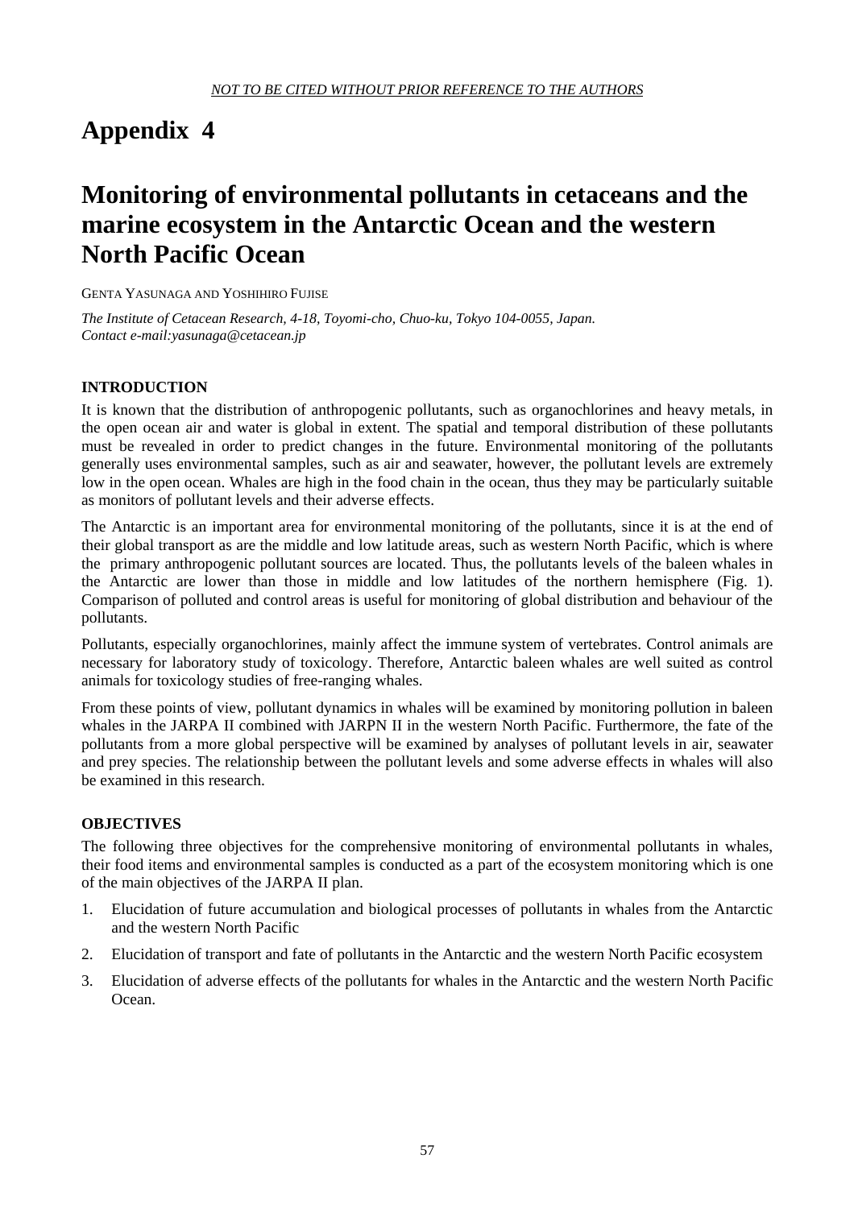*NOT TO BE CITED WITHOUT PRIOR REFERENCE TO THE AUTHORS*

# Appendix 4

# Monitoring of environmental pollutants in cetaceans and the marine ecosystem in the Antarctic Ocean and the western North Pacific Ocean

GENTA YASUNAGA AND YOSHIHIRO FUJISE

*The Institute of Cetacean Research, 4-18, Toyomi-cho, Chuo-ku, Tokyo 104-0055, Japan.*
*Contact e-mail:yasunaga@cetacean.jp*

## INTRODUCTION

It is known that the distribution of anthropogenic pollutants, such as organochlorines and heavy metals, in the open ocean air and water is global in extent. The spatial and temporal distribution of these pollutants must be revealed in order to predict changes in the future. Environmental monitoring of the pollutants generally uses environmental samples, such as air and seawater, however, the pollutant levels are extremely low in the open ocean. Whales are high in the food chain in the ocean, thus they may be particularly suitable as monitors of pollutant levels and their adverse effects.

The Antarctic is an important area for environmental monitoring of the pollutants, since it is at the end of their global transport as are the middle and low latitude areas, such as western North Pacific, which is where the primary anthropogenic pollutant sources are located. Thus, the pollutants levels of the baleen whales in the Antarctic are lower than those in middle and low latitudes of the northern hemisphere (Fig. 1). Comparison of polluted and control areas is useful for monitoring of global distribution and behaviour of the pollutants.

Pollutants, especially organochlorines, mainly affect the immune system of vertebrates. Control animals are necessary for laboratory study of toxicology. Therefore, Antarctic baleen whales are well suited as control animals for toxicology studies of free-ranging whales.

From these points of view, pollutant dynamics in whales will be examined by monitoring pollution in baleen whales in the JARPA II combined with JARPN II in the western North Pacific. Furthermore, the fate of the pollutants from a more global perspective will be examined by analyses of pollutant levels in air, seawater and prey species. The relationship between the pollutant levels and some adverse effects in whales will also be examined in this research.

## OBJECTIVES

The following three objectives for the comprehensive monitoring of environmental pollutants in whales, their food items and environmental samples is conducted as a part of the ecosystem monitoring which is one of the main objectives of the JARPA II plan.

1. Elucidation of future accumulation and biological processes of pollutants in whales from the Antarctic and the western North Pacific
2. Elucidation of transport and fate of pollutants in the Antarctic and the western North Pacific ecosystem
3. Elucidation of adverse effects of the pollutants for whales in the Antarctic and the western North Pacific Ocean.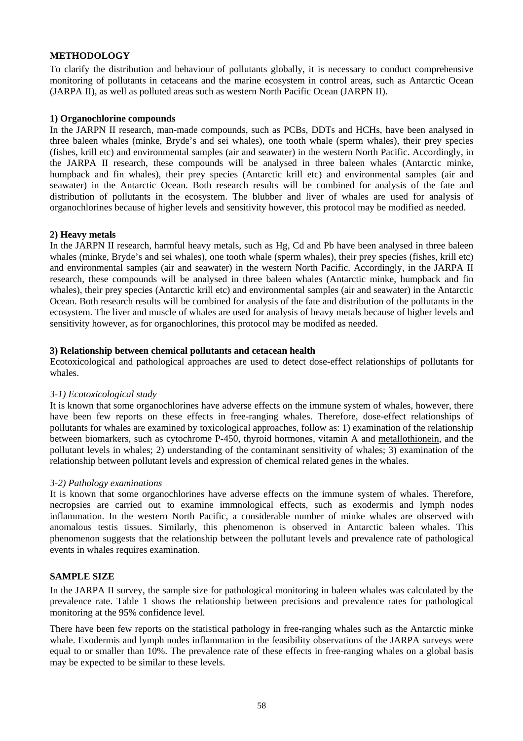## METHODOLOGY

To clarify the distribution and behaviour of pollutants globally, it is necessary to conduct comprehensive monitoring of pollutants in cetaceans and the marine ecosystem in control areas, such as Antarctic Ocean (JARPA II), as well as polluted areas such as western North Pacific Ocean (JARPN II).

### 1) Organochlorine compounds

In the JARPN II research, man-made compounds, such as PCBs, DDTs and HCHs, have been analysed in three baleen whales (minke, Bryde's and sei whales), one tooth whale (sperm whales), their prey species (fishes, krill etc) and environmental samples (air and seawater) in the western North Pacific. Accordingly, in the JARPA II research, these compounds will be analysed in three baleen whales (Antarctic minke, humpback and fin whales), their prey species (Antarctic krill etc) and environmental samples (air and seawater) in the Antarctic Ocean. Both research results will be combined for analysis of the fate and distribution of pollutants in the ecosystem. The blubber and liver of whales are used for analysis of organochlorines because of higher levels and sensitivity however, this protocol may be modified as needed.

### 2) Heavy metals

In the JARPN II research, harmful heavy metals, such as Hg, Cd and Pb have been analysed in three baleen whales (minke, Bryde's and sei whales), one tooth whale (sperm whales), their prey species (fishes, krill etc) and environmental samples (air and seawater) in the western North Pacific. Accordingly, in the JARPA II research, these compounds will be analysed in three baleen whales (Antarctic minke, humpback and fin whales), their prey species (Antarctic krill etc) and environmental samples (air and seawater) in the Antarctic Ocean. Both research results will be combined for analysis of the fate and distribution of the pollutants in the ecosystem. The liver and muscle of whales are used for analysis of heavy metals because of higher levels and sensitivity however, as for organochlorines, this protocol may be modifed as needed.

### 3) Relationship between chemical pollutants and cetacean health

Ecotoxicological and pathological approaches are used to detect dose-effect relationships of pollutants for whales.

#### *3-1) Ecotoxicological study*

It is known that some organochlorines have adverse effects on the immune system of whales, however, there have been few reports on these effects in free-ranging whales. Therefore, dose-effect relationships of pollutants for whales are examined by toxicological approaches, follow as: 1) examination of the relationship between biomarkers, such as cytochrome P-450, thyroid hormones, vitamin A and metallothionein, and the pollutant levels in whales; 2) understanding of the contaminant sensitivity of whales; 3) examination of the relationship between pollutant levels and expression of chemical related genes in the whales.

#### *3-2) Pathology examinations*

It is known that some organochlorines have adverse effects on the immune system of whales. Therefore, necropsies are carried out to examine immnological effects, such as exodermis and lymph nodes inflammation. In the western North Pacific, a considerable number of minke whales are observed with anomalous testis tissues. Similarly, this phenomenon is observed in Antarctic baleen whales. This phenomenon suggests that the relationship between the pollutant levels and prevalence rate of pathological events in whales requires examination.

## SAMPLE SIZE

In the JARPA II survey, the sample size for pathological monitoring in baleen whales was calculated by the prevalence rate. Table 1 shows the relationship between precisions and prevalence rates for pathological monitoring at the 95% confidence level.

There have been few reports on the statistical pathology in free-ranging whales such as the Antarctic minke whale. Exodermis and lymph nodes inflammation in the feasibility observations of the JARPA surveys were equal to or smaller than 10%. The prevalence rate of these effects in free-ranging whales on a global basis may be expected to be similar to these levels.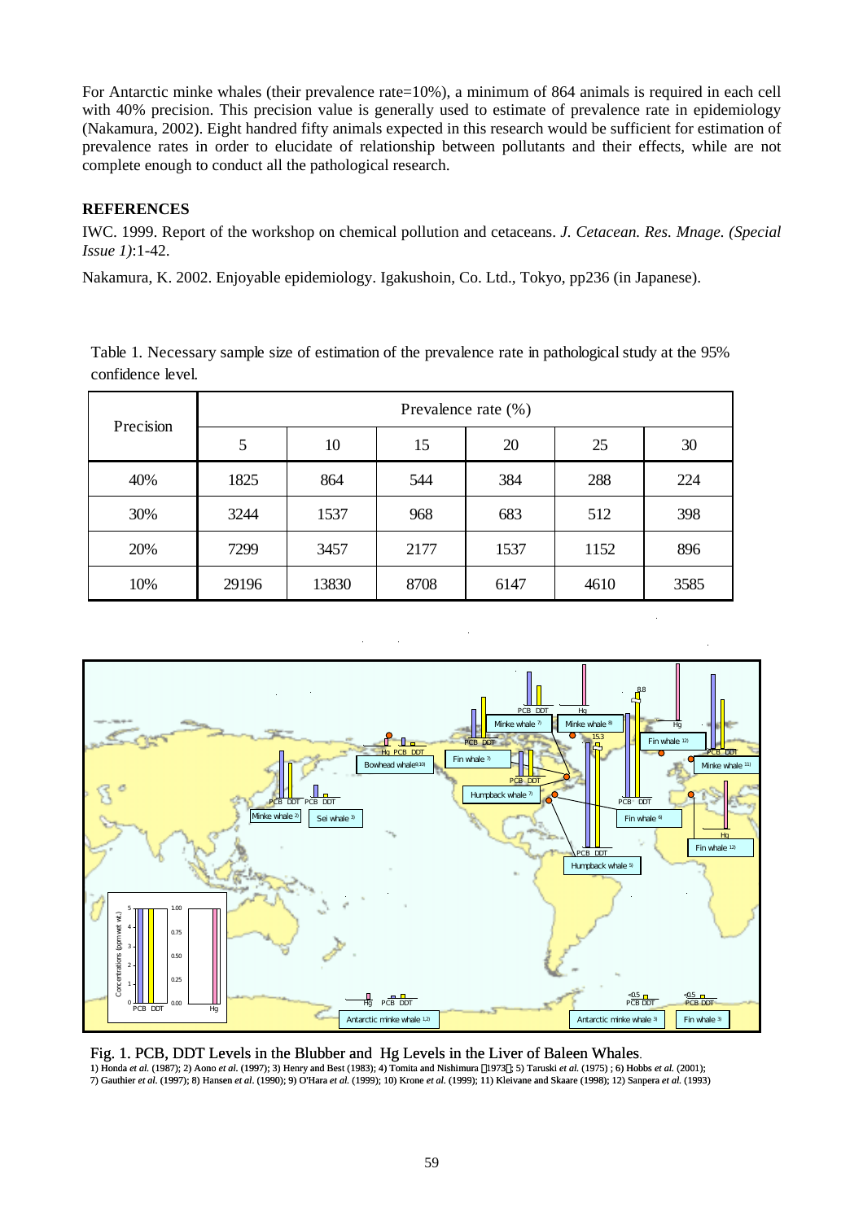For Antarctic minke whales (their prevalence rate=10%), a minimum of 864 animals is required in each cell with 40% precision. This precision value is generally used to estimate of prevalence rate in epidemiology (Nakamura, 2002). Eight handred fifty animals expected in this research would be sufficient for estimation of prevalence rates in order to elucidate of relationship between pollutants and their effects, while are not complete enough to conduct all the pathological research.

**REFERENCES**

IWC. 1999. Report of the workshop on chemical pollution and cetaceans. *J. Cetacean. Res. Mnage. (Special Issue 1)*:1-42.

Nakamura, K. 2002. Enjoyable epidemiology. Igakushoin, Co. Ltd., Tokyo, pp236 (in Japanese).

Table 1. Necessary sample size of estimation of the prevalence rate in pathological study at the 95% confidence level.

| Precision | Prevalence rate (%) | | | | | |
|---|---|---|---|---|---|---|
| | 5 | 10 | 15 | 20 | 25 | 30 |
| 40% | 1825 | 864 | 544 | 384 | 288 | 224 |
| 30% | 3244 | 1537 | 968 | 683 | 512 | 398 |
| 20% | 7299 | 3457 | 2177 | 1537 | 1152 | 896 |
| 10% | 29196 | 13830 | 8708 | 6147 | 4610 | 3585 |

Fig. 1. PCB, DDT Levels in the Blubber and Hg Levels in the Liver of Baleen Whales.

1) Honda *et al.* (1987); 2) Aono *et al.* (1997); 3) Henry and Best (1983); 4) Tomita and Nishimura (1973); 5) Taruski *et al.* (1975) ; 6) Hobbs *et al.* (2001); 7) Gauthier *et al.* (1997); 8) Hansen *et al*. (1990); 9) O'Hara *et al.* (1999); 10) Krone *et al.* (1999); 11) Kleivane and Skaare (1998); 12) Sanpera *et al.* (1993)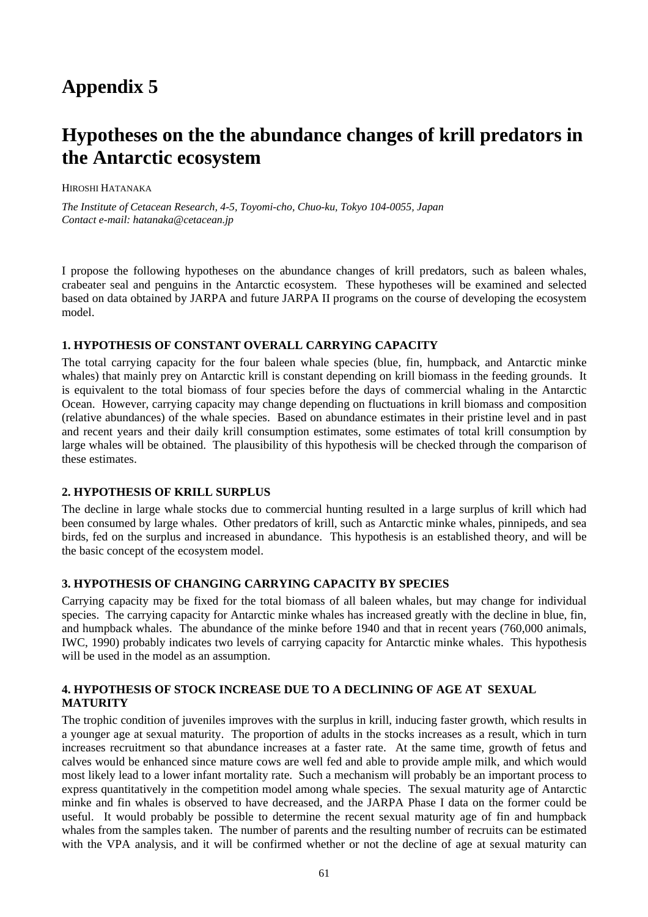# Appendix 5

# Hypotheses on the the abundance changes of krill predators in the Antarctic ecosystem

HIROSHI HATANAKA

*The Institute of Cetacean Research, 4-5, Toyomi-cho, Chuo-ku, Tokyo 104-0055, Japan*
*Contact e-mail: hatanaka@cetacean.jp*

I propose the following hypotheses on the abundance changes of krill predators, such as baleen whales, crabeater seal and penguins in the Antarctic ecosystem. These hypotheses will be examined and selected based on data obtained by JARPA and future JARPA II programs on the course of developing the ecosystem model.

### 1. HYPOTHESIS OF CONSTANT OVERALL CARRYING CAPACITY

The total carrying capacity for the four baleen whale species (blue, fin, humpback, and Antarctic minke whales) that mainly prey on Antarctic krill is constant depending on krill biomass in the feeding grounds. It is equivalent to the total biomass of four species before the days of commercial whaling in the Antarctic Ocean. However, carrying capacity may change depending on fluctuations in krill biomass and composition (relative abundances) of the whale species. Based on abundance estimates in their pristine level and in past and recent years and their daily krill consumption estimates, some estimates of total krill consumption by large whales will be obtained. The plausibility of this hypothesis will be checked through the comparison of these estimates.

### 2. HYPOTHESIS OF KRILL SURPLUS

The decline in large whale stocks due to commercial hunting resulted in a large surplus of krill which had been consumed by large whales. Other predators of krill, such as Antarctic minke whales, pinnipeds, and sea birds, fed on the surplus and increased in abundance. This hypothesis is an established theory, and will be the basic concept of the ecosystem model.

### 3. HYPOTHESIS OF CHANGING CARRYING CAPACITY BY SPECIES

Carrying capacity may be fixed for the total biomass of all baleen whales, but may change for individual species. The carrying capacity for Antarctic minke whales has increased greatly with the decline in blue, fin, and humpback whales. The abundance of the minke before 1940 and that in recent years (760,000 animals, IWC, 1990) probably indicates two levels of carrying capacity for Antarctic minke whales. This hypothesis will be used in the model as an assumption.

### 4. HYPOTHESIS OF STOCK INCREASE DUE TO A DECLINING OF AGE AT SEXUAL MATURITY

The trophic condition of juveniles improves with the surplus in krill, inducing faster growth, which results in a younger age at sexual maturity. The proportion of adults in the stocks increases as a result, which in turn increases recruitment so that abundance increases at a faster rate. At the same time, growth of fetus and calves would be enhanced since mature cows are well fed and able to provide ample milk, and which would most likely lead to a lower infant mortality rate. Such a mechanism will probably be an important process to express quantitatively in the competition model among whale species. The sexual maturity age of Antarctic minke and fin whales is observed to have decreased, and the JARPA Phase I data on the former could be useful. It would probably be possible to determine the recent sexual maturity age of fin and humpback whales from the samples taken. The number of parents and the resulting number of recruits can be estimated with the VPA analysis, and it will be confirmed whether or not the decline of age at sexual maturity can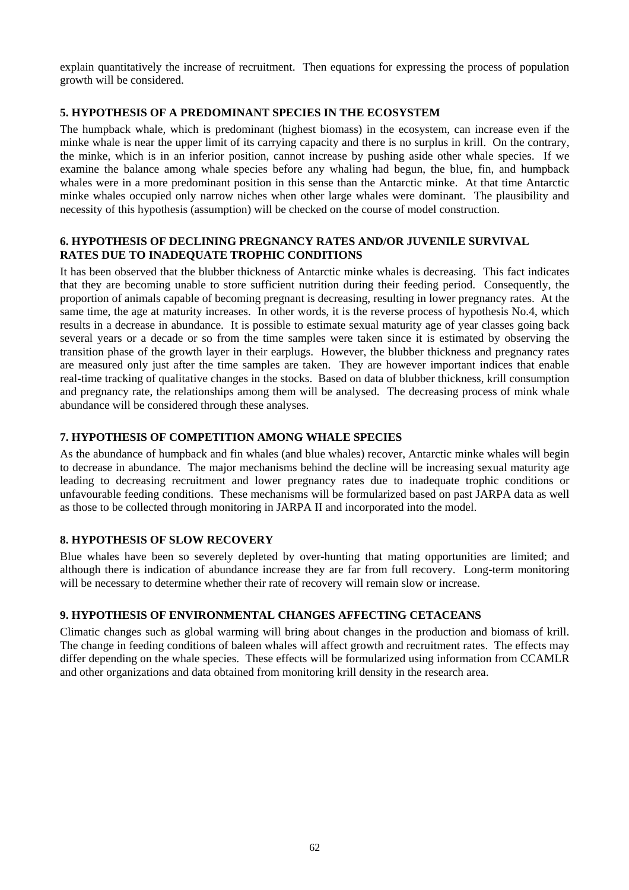explain quantitatively the increase of recruitment. Then equations for expressing the process of population growth will be considered.

### 5. HYPOTHESIS OF A PREDOMINANT SPECIES IN THE ECOSYSTEM

The humpback whale, which is predominant (highest biomass) in the ecosystem, can increase even if the minke whale is near the upper limit of its carrying capacity and there is no surplus in krill. On the contrary, the minke, which is in an inferior position, cannot increase by pushing aside other whale species. If we examine the balance among whale species before any whaling had begun, the blue, fin, and humpback whales were in a more predominant position in this sense than the Antarctic minke. At that time Antarctic minke whales occupied only narrow niches when other large whales were dominant. The plausibility and necessity of this hypothesis (assumption) will be checked on the course of model construction.

### 6. HYPOTHESIS OF DECLINING PREGNANCY RATES AND/OR JUVENILE SURVIVAL RATES DUE TO INADEQUATE TROPHIC CONDITIONS

It has been observed that the blubber thickness of Antarctic minke whales is decreasing. This fact indicates that they are becoming unable to store sufficient nutrition during their feeding period. Consequently, the proportion of animals capable of becoming pregnant is decreasing, resulting in lower pregnancy rates. At the same time, the age at maturity increases. In other words, it is the reverse process of hypothesis No.4, which results in a decrease in abundance. It is possible to estimate sexual maturity age of year classes going back several years or a decade or so from the time samples were taken since it is estimated by observing the transition phase of the growth layer in their earplugs. However, the blubber thickness and pregnancy rates are measured only just after the time samples are taken. They are however important indices that enable real-time tracking of qualitative changes in the stocks. Based on data of blubber thickness, krill consumption and pregnancy rate, the relationships among them will be analysed. The decreasing process of mink whale abundance will be considered through these analyses.

### 7. HYPOTHESIS OF COMPETITION AMONG WHALE SPECIES

As the abundance of humpback and fin whales (and blue whales) recover, Antarctic minke whales will begin to decrease in abundance. The major mechanisms behind the decline will be increasing sexual maturity age leading to decreasing recruitment and lower pregnancy rates due to inadequate trophic conditions or unfavourable feeding conditions. These mechanisms will be formularized based on past JARPA data as well as those to be collected through monitoring in JARPA II and incorporated into the model.

### 8. HYPOTHESIS OF SLOW RECOVERY

Blue whales have been so severely depleted by over-hunting that mating opportunities are limited; and although there is indication of abundance increase they are far from full recovery. Long-term monitoring will be necessary to determine whether their rate of recovery will remain slow or increase.

### 9. HYPOTHESIS OF ENVIRONMENTAL CHANGES AFFECTING CETACEANS

Climatic changes such as global warming will bring about changes in the production and biomass of krill. The change in feeding conditions of baleen whales will affect growth and recruitment rates. The effects may differ depending on the whale species. These effects will be formularized using information from CCAMLR and other organizations and data obtained from monitoring krill density in the research area.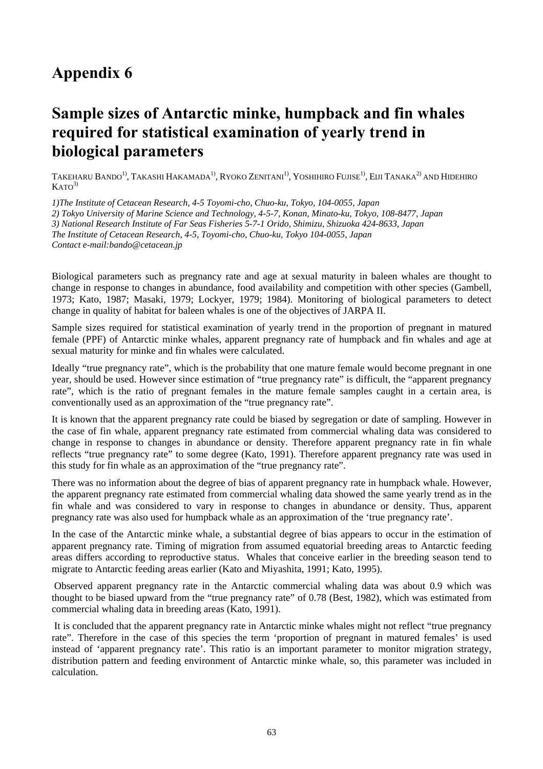# Appendix 6

# Sample sizes of Antarctic minke, humpback and fin whales required for statistical examination of yearly trend in biological parameters

TAKEHARU BANDO[1)], TAKASHI HAKAMADA[1)], RYOKO ZENITANI[1)], YOSHIHIRO FUJISE[1)], EIJI TANAKA[2)] AND HIDEHIRO KATO[3)]

*1)The Institute of Cetacean Research, 4-5 Toyomi-cho, Chuo-ku, Tokyo, 104-0055, Japan*
*2) Tokyo University of Marine Science and Technology, 4-5-7, Konan, Minato-ku, Tokyo, 108-8477, Japan*
*3) National Research Institute of Far Seas Fisheries 5-7-1 Orido, Shimizu, Shizuoka 424-8633, Japan*
*The Institute of Cetacean Research, 4-5, Toyomi-cho, Chuo-ku, Tokyo 104-0055, Japan*
*Contact e-mail:bando@cetacean.jp*

Biological parameters such as pregnancy rate and age at sexual maturity in baleen whales are thought to change in response to changes in abundance, food availability and competition with other species (Gambell, 1973; Kato, 1987; Masaki, 1979; Lockyer, 1979; 1984). Monitoring of biological parameters to detect change in quality of habitat for baleen whales is one of the objectives of JARPA II.

Sample sizes required for statistical examination of yearly trend in the proportion of pregnant in matured female (PPF) of Antarctic minke whales, apparent pregnancy rate of humpback and fin whales and age at sexual maturity for minke and fin whales were calculated.

Ideally "true pregnancy rate", which is the probability that one mature female would become pregnant in one year, should be used. However since estimation of "true pregnancy rate" is difficult, the "apparent pregnancy rate", which is the ratio of pregnant females in the mature female samples caught in a certain area, is conventionally used as an approximation of the "true pregnancy rate".

It is known that the apparent pregnancy rate could be biased by segregation or date of sampling. However in the case of fin whale, apparent pregnancy rate estimated from commercial whaling data was considered to change in response to changes in abundance or density. Therefore apparent pregnancy rate in fin whale reflects "true pregnancy rate" to some degree (Kato, 1991). Therefore apparent pregnancy rate was used in this study for fin whale as an approximation of the "true pregnancy rate".

There was no information about the degree of bias of apparent pregnancy rate in humpback whale. However, the apparent pregnancy rate estimated from commercial whaling data showed the same yearly trend as in the fin whale and was considered to vary in response to changes in abundance or density. Thus, apparent pregnancy rate was also used for humpback whale as an approximation of the 'true pregnancy rate'.

In the case of the Antarctic minke whale, a substantial degree of bias appears to occur in the estimation of apparent pregnancy rate. Timing of migration from assumed equatorial breeding areas to Antarctic feeding areas differs according to reproductive status. Whales that conceive earlier in the breeding season tend to migrate to Antarctic feeding areas earlier (Kato and Miyashita, 1991; Kato, 1995).

Observed apparent pregnancy rate in the Antarctic commercial whaling data was about 0.9 which was thought to be biased upward from the "true pregnancy rate" of 0.78 (Best, 1982), which was estimated from commercial whaling data in breeding areas (Kato, 1991).

It is concluded that the apparent pregnancy rate in Antarctic minke whales might not reflect "true pregnancy rate". Therefore in the case of this species the term 'proportion of pregnant in matured females' is used instead of 'apparent pregnancy rate'. This ratio is an important parameter to monitor migration strategy, distribution pattern and feeding environment of Antarctic minke whale, so, this parameter was included in calculation.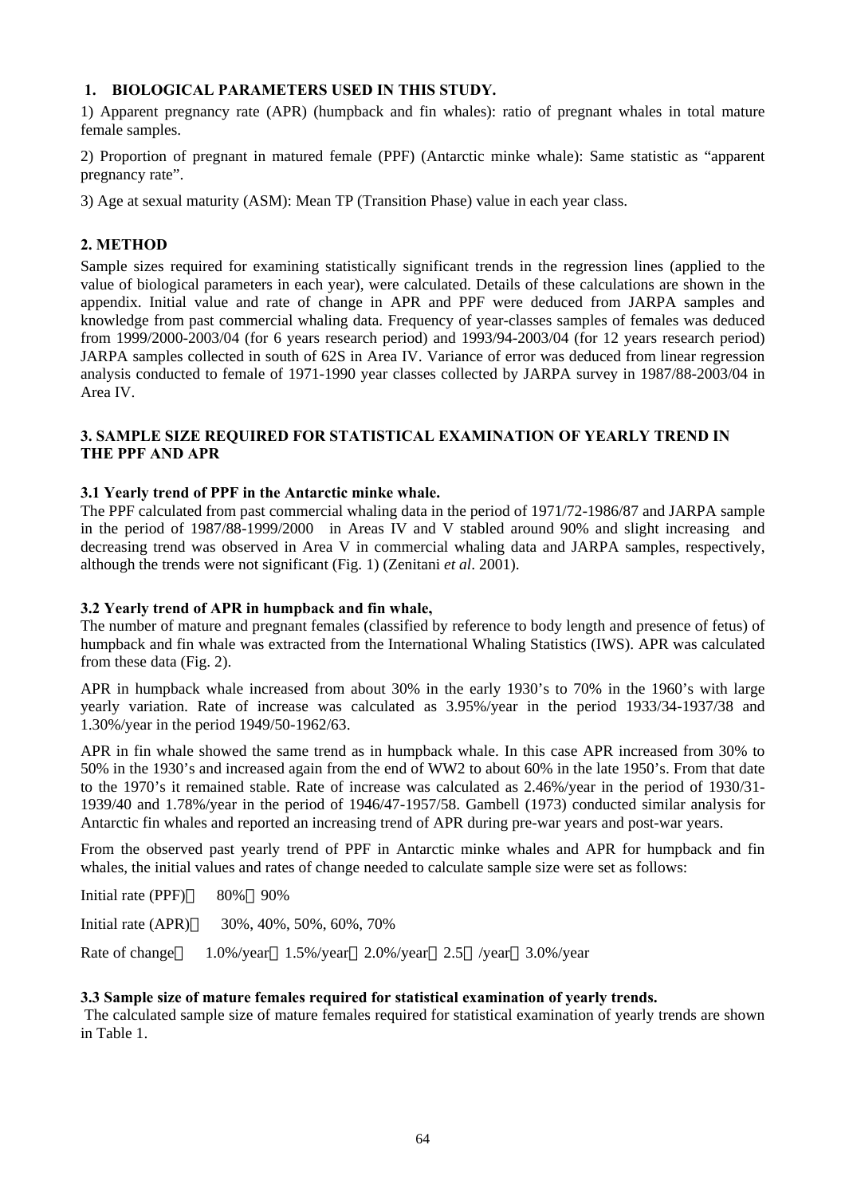## 1. BIOLOGICAL PARAMETERS USED IN THIS STUDY.

1) Apparent pregnancy rate (APR) (humpback and fin whales): ratio of pregnant whales in total mature female samples.

2) Proportion of pregnant in matured female (PPF) (Antarctic minke whale): Same statistic as "apparent pregnancy rate".

3) Age at sexual maturity (ASM): Mean TP (Transition Phase) value in each year class.

## 2. METHOD

Sample sizes required for examining statistically significant trends in the regression lines (applied to the value of biological parameters in each year), were calculated. Details of these calculations are shown in the appendix. Initial value and rate of change in APR and PPF were deduced from JARPA samples and knowledge from past commercial whaling data. Frequency of year-classes samples of females was deduced from 1999/2000-2003/04 (for 6 years research period) and 1993/94-2003/04 (for 12 years research period) JARPA samples collected in south of 62S in Area IV. Variance of error was deduced from linear regression analysis conducted to female of 1971-1990 year classes collected by JARPA survey in 1987/88-2003/04 in Area IV.

## 3. SAMPLE SIZE REQUIRED FOR STATISTICAL EXAMINATION OF YEARLY TREND IN THE PPF AND APR

### 3.1 Yearly trend of PPF in the Antarctic minke whale.

The PPF calculated from past commercial whaling data in the period of 1971/72-1986/87 and JARPA sample in the period of 1987/88-1999/2000 in Areas IV and V stabled around 90% and slight increasing and decreasing trend was observed in Area V in commercial whaling data and JARPA samples, respectively, although the trends were not significant (Fig. 1) (Zenitani *et al*. 2001).

### 3.2 Yearly trend of APR in humpback and fin whale,

The number of mature and pregnant females (classified by reference to body length and presence of fetus) of humpback and fin whale was extracted from the International Whaling Statistics (IWS). APR was calculated from these data (Fig. 2).

APR in humpback whale increased from about 30% in the early 1930's to 70% in the 1960's with large yearly variation. Rate of increase was calculated as 3.95%/year in the period 1933/34-1937/38 and 1.30%/year in the period 1949/50-1962/63.

APR in fin whale showed the same trend as in humpback whale. In this case APR increased from 30% to 50% in the 1930's and increased again from the end of WW2 to about 60% in the late 1950's. From that date to the 1970's it remained stable. Rate of increase was calculated as 2.46%/year in the period of 1930/31-1939/40 and 1.78%/year in the period of 1946/47-1957/58. Gambell (1973) conducted similar analysis for Antarctic fin whales and reported an increasing trend of APR during pre-war years and post-war years.

From the observed past yearly trend of PPF in Antarctic minke whales and APR for humpback and fin whales, the initial values and rates of change needed to calculate sample size were set as follows:

Initial rate (PPF) 80% 90%

Initial rate (APR) 30%, 40%, 50%, 60%, 70%

Rate of change 1.0%/year 1.5%/year 2.0%/year 2.5 /year 3.0%/year

### 3.3 Sample size of mature females required for statistical examination of yearly trends.

The calculated sample size of mature females required for statistical examination of yearly trends are shown in Table 1.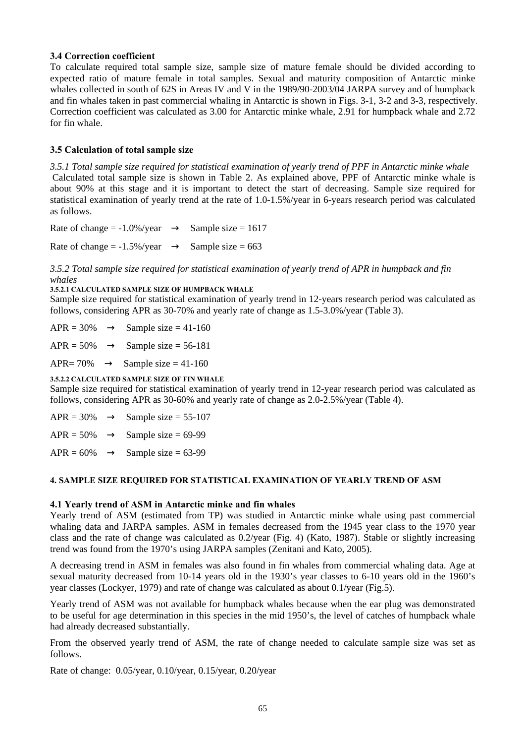### 3.4 Correction coefficient

To calculate required total sample size, sample size of mature female should be divided according to expected ratio of mature female in total samples. Sexual and maturity composition of Antarctic minke whales collected in south of 62S in Areas IV and V in the 1989/90-2003/04 JARPA survey and of humpback and fin whales taken in past commercial whaling in Antarctic is shown in Figs. 3-1, 3-2 and 3-3, respectively. Correction coefficient was calculated as 3.00 for Antarctic minke whale, 2.91 for humpback whale and 2.72 for fin whale.

### 3.5 Calculation of total sample size

*3.5.1 Total sample size required for statistical examination of yearly trend of PPF in Antarctic minke whale*

Calculated total sample size is shown in Table 2. As explained above, PPF of Antarctic minke whale is about 90% at this stage and it is important to detect the start of decreasing. Sample size required for statistical examination of yearly trend at the rate of 1.0-1.5%/year in 6-years research period was calculated as follows.

Rate of change = -1.0%/year → Sample size = 1617

Rate of change = -1.5%/year → Sample size = 663

*3.5.2 Total sample size required for statistical examination of yearly trend of APR in humpback and fin whales*

**3.5.2.1 CALCULATED SAMPLE SIZE OF HUMPBACK WHALE**

Sample size required for statistical examination of yearly trend in 12-years research period was calculated as follows, considering APR as 30-70% and yearly rate of change as 1.5-3.0%/year (Table 3).

APR = 30% → Sample size = 41-160

APR = 50% → Sample size = 56-181

APR= 70% → Sample size = 41-160

**3.5.2.2 CALCULATED SAMPLE SIZE OF FIN WHALE**

Sample size required for statistical examination of yearly trend in 12-year research period was calculated as follows, considering APR as 30-60% and yearly rate of change as 2.0-2.5%/year (Table 4).

APR = 30% → Sample size = 55-107

APR = 50% → Sample size = 69-99

APR = 60% → Sample size = 63-99

## 4. SAMPLE SIZE REQUIRED FOR STATISTICAL EXAMINATION OF YEARLY TREND OF ASM

### 4.1 Yearly trend of ASM in Antarctic minke and fin whales

Yearly trend of ASM (estimated from TP) was studied in Antarctic minke whale using past commercial whaling data and JARPA samples. ASM in females decreased from the 1945 year class to the 1970 year class and the rate of change was calculated as 0.2/year (Fig. 4) (Kato, 1987). Stable or slightly increasing trend was found from the 1970's using JARPA samples (Zenitani and Kato, 2005).

A decreasing trend in ASM in females was also found in fin whales from commercial whaling data. Age at sexual maturity decreased from 10-14 years old in the 1930's year classes to 6-10 years old in the 1960's year classes (Lockyer, 1979) and rate of change was calculated as about 0.1/year (Fig.5).

Yearly trend of ASM was not available for humpback whales because when the ear plug was demonstrated to be useful for age determination in this species in the mid 1950's, the level of catches of humpback whale had already decreased substantially.

From the observed yearly trend of ASM, the rate of change needed to calculate sample size was set as follows.

Rate of change: 0.05/year, 0.10/year, 0.15/year, 0.20/year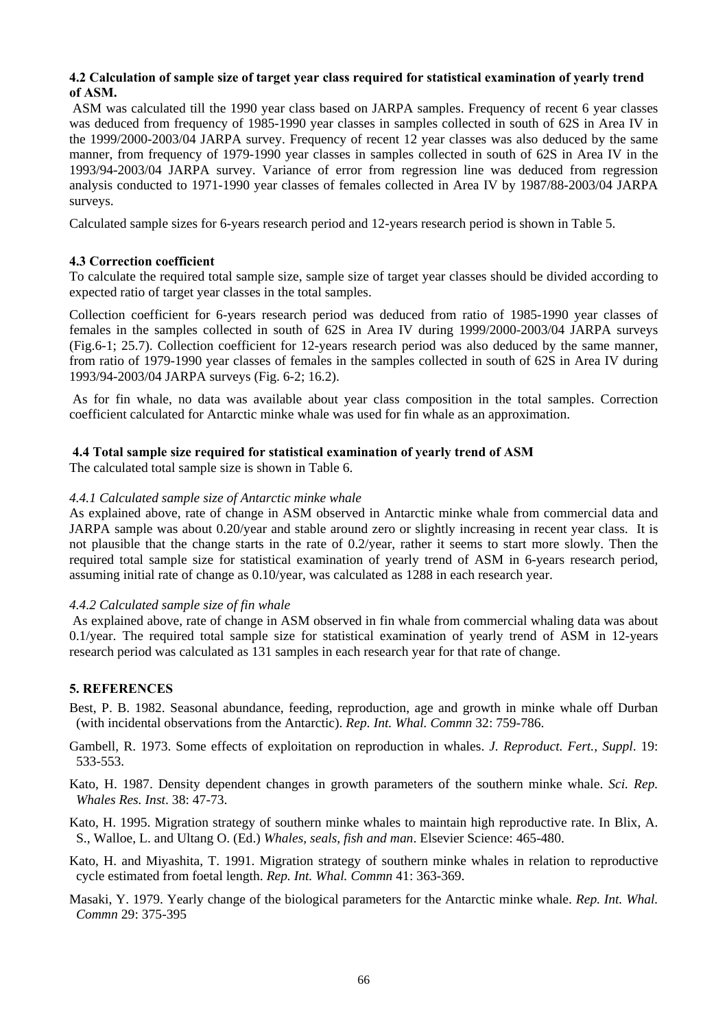### 4.2 Calculation of sample size of target year class required for statistical examination of yearly trend of ASM.

ASM was calculated till the 1990 year class based on JARPA samples. Frequency of recent 6 year classes was deduced from frequency of 1985-1990 year classes in samples collected in south of 62S in Area IV in the 1999/2000-2003/04 JARPA survey. Frequency of recent 12 year classes was also deduced by the same manner, from frequency of 1979-1990 year classes in samples collected in south of 62S in Area IV in the 1993/94-2003/04 JARPA survey. Variance of error from regression line was deduced from regression analysis conducted to 1971-1990 year classes of females collected in Area IV by 1987/88-2003/04 JARPA surveys.

Calculated sample sizes for 6-years research period and 12-years research period is shown in Table 5.

### 4.3 Correction coefficient

To calculate the required total sample size, sample size of target year classes should be divided according to expected ratio of target year classes in the total samples.

Collection coefficient for 6-years research period was deduced from ratio of 1985-1990 year classes of females in the samples collected in south of 62S in Area IV during 1999/2000-2003/04 JARPA surveys (Fig.6-1; 25.7). Collection coefficient for 12-years research period was also deduced by the same manner, from ratio of 1979-1990 year classes of females in the samples collected in south of 62S in Area IV during 1993/94-2003/04 JARPA surveys (Fig. 6-2; 16.2).

As for fin whale, no data was available about year class composition in the total samples. Correction coefficient calculated for Antarctic minke whale was used for fin whale as an approximation.

### 4.4 Total sample size required for statistical examination of yearly trend of ASM

The calculated total sample size is shown in Table 6.

#### *4.4.1 Calculated sample size of Antarctic minke whale*

As explained above, rate of change in ASM observed in Antarctic minke whale from commercial data and JARPA sample was about 0.20/year and stable around zero or slightly increasing in recent year class. It is not plausible that the change starts in the rate of 0.2/year, rather it seems to start more slowly. Then the required total sample size for statistical examination of yearly trend of ASM in 6-years research period, assuming initial rate of change as 0.10/year, was calculated as 1288 in each research year.

#### *4.4.2 Calculated sample size of fin whale*

As explained above, rate of change in ASM observed in fin whale from commercial whaling data was about 0.1/year. The required total sample size for statistical examination of yearly trend of ASM in 12-years research period was calculated as 131 samples in each research year for that rate of change.

## 5. REFERENCES

Best, P. B. 1982. Seasonal abundance, feeding, reproduction, age and growth in minke whale off Durban (with incidental observations from the Antarctic). *Rep. Int. Whal. Commn* 32: 759-786.

Gambell, R. 1973. Some effects of exploitation on reproduction in whales. *J. Reproduct. Fert., Suppl*. 19: 533-553.

Kato, H. 1987. Density dependent changes in growth parameters of the southern minke whale. *Sci. Rep. Whales Res. Inst*. 38: 47-73.

Kato, H. 1995. Migration strategy of southern minke whales to maintain high reproductive rate. In Blix, A. S., Walloe, L. and Ultang O. (Ed.) *Whales, seals, fish and man*. Elsevier Science: 465-480.

Kato, H. and Miyashita, T. 1991. Migration strategy of southern minke whales in relation to reproductive cycle estimated from foetal length. *Rep. Int. Whal. Commn* 41: 363-369.

Masaki, Y. 1979. Yearly change of the biological parameters for the Antarctic minke whale. *Rep. Int. Whal. Commn* 29: 375-395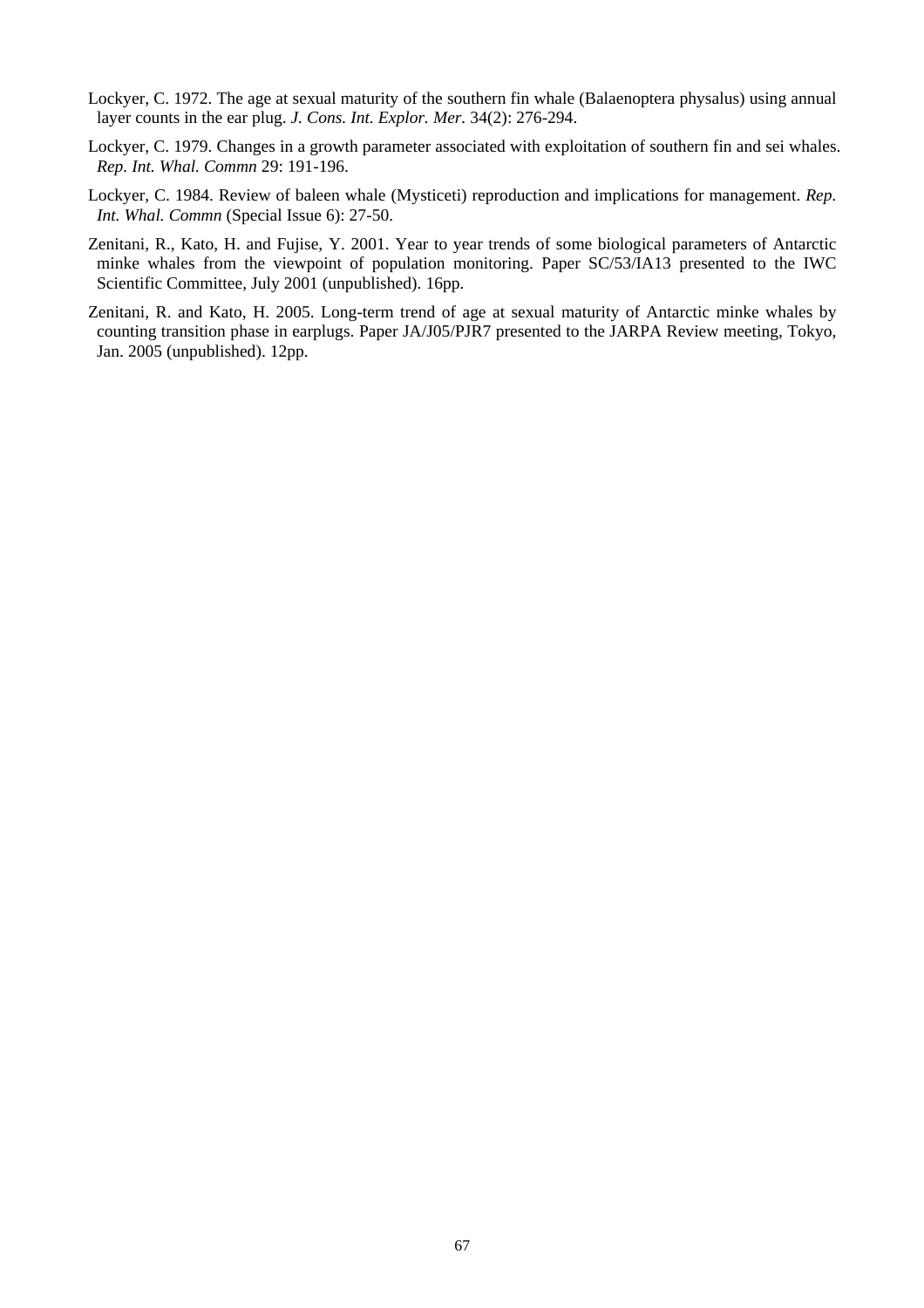Lockyer, C. 1972. The age at sexual maturity of the southern fin whale (Balaenoptera physalus) using annual layer counts in the ear plug. *J. Cons. Int. Explor. Mer*. 34(2): 276-294.

Lockyer, C. 1979. Changes in a growth parameter associated with exploitation of southern fin and sei whales. *Rep. Int. Whal. Commn* 29: 191-196.

Lockyer, C. 1984. Review of baleen whale (Mysticeti) reproduction and implications for management. *Rep. Int. Whal. Commn* (Special Issue 6): 27-50.

Zenitani, R., Kato, H. and Fujise, Y. 2001. Year to year trends of some biological parameters of Antarctic minke whales from the viewpoint of population monitoring. Paper SC/53/IA13 presented to the IWC Scientific Committee, July 2001 (unpublished). 16pp.

Zenitani, R. and Kato, H. 2005. Long-term trend of age at sexual maturity of Antarctic minke whales by counting transition phase in earplugs. Paper JA/J05/PJR7 presented to the JARPA Review meeting, Tokyo, Jan. 2005 (unpublished). 12pp.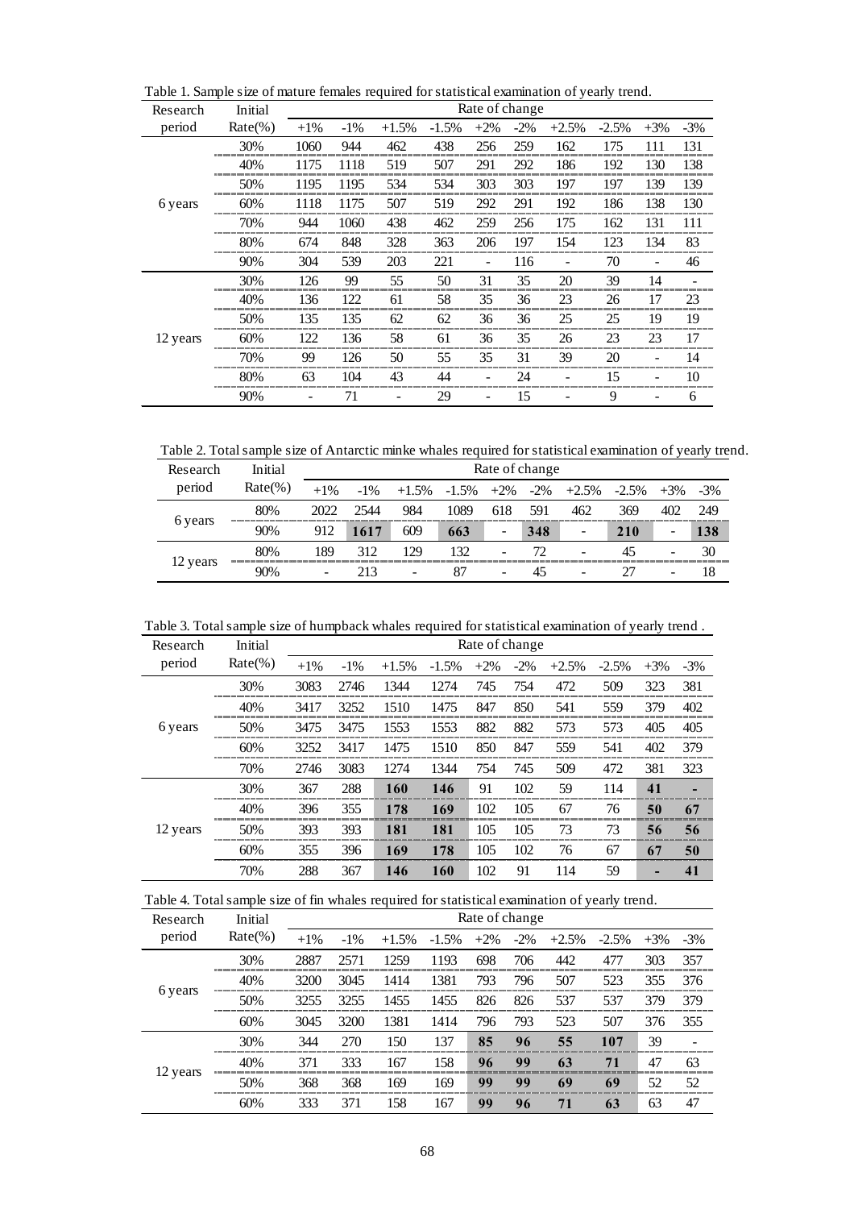Table 1. Sample size of mature females required for statistical examination of yearly trend.

| Research period | Initial Rate(%) | Rate of change | | | | | | | | | |
|---|---|---|---|---|---|---|---|---|---|---|---|
| | | +1% | -1% | +1.5% | -1.5% | +2% | -2% | +2.5% | -2.5% | +3% | -3% |
| 6 years | 30% | 1060 | 944 | 462 | 438 | 256 | 259 | 162 | 175 | 111 | 131 |
| | 40% | 1175 | 1118 | 519 | 507 | 291 | 292 | 186 | 192 | 130 | 138 |
| | 50% | 1195 | 1195 | 534 | 534 | 303 | 303 | 197 | 197 | 139 | 139 |
| | 60% | 1118 | 1175 | 507 | 519 | 292 | 291 | 192 | 186 | 138 | 130 |
| | 70% | 944 | 1060 | 438 | 462 | 259 | 256 | 175 | 162 | 131 | 111 |
| | 80% | 674 | 848 | 328 | 363 | 206 | 197 | 154 | 123 | 134 | 83 |
| | 90% | 304 | 539 | 203 | 221 | - | 116 | - | 70 | - | 46 |
| 12 years | 30% | 126 | 99 | 55 | 50 | 31 | 35 | 20 | 39 | 14 | - |
| | 40% | 136 | 122 | 61 | 58 | 35 | 36 | 23 | 26 | 17 | 23 |
| | 50% | 135 | 135 | 62 | 62 | 36 | 36 | 25 | 25 | 19 | 19 |
| | 60% | 122 | 136 | 58 | 61 | 36 | 35 | 26 | 23 | 23 | 17 |
| | 70% | 99 | 126 | 50 | 55 | 35 | 31 | 39 | 20 | - | 14 |
| | 80% | 63 | 104 | 43 | 44 | - | 24 | - | 15 | - | 10 |
| | 90% | - | 71 | - | 29 | - | 15 | - | 9 | - | 6 |

Table 2. Total sample size of Antarctic minke whales required for statistical examination of yearly trend.

| Research period | Initial Rate(%) | Rate of change | | | | | | | | | |
|---|---|---|---|---|---|---|---|---|---|---|---|
| | | +1% | -1% | +1.5% | -1.5% | +2% | -2% | +2.5% | -2.5% | +3% | -3% |
| 6 years | 80% | 2022 | 2544 | 984 | 1089 | 618 | 591 | 462 | 369 | 402 | 249 |
| | 90% | 912 | **1617** | 609 | **663** | - | **348** | - | **210** | - | **138** |
| 12 years | 80% | 189 | 312 | 129 | 132 | - | 72 | - | 45 | - | 30 |
| | 90% | - | 213 | - | 87 | - | 45 | - | 27 | - | 18 |

Table 3. Total sample size of humpback whales required for statistical examination of yearly trend .

| Research period | Initial Rate(%) | Rate of change | | | | | | | | | |
|---|---|---|---|---|---|---|---|---|---|---|---|
| | | +1% | -1% | +1.5% | -1.5% | +2% | -2% | +2.5% | -2.5% | +3% | -3% |
| 6 years | 30% | 3083 | 2746 | 1344 | 1274 | 745 | 754 | 472 | 509 | 323 | 381 |
| | 40% | 3417 | 3252 | 1510 | 1475 | 847 | 850 | 541 | 559 | 379 | 402 |
| | 50% | 3475 | 3475 | 1553 | 1553 | 882 | 882 | 573 | 573 | 405 | 405 |
| | 60% | 3252 | 3417 | 1475 | 1510 | 850 | 847 | 559 | 541 | 402 | 379 |
| | 70% | 2746 | 3083 | 1274 | 1344 | 754 | 745 | 509 | 472 | 381 | 323 |
| 12 years | 30% | 367 | 288 | **160** | **146** | 91 | 102 | 59 | 114 | **41** | **-** |
| | 40% | 396 | 355 | **178** | **169** | 102 | 105 | 67 | 76 | **50** | **67** |
| | 50% | 393 | 393 | **181** | **181** | 105 | 105 | 73 | 73 | **56** | **56** |
| | 60% | 355 | 396 | **169** | **178** | 105 | 102 | 76 | 67 | **67** | **50** |
| | 70% | 288 | 367 | **146** | **160** | 102 | 91 | 114 | 59 | **-** | **41** |

Table 4. Total sample size of fin whales required for statistical examination of yearly trend.

| Research period | Initial Rate(%) | Rate of change | | | | | | | | | |
|---|---|---|---|---|---|---|---|---|---|---|---|
| | | +1% | -1% | +1.5% | -1.5% | +2% | -2% | +2.5% | -2.5% | +3% | -3% |
| 6 years | 30% | 2887 | 2571 | 1259 | 1193 | 698 | 706 | 442 | 477 | 303 | 357 |
| | 40% | 3200 | 3045 | 1414 | 1381 | 793 | 796 | 507 | 523 | 355 | 376 |
| | 50% | 3255 | 3255 | 1455 | 1455 | 826 | 826 | 537 | 537 | 379 | 379 |
| | 60% | 3045 | 3200 | 1381 | 1414 | 796 | 793 | 523 | 507 | 376 | 355 |
| 12 years | 30% | 344 | 270 | 150 | 137 | **85** | **96** | **55** | **107** | 39 | - |
| | 40% | 371 | 333 | 167 | 158 | **96** | **99** | **63** | **71** | 47 | 63 |
| | 50% | 368 | 368 | 169 | 169 | **99** | **99** | **69** | **69** | 52 | 52 |
| | 60% | 333 | 371 | 158 | 167 | **99** | **96** | **71** | **63** | 63 | 47 |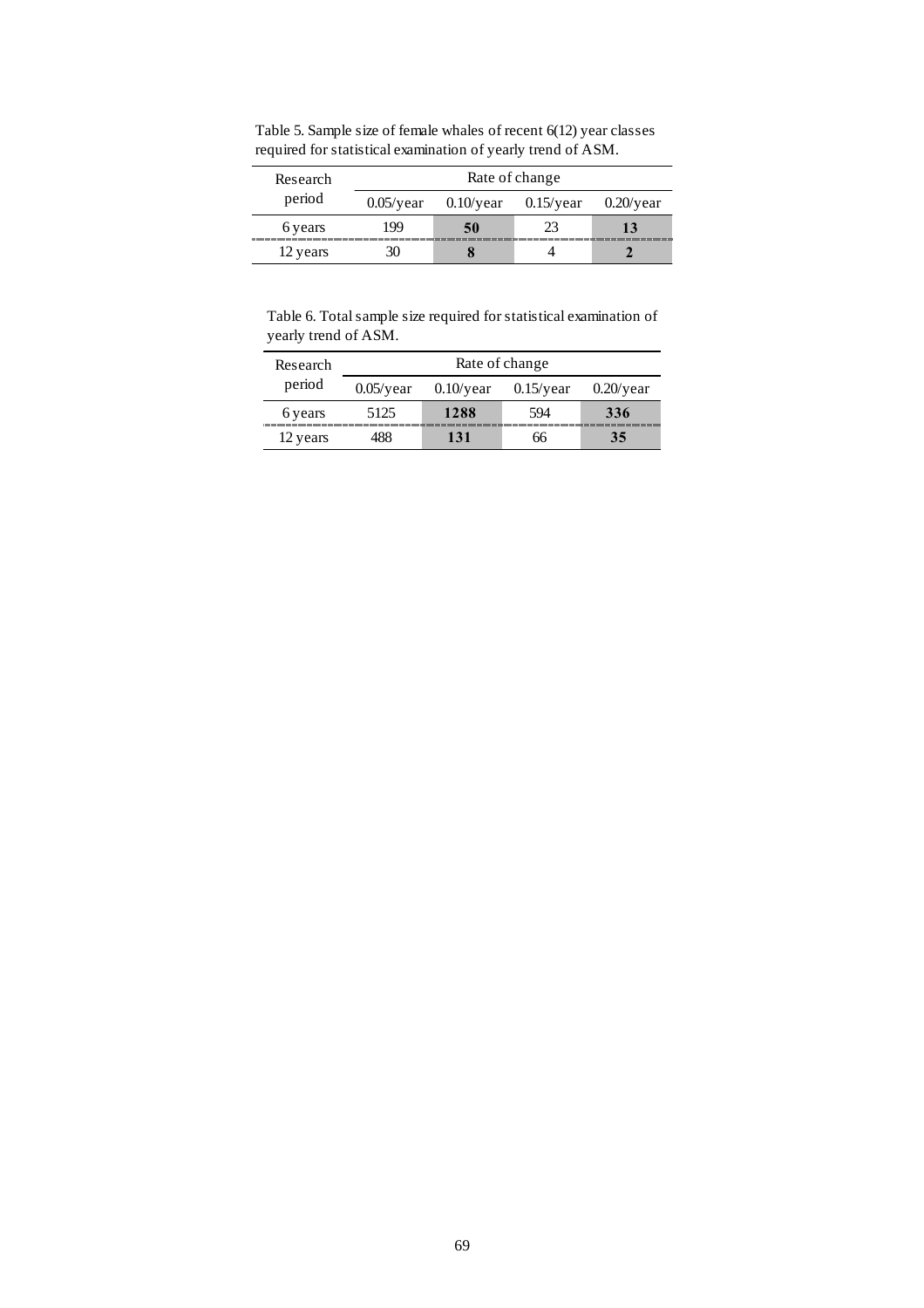Table 5. Sample size of female whales of recent 6(12) year classes required for statistical examination of yearly trend of ASM.

| Research period | Rate of change | | | |
|---|---|---|---|---|
| | 0.05/year | 0.10/year | 0.15/year | 0.20/year |
| 6 years | 199 | **50** | 23 | **13** |
| 12 years | 30 | **8** | 4 | **2** |

Table 6. Total sample size required for statistical examination of yearly trend of ASM.

| Research period | Rate of change | | | |
|---|---|---|---|---|
| | 0.05/year | 0.10/year | 0.15/year | 0.20/year |
| 6 years | 5125 | **1288** | 594 | **336** |
| 12 years | 488 | **131** | 66 | **35** |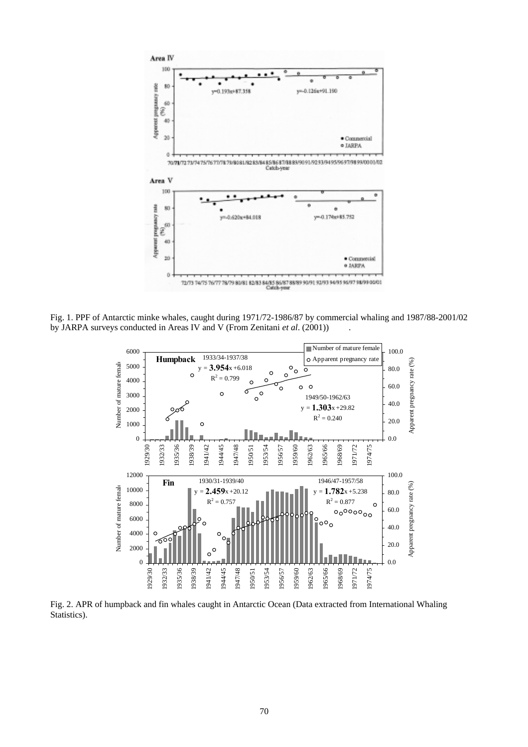Fig. 1. PPF of Antarctic minke whales, caught during 1971/72-1986/87 by commercial whaling and 1987/88-2001/02 by JARPA surveys conducted in Areas IV and V (From Zenitani *et al*. (2001)).

Fig. 2. APR of humpback and fin whales caught in Antarctic Ocean (Data extracted from International Whaling Statistics).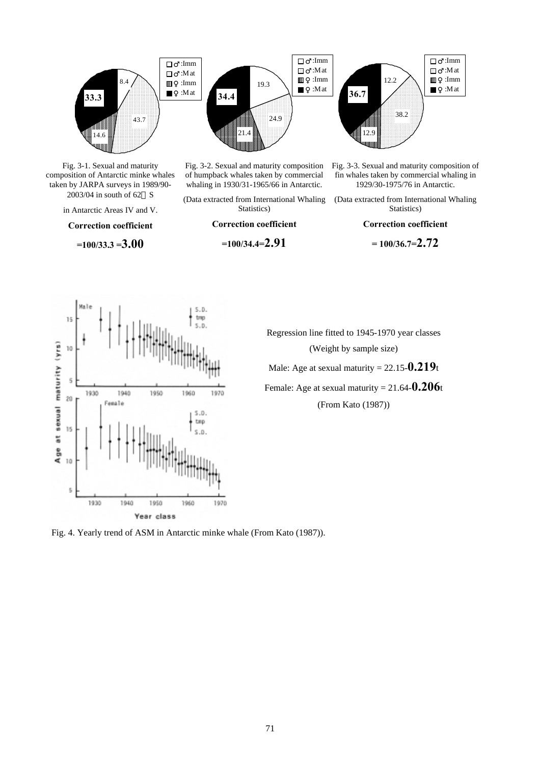Fig. 3-1. Sexual and maturity composition of Antarctic minke whales taken by JARPA surveys in 1989/90-2003/04 in south of 62゜S in Antarctic Areas IV and V.

**Correction coefficient**

**=100/33.3 =3.00**

Fig. 3-2. Sexual and maturity composition of humpback whales taken by commercial whaling in 1930/31-1965/66 in Antarctic.

(Data extracted from International Whaling Statistics)

**Correction coefficient**

**=100/34.4=2.91**

Fig. 3-3. Sexual and maturity composition of fin whales taken by commercial whaling in 1929/30-1975/76 in Antarctic.

(Data extracted from International Whaling Statistics)

**Correction coefficient**

**= 100/36.7=2.72**

Regression line fitted to 1945-1970 year classes

(Weight by sample size)

Male: Age at sexual maturity = 22.15-**0.219**t

Female: Age at sexual maturity = 21.64-**0.206**t

(From Kato (1987))

Fig. 4. Yearly trend of ASM in Antarctic minke whale (From Kato (1987)).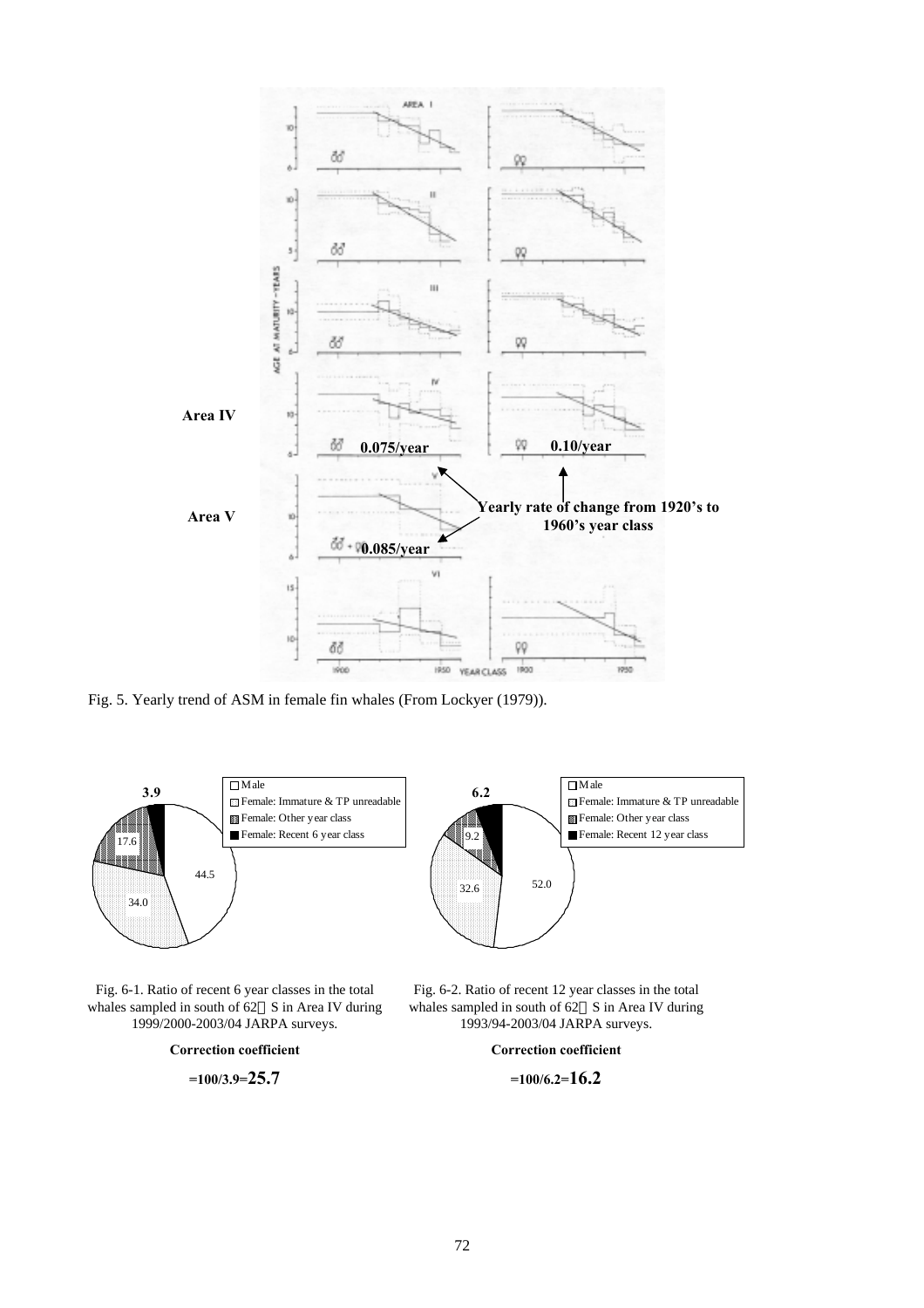Area IV

0.075/year

0.10/year

Yearly rate of change from 1920's to 1960's year class

Area V

0.085/year

Fig. 5. Yearly trend of ASM in female fin whales (From Lockyer (1979)).

Fig. 6-1. Ratio of recent 6 year classes in the total whales sampled in south of 62°S in Area IV during 1999/2000-2003/04 JARPA surveys.

**Correction coefficient**

**=100/3.9=25.7**

Fig. 6-2. Ratio of recent 12 year classes in the total whales sampled in south of 62°S in Area IV during 1993/94-2003/04 JARPA surveys.

**Correction coefficient**

**=100/6.2=16.2**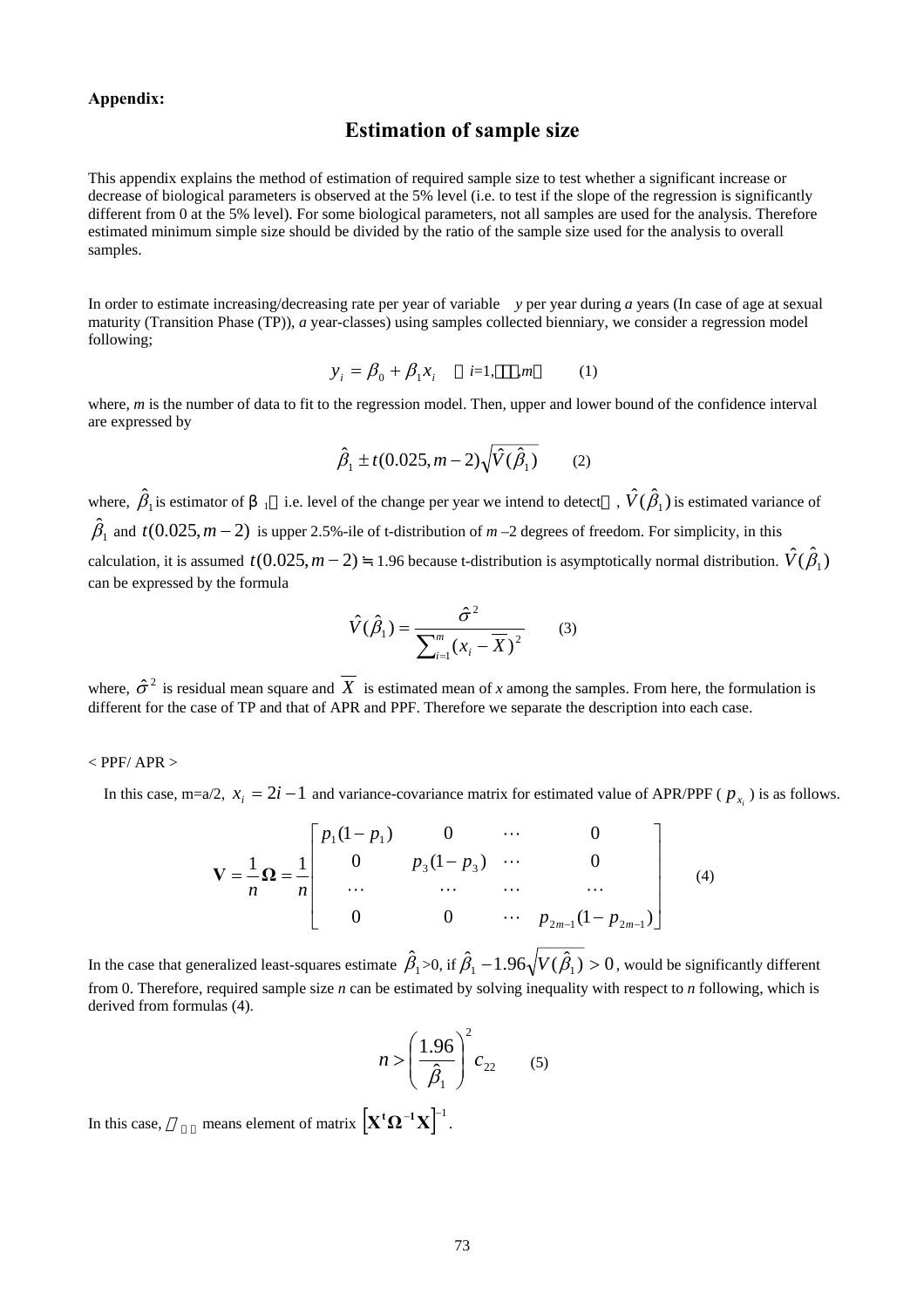**Appendix:**

## Estimation of sample size

This appendix explains the method of estimation of required sample size to test whether a significant increase or decrease of biological parameters is observed at the 5% level (i.e. to test if the slope of the regression is significantly different from 0 at the 5% level). For some biological parameters, not all samples are used for the analysis. Therefore estimated minimum simple size should be divided by the ratio of the sample size used for the analysis to overall samples.

In order to estimate increasing/decreasing rate per year of variable *y* per year during *a* years (In case of age at sexual maturity (Transition Phase (TP)), *a* year-classes) using samples collected bienniary, we consider a regression model following;

$$y_i = \beta_0 + \beta_1 x_i \quad (i=1,\cdots,m) \qquad (1)$$

where, *m* is the number of data to fit to the regression model. Then, upper and lower bound of the confidence interval are expressed by

$$\hat{\beta}_1 \pm t(0.025, m-2)\sqrt{\hat{V}(\hat{\beta}_1)} \qquad (2)$$

where, $\hat{\beta}_1$ is estimator of $\beta_1$ (i.e. level of the change per year we intend to detect), $\hat{V}(\hat{\beta}_1)$ is estimated variance of $\hat{\beta}_1$ and $t(0.025, m-2)$ is upper 2.5%-ile of t-distribution of $m-2$ degrees of freedom. For simplicity, in this calculation, it is assumed $t(0.025, m-2) \fallingdotseq 1.96$ because t-distribution is asymptotically normal distribution. $\hat{V}(\hat{\beta}_1)$ can be expressed by the formula

$$\hat{V}(\hat{\beta}_1) = \frac{\hat{\sigma}^2}{\sum_{i=1}^{m}(x_i - \overline{X})^2} \qquad (3)$$

where, $\hat{\sigma}^2$ is residual mean square and $\overline{X}$ is estimated mean of *x* among the samples. From here, the formulation is different for the case of TP and that of APR and PPF. Therefore we separate the description into each case.

< PPF/ APR >

In this case, m=a/2, $x_i = 2i - 1$ and variance-covariance matrix for estimated value of APR/PPF ( $p_{x_i}$ ) is as follows.

$$\mathbf{V} = \frac{1}{n}\mathbf{\Omega} = \frac{1}{n}\begin{bmatrix} p_1(1-p_1) & 0 & \cdots & 0 \\ 0 & p_3(1-p_3) & \cdots & 0 \\ \cdots & \cdots & \cdots & \cdots \\ 0 & 0 & \cdots & p_{2m-1}(1-p_{2m-1}) \end{bmatrix} \qquad (4)$$

In the case that generalized least-squares estimate $\hat{\beta}_1 > 0$, if $\hat{\beta}_1 - 1.96\sqrt{V(\hat{\beta}_1)} > 0$, would be significantly different from 0. Therefore, required sample size *n* can be estimated by solving inequality with respect to *n* following, which is derived from formulas (4).

$$n > \left(\frac{1.96}{\hat{\beta}_1}\right)^2 c_{22} \qquad (5)$$

In this case, $c_{22}$ means element of matrix $\left[\mathbf{X^t\Omega^{-1}X}\right]^{-1}$.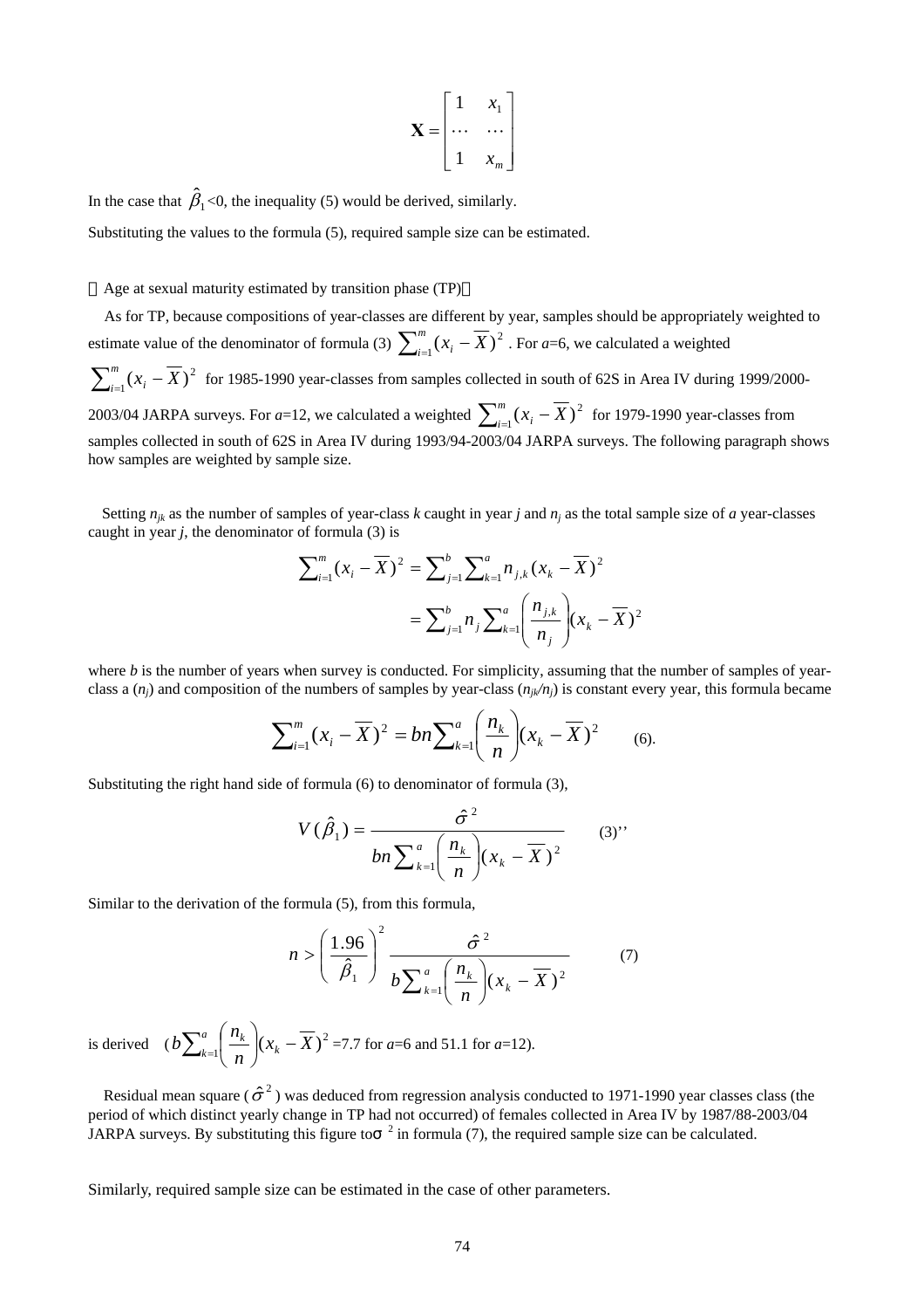$$\mathbf{X} = \begin{bmatrix} 1 & x_1 \\ \cdots & \cdots \\ 1 & x_m \end{bmatrix}$$

In the case that $\hat{\beta}_1$<0, the inequality (5) would be derived, similarly.

Substituting the values to the formula (5), required sample size can be estimated.

（Age at sexual maturity estimated by transition phase (TP)）

As for TP, because compositions of year-classes are different by year, samples should be appropriately weighted to estimate value of the denominator of formula (3) $\sum_{i=1}^{m}(x_i - \overline{X})^2$ . For *a*=6, we calculated a weighted $\sum_{i=1}^{m}(x_i - \overline{X})^2$ for 1985-1990 year-classes from samples collected in south of 62S in Area IV during 1999/2000-2003/04 JARPA surveys. For *a*=12, we calculated a weighted $\sum_{i=1}^{m}(x_i - \overline{X})^2$ for 1979-1990 year-classes from samples collected in south of 62S in Area IV during 1993/94-2003/04 JARPA surveys. The following paragraph shows how samples are weighted by sample size.

Setting $n_{jk}$ as the number of samples of year-class *k* caught in year *j* and $n_j$ as the total sample size of *a* year-classes caught in year *j*, the denominator of formula (3) is

$$\sum_{i=1}^{m}(x_i - \overline{X})^2 = \sum_{j=1}^{b}\sum_{k=1}^{a} n_{j,k}(x_k - \overline{X})^2$$

$$= \sum_{j=1}^{b} n_j \sum_{k=1}^{a}\left(\frac{n_{j,k}}{n_j}\right)(x_k - \overline{X})^2$$

where *b* is the number of years when survey is conducted. For simplicity, assuming that the number of samples of year-class a ($n_j$) and composition of the numbers of samples by year-class ($n_{jk}/n_j$) is constant every year, this formula became

$$\sum_{i=1}^{m}(x_i - \overline{X})^2 = bn\sum_{k=1}^{a}\left(\frac{n_k}{n}\right)(x_k - \overline{X})^2 \qquad (6).$$

Substituting the right hand side of formula (6) to denominator of formula (3),

$$V(\hat{\beta}_1) = \frac{\hat{\sigma}^2}{bn\sum_{k=1}^{a}\left(\frac{n_k}{n}\right)(x_k - \overline{X})^2} \qquad (3)''$$

Similar to the derivation of the formula (5), from this formula,

$$n > \left(\frac{1.96}{\hat{\beta}_1}\right)^2 \frac{\hat{\sigma}^2}{b\sum_{k=1}^{a}\left(\frac{n_k}{n}\right)(x_k - \overline{X})^2} \qquad (7)$$

is derived ($b\sum_{k=1}^{a}\left(\frac{n_k}{n}\right)(x_k - \overline{X})^2$ =7.7 for *a*=6 and 51.1 for *a*=12).

Residual mean square ($\hat{\sigma}^2$) was deduced from regression analysis conducted to 1971-1990 year classes class (the period of which distinct yearly change in TP had not occurred) of females collected in Area IV by 1987/88-2003/04 JARPA surveys. By substituting this figure to $\sigma^2$ in formula (7), the required sample size can be calculated.

Similarly, required sample size can be estimated in the case of other parameters.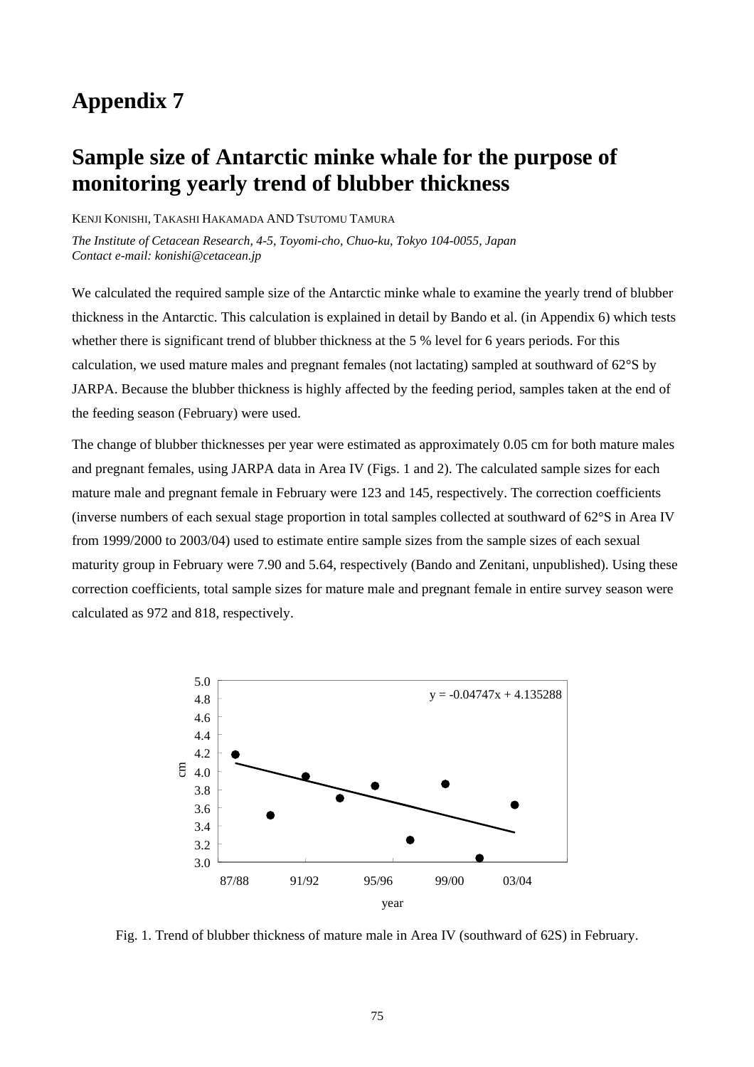# Appendix 7

# Sample size of Antarctic minke whale for the purpose of monitoring yearly trend of blubber thickness

KENJI KONISHI, TAKASHI HAKAMADA AND TSUTOMU TAMURA

*The Institute of Cetacean Research, 4-5, Toyomi-cho, Chuo-ku, Tokyo 104-0055, Japan*
*Contact e-mail: konishi@cetacean.jp*

We calculated the required sample size of the Antarctic minke whale to examine the yearly trend of blubber thickness in the Antarctic. This calculation is explained in detail by Bando et al. (in Appendix 6) which tests whether there is significant trend of blubber thickness at the 5 % level for 6 years periods. For this calculation, we used mature males and pregnant females (not lactating) sampled at southward of 62°S by JARPA. Because the blubber thickness is highly affected by the feeding period, samples taken at the end of the feeding season (February) were used.

The change of blubber thicknesses per year were estimated as approximately 0.05 cm for both mature males and pregnant females, using JARPA data in Area IV (Figs. 1 and 2). The calculated sample sizes for each mature male and pregnant female in February were 123 and 145, respectively. The correction coefficients (inverse numbers of each sexual stage proportion in total samples collected at southward of 62°S in Area IV from 1999/2000 to 2003/04) used to estimate entire sample sizes from the sample sizes of each sexual maturity group in February were 7.90 and 5.64, respectively (Bando and Zenitani, unpublished). Using these correction coefficients, total sample sizes for mature male and pregnant female in entire survey season were calculated as 972 and 818, respectively.

$y = -0.04747x + 4.135288$

Fig. 1. Trend of blubber thickness of mature male in Area IV (southward of 62S) in February.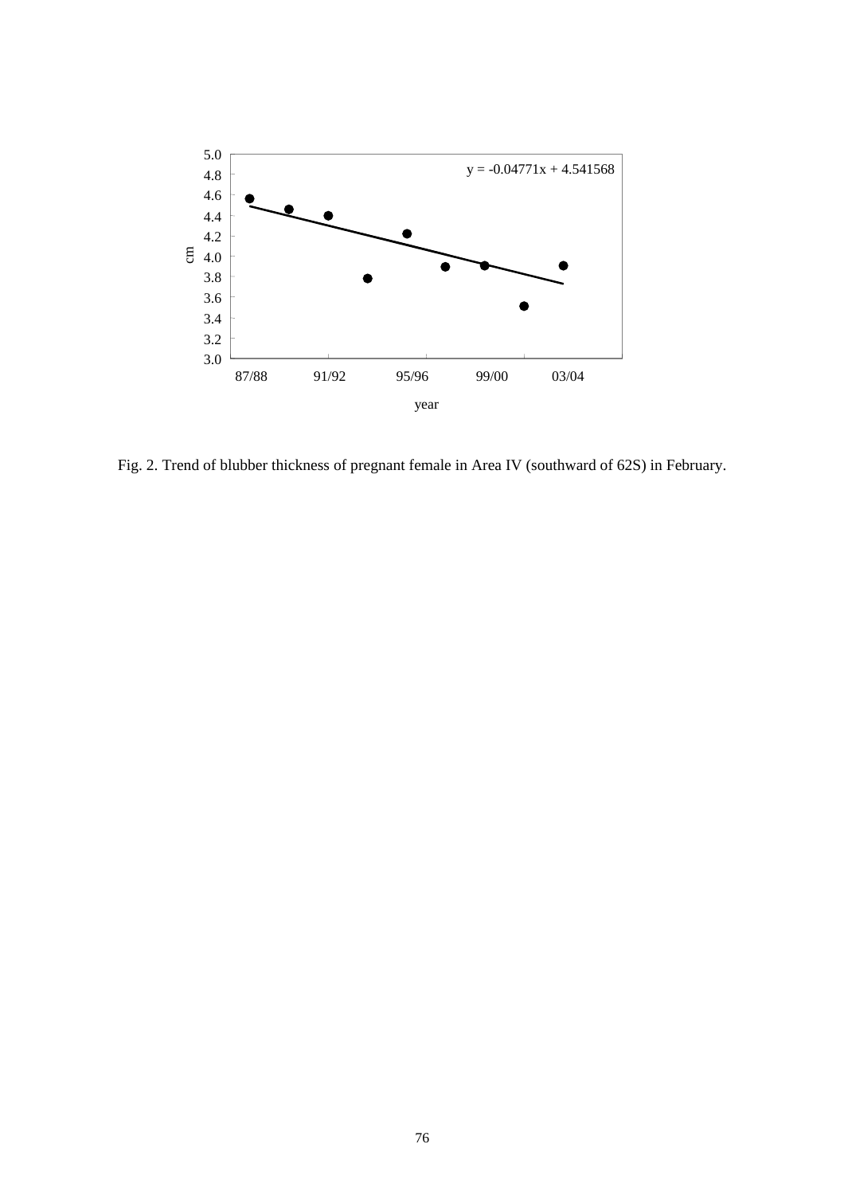Fig. 2. Trend of blubber thickness of pregnant female in Area IV (southward of 62S) in February.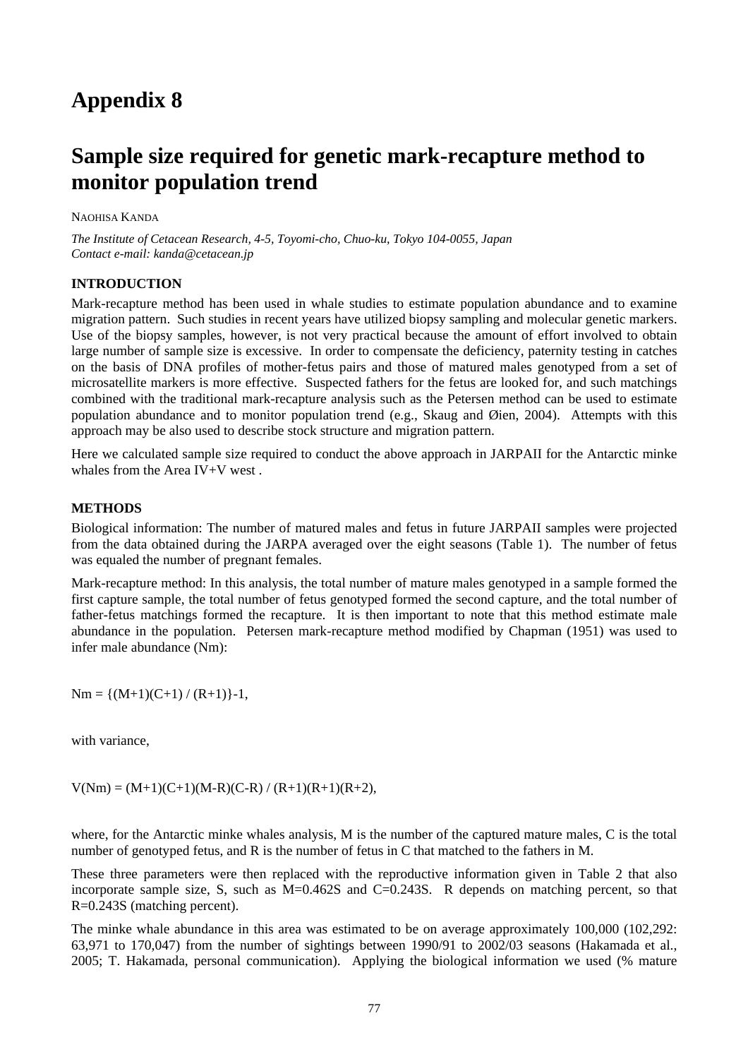# Appendix 8

# Sample size required for genetic mark-recapture method to monitor population trend

NAOHISA KANDA

*The Institute of Cetacean Research, 4-5, Toyomi-cho, Chuo-ku, Tokyo 104-0055, Japan*
*Contact e-mail: kanda@cetacean.jp*

### INTRODUCTION

Mark-recapture method has been used in whale studies to estimate population abundance and to examine migration pattern. Such studies in recent years have utilized biopsy sampling and molecular genetic markers. Use of the biopsy samples, however, is not very practical because the amount of effort involved to obtain large number of sample size is excessive. In order to compensate the deficiency, paternity testing in catches on the basis of DNA profiles of mother-fetus pairs and those of matured males genotyped from a set of microsatellite markers is more effective. Suspected fathers for the fetus are looked for, and such matchings combined with the traditional mark-recapture analysis such as the Petersen method can be used to estimate population abundance and to monitor population trend (e.g., Skaug and Øien, 2004). Attempts with this approach may be also used to describe stock structure and migration pattern.

Here we calculated sample size required to conduct the above approach in JARPAII for the Antarctic minke whales from the Area IV+V west .

### METHODS

Biological information: The number of matured males and fetus in future JARPAII samples were projected from the data obtained during the JARPA averaged over the eight seasons (Table 1). The number of fetus was equaled the number of pregnant females.

Mark-recapture method: In this analysis, the total number of mature males genotyped in a sample formed the first capture sample, the total number of fetus genotyped formed the second capture, and the total number of father-fetus matchings formed the recapture. It is then important to note that this method estimate male abundance in the population. Petersen mark-recapture method modified by Chapman (1951) was used to infer male abundance (Nm):

$$Nm = \{(M+1)(C+1) / (R+1)\}-1,$$

with variance,

$$V(Nm) = (M+1)(C+1)(M-R)(C-R) / (R+1)(R+1)(R+2),$$

where, for the Antarctic minke whales analysis, M is the number of the captured mature males, C is the total number of genotyped fetus, and R is the number of fetus in C that matched to the fathers in M.

These three parameters were then replaced with the reproductive information given in Table 2 that also incorporate sample size, S, such as M=0.462S and C=0.243S. R depends on matching percent, so that R=0.243S (matching percent).

The minke whale abundance in this area was estimated to be on average approximately 100,000 (102,292: 63,971 to 170,047) from the number of sightings between 1990/91 to 2002/03 seasons (Hakamada et al., 2005; T. Hakamada, personal communication). Applying the biological information we used (% mature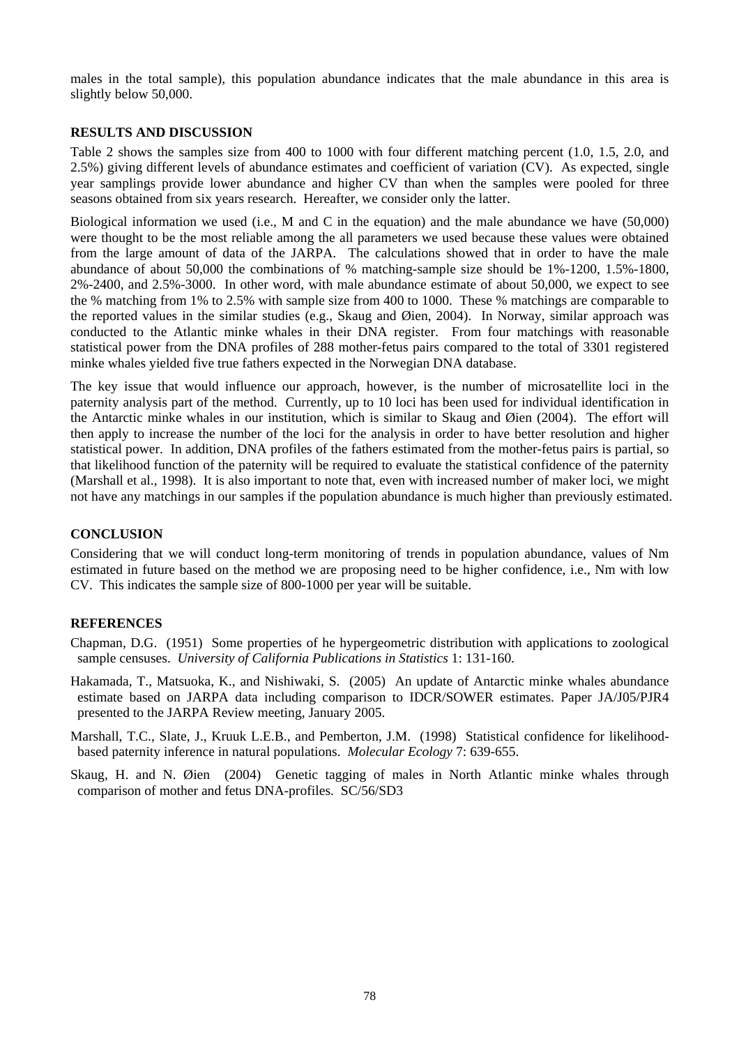males in the total sample), this population abundance indicates that the male abundance in this area is slightly below 50,000.

## RESULTS AND DISCUSSION

Table 2 shows the samples size from 400 to 1000 with four different matching percent (1.0, 1.5, 2.0, and 2.5%) giving different levels of abundance estimates and coefficient of variation (CV). As expected, single year samplings provide lower abundance and higher CV than when the samples were pooled for three seasons obtained from six years research. Hereafter, we consider only the latter.

Biological information we used (i.e., M and C in the equation) and the male abundance we have (50,000) were thought to be the most reliable among the all parameters we used because these values were obtained from the large amount of data of the JARPA. The calculations showed that in order to have the male abundance of about 50,000 the combinations of % matching-sample size should be 1%-1200, 1.5%-1800, 2%-2400, and 2.5%-3000. In other word, with male abundance estimate of about 50,000, we expect to see the % matching from 1% to 2.5% with sample size from 400 to 1000. These % matchings are comparable to the reported values in the similar studies (e.g., Skaug and Øien, 2004). In Norway, similar approach was conducted to the Atlantic minke whales in their DNA register. From four matchings with reasonable statistical power from the DNA profiles of 288 mother-fetus pairs compared to the total of 3301 registered minke whales yielded five true fathers expected in the Norwegian DNA database.

The key issue that would influence our approach, however, is the number of microsatellite loci in the paternity analysis part of the method. Currently, up to 10 loci has been used for individual identification in the Antarctic minke whales in our institution, which is similar to Skaug and Øien (2004). The effort will then apply to increase the number of the loci for the analysis in order to have better resolution and higher statistical power. In addition, DNA profiles of the fathers estimated from the mother-fetus pairs is partial, so that likelihood function of the paternity will be required to evaluate the statistical confidence of the paternity (Marshall et al., 1998). It is also important to note that, even with increased number of maker loci, we might not have any matchings in our samples if the population abundance is much higher than previously estimated.

## CONCLUSION

Considering that we will conduct long-term monitoring of trends in population abundance, values of Nm estimated in future based on the method we are proposing need to be higher confidence, i.e., Nm with low CV. This indicates the sample size of 800-1000 per year will be suitable.

## REFERENCES

Chapman, D.G. (1951) Some properties of he hypergeometric distribution with applications to zoological sample censuses. *University of California Publications in Statistics* 1: 131-160.

Hakamada, T., Matsuoka, K., and Nishiwaki, S. (2005) An update of Antarctic minke whales abundance estimate based on JARPA data including comparison to IDCR/SOWER estimates. Paper JA/J05/PJR4 presented to the JARPA Review meeting, January 2005.

Marshall, T.C., Slate, J., Kruuk L.E.B., and Pemberton, J.M. (1998) Statistical confidence for likelihood-based paternity inference in natural populations. *Molecular Ecology* 7: 639-655.

Skaug, H. and N. Øien (2004) Genetic tagging of males in North Atlantic minke whales through comparison of mother and fetus DNA-profiles. SC/56/SD3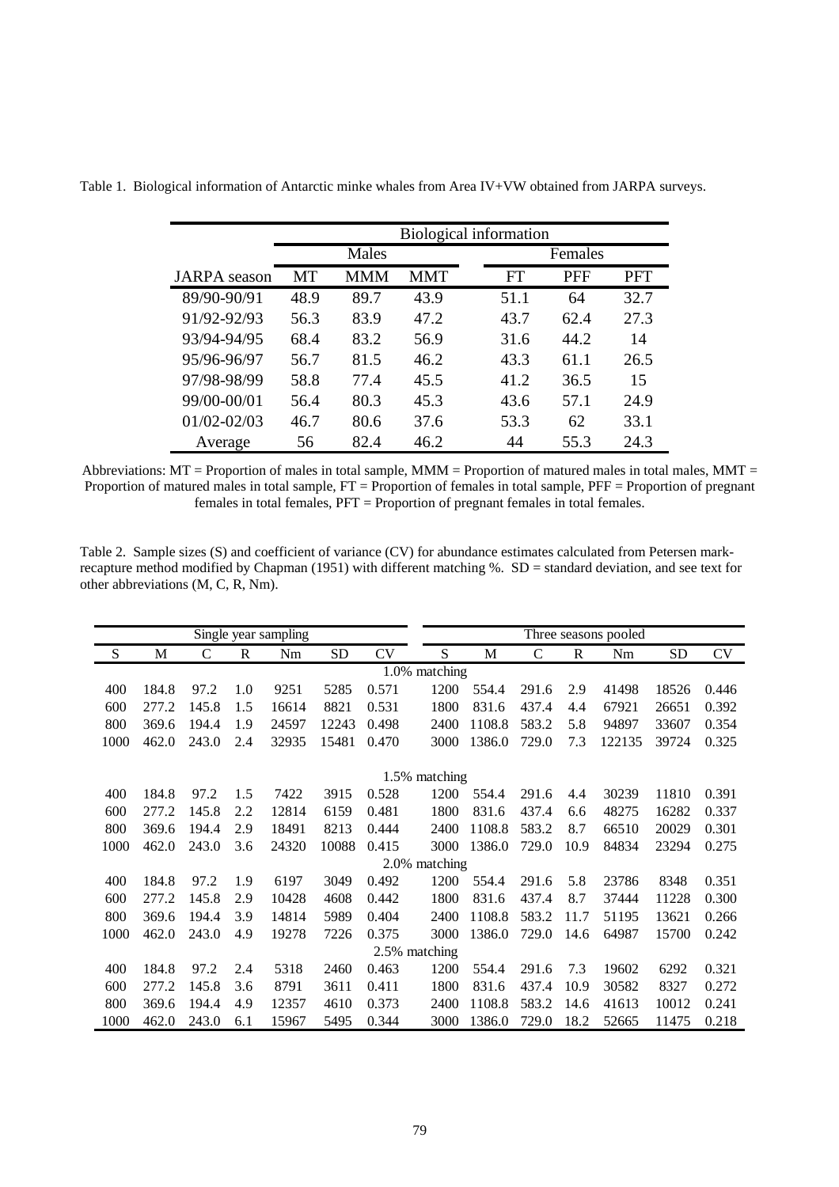Table 1. Biological information of Antarctic minke whales from Area IV+VW obtained from JARPA surveys.

| | Biological information | | | | | |
|---|---|---|---|---|---|---|
| | Males | | | Females | | |
| JARPA season | MT | MMM | MMT | FT | PFF | PFT |
| 89/90-90/91 | 48.9 | 89.7 | 43.9 | 51.1 | 64 | 32.7 |
| 91/92-92/93 | 56.3 | 83.9 | 47.2 | 43.7 | 62.4 | 27.3 |
| 93/94-94/95 | 68.4 | 83.2 | 56.9 | 31.6 | 44.2 | 14 |
| 95/96-96/97 | 56.7 | 81.5 | 46.2 | 43.3 | 61.1 | 26.5 |
| 97/98-98/99 | 58.8 | 77.4 | 45.5 | 41.2 | 36.5 | 15 |
| 99/00-00/01 | 56.4 | 80.3 | 45.3 | 43.6 | 57.1 | 24.9 |
| 01/02-02/03 | 46.7 | 80.6 | 37.6 | 53.3 | 62 | 33.1 |
| Average | 56 | 82.4 | 46.2 | 44 | 55.3 | 24.3 |

Abbreviations: MT = Proportion of males in total sample, MMM = Proportion of matured males in total males, MMT = Proportion of matured males in total sample, FT = Proportion of females in total sample, PFF = Proportion of pregnant females in total females, PFT = Proportion of pregnant females in total females.

Table 2. Sample sizes (S) and coefficient of variance (CV) for abundance estimates calculated from Petersen mark-recapture method modified by Chapman (1951) with different matching %. SD = standard deviation, and see text for other abbreviations (M, C, R, Nm).

| Single year sampling | | | | | | | Three seasons pooled | | | | | | |
|---|---|---|---|---|---|---|---|---|---|---|---|---|---|
| S | M | C | R | Nm | SD | CV | S | M | C | R | Nm | SD | CV |
| 1.0% matching | | | | | | | | | | | | | |
| 400 | 184.8 | 97.2 | 1.0 | 9251 | 5285 | 0.571 | 1200 | 554.4 | 291.6 | 2.9 | 41498 | 18526 | 0.446 |
| 600 | 277.2 | 145.8 | 1.5 | 16614 | 8821 | 0.531 | 1800 | 831.6 | 437.4 | 4.4 | 67921 | 26651 | 0.392 |
| 800 | 369.6 | 194.4 | 1.9 | 24597 | 12243 | 0.498 | 2400 | 1108.8 | 583.2 | 5.8 | 94897 | 33607 | 0.354 |
| 1000 | 462.0 | 243.0 | 2.4 | 32935 | 15481 | 0.470 | 3000 | 1386.0 | 729.0 | 7.3 | 122135 | 39724 | 0.325 |
| 1.5% matching | | | | | | | | | | | | | |
| 400 | 184.8 | 97.2 | 1.5 | 7422 | 3915 | 0.528 | 1200 | 554.4 | 291.6 | 4.4 | 30239 | 11810 | 0.391 |
| 600 | 277.2 | 145.8 | 2.2 | 12814 | 6159 | 0.481 | 1800 | 831.6 | 437.4 | 6.6 | 48275 | 16282 | 0.337 |
| 800 | 369.6 | 194.4 | 2.9 | 18491 | 8213 | 0.444 | 2400 | 1108.8 | 583.2 | 8.7 | 66510 | 20029 | 0.301 |
| 1000 | 462.0 | 243.0 | 3.6 | 24320 | 10088 | 0.415 | 3000 | 1386.0 | 729.0 | 10.9 | 84834 | 23294 | 0.275 |
| 2.0% matching | | | | | | | | | | | | | |
| 400 | 184.8 | 97.2 | 1.9 | 6197 | 3049 | 0.492 | 1200 | 554.4 | 291.6 | 5.8 | 23786 | 8348 | 0.351 |
| 600 | 277.2 | 145.8 | 2.9 | 10428 | 4608 | 0.442 | 1800 | 831.6 | 437.4 | 8.7 | 37444 | 11228 | 0.300 |
| 800 | 369.6 | 194.4 | 3.9 | 14814 | 5989 | 0.404 | 2400 | 1108.8 | 583.2 | 11.7 | 51195 | 13621 | 0.266 |
| 1000 | 462.0 | 243.0 | 4.9 | 19278 | 7226 | 0.375 | 3000 | 1386.0 | 729.0 | 14.6 | 64987 | 15700 | 0.242 |
| 2.5% matching | | | | | | | | | | | | | |
| 400 | 184.8 | 97.2 | 2.4 | 5318 | 2460 | 0.463 | 1200 | 554.4 | 291.6 | 7.3 | 19602 | 6292 | 0.321 |
| 600 | 277.2 | 145.8 | 3.6 | 8791 | 3611 | 0.411 | 1800 | 831.6 | 437.4 | 10.9 | 30582 | 8327 | 0.272 |
| 800 | 369.6 | 194.4 | 4.9 | 12357 | 4610 | 0.373 | 2400 | 1108.8 | 583.2 | 14.6 | 41613 | 10012 | 0.241 |
| 1000 | 462.0 | 243.0 | 6.1 | 15967 | 5495 | 0.344 | 3000 | 1386.0 | 729.0 | 18.2 | 52665 | 11475 | 0.218 |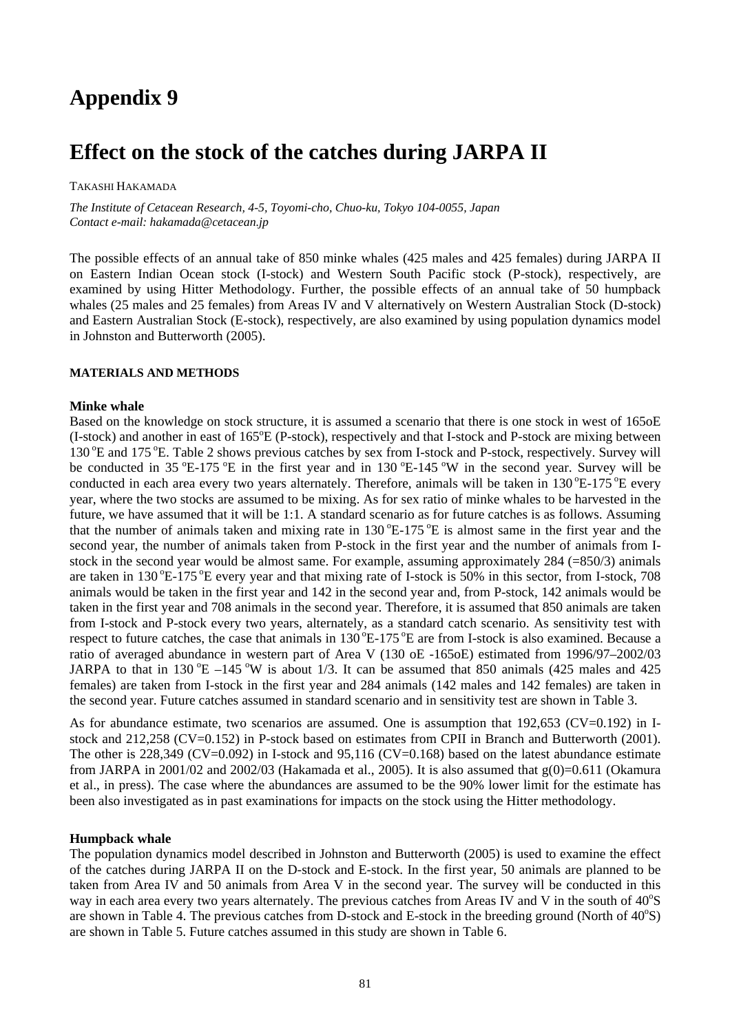# Appendix 9

# Effect on the stock of the catches during JARPA II

TAKASHI HAKAMADA

*The Institute of Cetacean Research, 4-5, Toyomi-cho, Chuo-ku, Tokyo 104-0055, Japan*
*Contact e-mail: hakamada@cetacean.jp*

The possible effects of an annual take of 850 minke whales (425 males and 425 females) during JARPA II on Eastern Indian Ocean stock (I-stock) and Western South Pacific stock (P-stock), respectively, are examined by using Hitter Methodology. Further, the possible effects of an annual take of 50 humpback whales (25 males and 25 females) from Areas IV and V alternatively on Western Australian Stock (D-stock) and Eastern Australian Stock (E-stock), respectively, are also examined by using population dynamics model in Johnston and Butterworth (2005).

### MATERIALS AND METHODS

#### Minke whale

Based on the knowledge on stock structure, it is assumed a scenario that there is one stock in west of 165oE (I-stock) and another in east of 165°E (P-stock), respectively and that I-stock and P-stock are mixing between 130 °E and 175 °E. Table 2 shows previous catches by sex from I-stock and P-stock, respectively. Survey will be conducted in 35 °E-175 °E in the first year and in 130 °E-145 °W in the second year. Survey will be conducted in each area every two years alternately. Therefore, animals will be taken in 130 °E-175 °E every year, where the two stocks are assumed to be mixing. As for sex ratio of minke whales to be harvested in the future, we have assumed that it will be 1:1. A standard scenario as for future catches is as follows. Assuming that the number of animals taken and mixing rate in 130 °E-175 °E is almost same in the first year and the second year, the number of animals taken from P-stock in the first year and the number of animals from I-stock in the second year would be almost same. For example, assuming approximately 284 (=850/3) animals are taken in 130 °E-175 °E every year and that mixing rate of I-stock is 50% in this sector, from I-stock, 708 animals would be taken in the first year and 142 in the second year and, from P-stock, 142 animals would be taken in the first year and 708 animals in the second year. Therefore, it is assumed that 850 animals are taken from I-stock and P-stock every two years, alternately, as a standard catch scenario. As sensitivity test with respect to future catches, the case that animals in 130 °E-175 °E are from I-stock is also examined. Because a ratio of averaged abundance in western part of Area V (130 oE -165oE) estimated from 1996/97–2002/03 JARPA to that in 130 °E –145 °W is about 1/3. It can be assumed that 850 animals (425 males and 425 females) are taken from I-stock in the first year and 284 animals (142 males and 142 females) are taken in the second year. Future catches assumed in standard scenario and in sensitivity test are shown in Table 3.

As for abundance estimate, two scenarios are assumed. One is assumption that 192,653 (CV=0.192) in I-stock and 212,258 (CV=0.152) in P-stock based on estimates from CPII in Branch and Butterworth (2001). The other is 228,349 (CV=0.092) in I-stock and 95,116 (CV=0.168) based on the latest abundance estimate from JARPA in 2001/02 and 2002/03 (Hakamada et al., 2005). It is also assumed that g(0)=0.611 (Okamura et al., in press). The case where the abundances are assumed to be the 90% lower limit for the estimate has been also investigated as in past examinations for impacts on the stock using the Hitter methodology.

#### Humpback whale

The population dynamics model described in Johnston and Butterworth (2005) is used to examine the effect of the catches during JARPA II on the D-stock and E-stock. In the first year, 50 animals are planned to be taken from Area IV and 50 animals from Area V in the second year. The survey will be conducted in this way in each area every two years alternately. The previous catches from Areas IV and V in the south of 40°S are shown in Table 4. The previous catches from D-stock and E-stock in the breeding ground (North of 40°S) are shown in Table 5. Future catches assumed in this study are shown in Table 6.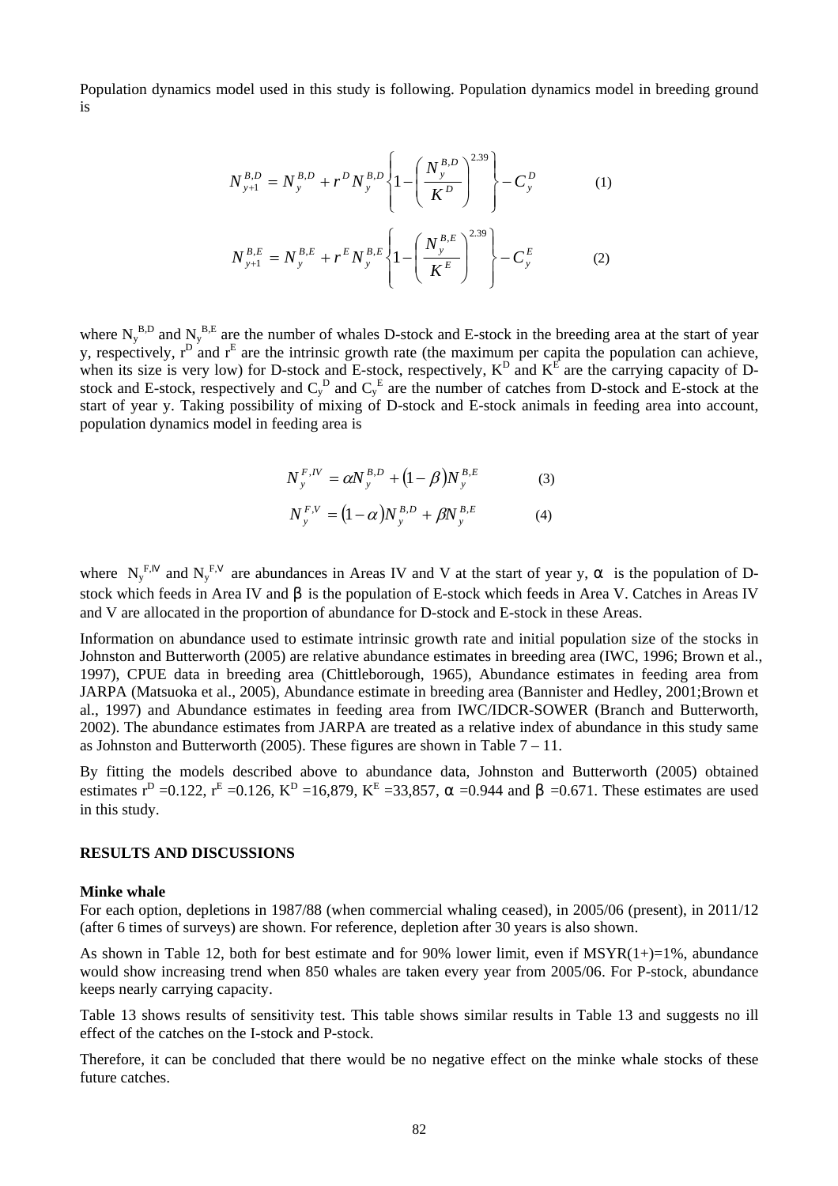Population dynamics model used in this study is following. Population dynamics model in breeding ground is

$$N_{y+1}^{B,D} = N_y^{B,D} + r^D N_y^{B,D} \left\{ 1 - \left( \frac{N_y^{B,D}}{K^D} \right)^{2.39} \right\} - C_y^D \qquad (1)$$

$$N_{y+1}^{B,E} = N_y^{B,E} + r^E N_y^{B,E} \left\{ 1 - \left( \frac{N_y^{B,E}}{K^E} \right)^{2.39} \right\} - C_y^E \qquad (2)$$

where $N_y^{B,D}$ and $N_y^{B,E}$ are the number of whales D-stock and E-stock in the breeding area at the start of year y, respectively, $r^D$ and $r^E$ are the intrinsic growth rate (the maximum per capita the population can achieve, when its size is very low) for D-stock and E-stock, respectively, $K^D$ and $K^E$ are the carrying capacity of D-stock and E-stock, respectively and $C_y^D$ and $C_y^E$ are the number of catches from D-stock and E-stock at the start of year y. Taking possibility of mixing of D-stock and E-stock animals in feeding area into account, population dynamics model in feeding area is

$$N_y^{F,IV} = \alpha N_y^{B,D} + (1-\beta) N_y^{B,E} \qquad (3)$$

$$N_y^{F,V} = (1-\alpha) N_y^{B,D} + \beta N_y^{B,E} \qquad (4)$$

where $N_y^{F,IV}$ and $N_y^{F,V}$ are abundances in Areas IV and V at the start of year y, $\alpha$ is the population of D-stock which feeds in Area IV and $\beta$ is the population of E-stock which feeds in Area V. Catches in Areas IV and V are allocated in the proportion of abundance for D-stock and E-stock in these Areas.

Information on abundance used to estimate intrinsic growth rate and initial population size of the stocks in Johnston and Butterworth (2005) are relative abundance estimates in breeding area (IWC, 1996; Brown et al., 1997), CPUE data in breeding area (Chittleborough, 1965), Abundance estimates in feeding area from JARPA (Matsuoka et al., 2005), Abundance estimate in breeding area (Bannister and Hedley, 2001;Brown et al., 1997) and Abundance estimates in feeding area from IWC/IDCR-SOWER (Branch and Butterworth, 2002). The abundance estimates from JARPA are treated as a relative index of abundance in this study same as Johnston and Butterworth (2005). These figures are shown in Table 7 – 11.

By fitting the models described above to abundance data, Johnston and Butterworth (2005) obtained estimates $r^D$ =0.122, $r^E$ =0.126, $K^D$ =16,879, $K^E$ =33,857, $\alpha$ =0.944 and $\beta$ =0.671. These estimates are used in this study.

## RESULTS AND DISCUSSIONS

### Minke whale

For each option, depletions in 1987/88 (when commercial whaling ceased), in 2005/06 (present), in 2011/12 (after 6 times of surveys) are shown. For reference, depletion after 30 years is also shown.

As shown in Table 12, both for best estimate and for 90% lower limit, even if MSYR(1+)=1%, abundance would show increasing trend when 850 whales are taken every year from 2005/06. For P-stock, abundance keeps nearly carrying capacity.

Table 13 shows results of sensitivity test. This table shows similar results in Table 13 and suggests no ill effect of the catches on the I-stock and P-stock.

Therefore, it can be concluded that there would be no negative effect on the minke whale stocks of these future catches.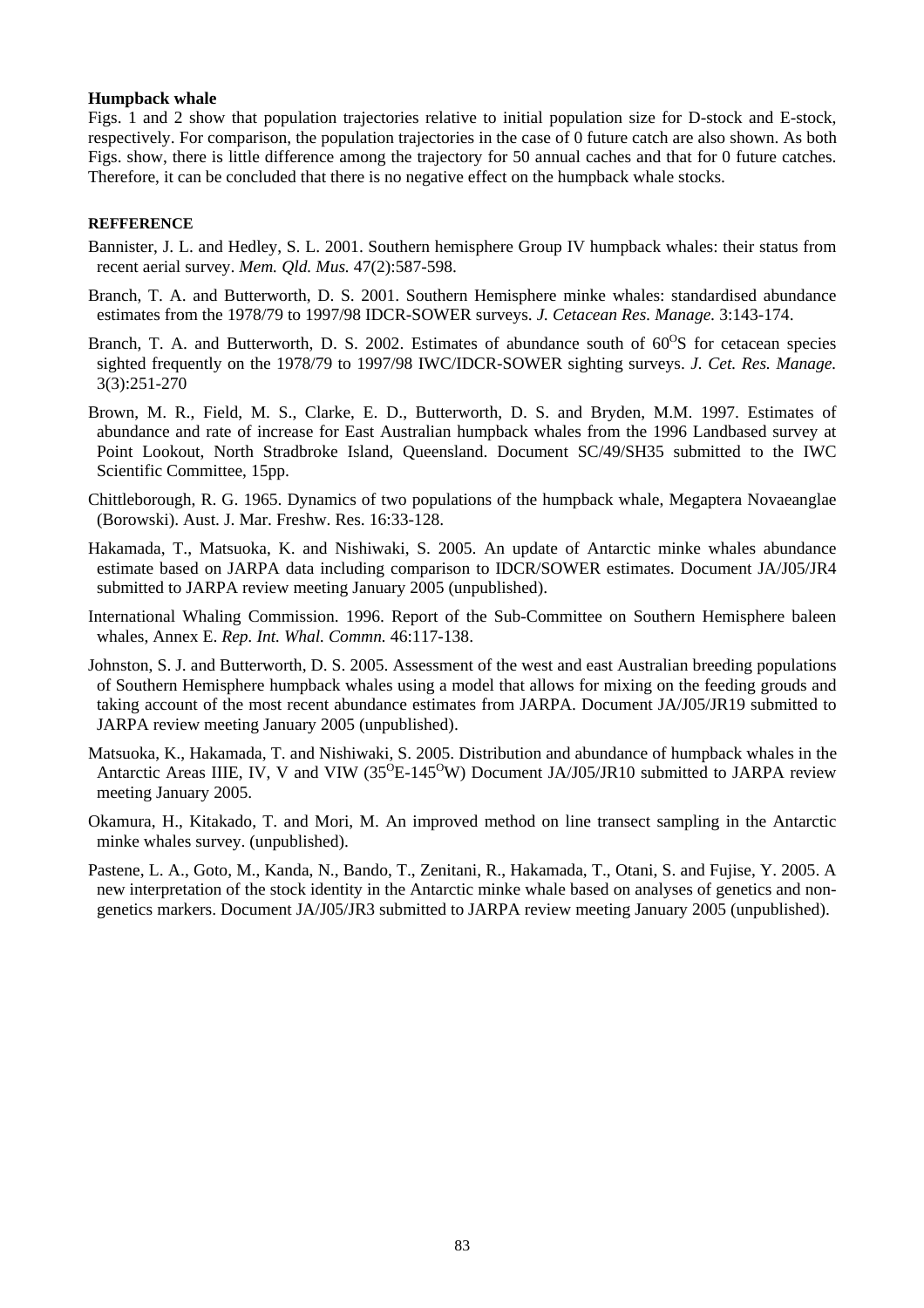**Humpback whale**

Figs. 1 and 2 show that population trajectories relative to initial population size for D-stock and E-stock, respectively. For comparison, the population trajectories in the case of 0 future catch are also shown. As both Figs. show, there is little difference among the trajectory for 50 annual caches and that for 0 future catches. Therefore, it can be concluded that there is no negative effect on the humpback whale stocks.

**REFFERENCE**

Bannister, J. L. and Hedley, S. L. 2001. Southern hemisphere Group IV humpback whales: their status from recent aerial survey. *Mem. Qld. Mus.* 47(2):587-598.

Branch, T. A. and Butterworth, D. S. 2001. Southern Hemisphere minke whales: standardised abundance estimates from the 1978/79 to 1997/98 IDCR-SOWER surveys. *J. Cetacean Res. Manage.* 3:143-174.

Branch, T. A. and Butterworth, D. S. 2002. Estimates of abundance south of $60^{O}$S for cetacean species sighted frequently on the 1978/79 to 1997/98 IWC/IDCR-SOWER sighting surveys. *J. Cet. Res. Manage.* 3(3):251-270

Brown, M. R., Field, M. S., Clarke, E. D., Butterworth, D. S. and Bryden, M.M. 1997. Estimates of abundance and rate of increase for East Australian humpback whales from the 1996 Landbased survey at Point Lookout, North Stradbroke Island, Queensland. Document SC/49/SH35 submitted to the IWC Scientific Committee, 15pp.

Chittleborough, R. G. 1965. Dynamics of two populations of the humpback whale, Megaptera Novaeanglae (Borowski). Aust. J. Mar. Freshw. Res. 16:33-128.

Hakamada, T., Matsuoka, K. and Nishiwaki, S. 2005. An update of Antarctic minke whales abundance estimate based on JARPA data including comparison to IDCR/SOWER estimates. Document JA/J05/JR4 submitted to JARPA review meeting January 2005 (unpublished).

International Whaling Commission. 1996. Report of the Sub-Committee on Southern Hemisphere baleen whales, Annex E. *Rep. Int. Whal. Commn.* 46:117-138.

Johnston, S. J. and Butterworth, D. S. 2005. Assessment of the west and east Australian breeding populations of Southern Hemisphere humpback whales using a model that allows for mixing on the feeding grouds and taking account of the most recent abundance estimates from JARPA. Document JA/J05/JR19 submitted to JARPA review meeting January 2005 (unpublished).

Matsuoka, K., Hakamada, T. and Nishiwaki, S. 2005. Distribution and abundance of humpback whales in the Antarctic Areas IIIE, IV, V and VIW ($35^{O}$E-$145^{O}$W) Document JA/J05/JR10 submitted to JARPA review meeting January 2005.

Okamura, H., Kitakado, T. and Mori, M. An improved method on line transect sampling in the Antarctic minke whales survey. (unpublished).

Pastene, L. A., Goto, M., Kanda, N., Bando, T., Zenitani, R., Hakamada, T., Otani, S. and Fujise, Y. 2005. A new interpretation of the stock identity in the Antarctic minke whale based on analyses of genetics and non-genetics markers. Document JA/J05/JR3 submitted to JARPA review meeting January 2005 (unpublished).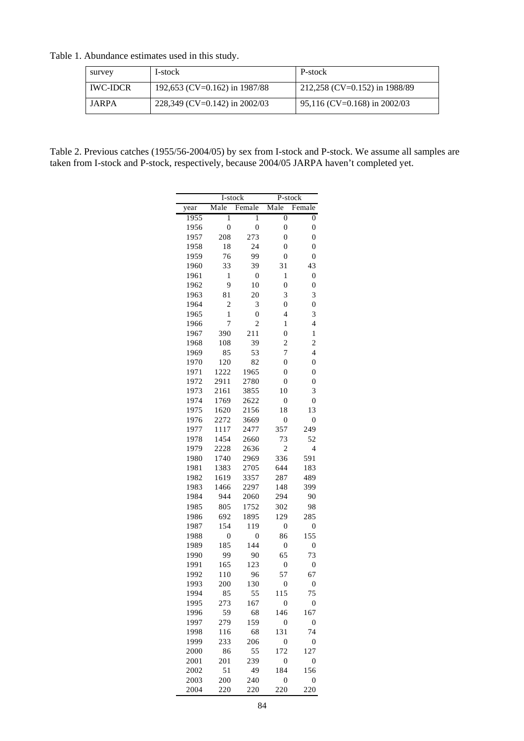Table 1. Abundance estimates used in this study.

| survey | I-stock | P-stock |
|---|---|---|
| IWC-IDCR | 192,653 (CV=0.162) in 1987/88 | 212,258 (CV=0.152) in 1988/89 |
| JARPA | 228,349 (CV=0.142) in 2002/03 | 95,116 (CV=0.168) in 2002/03 |

Table 2. Previous catches (1955/56-2004/05) by sex from I-stock and P-stock. We assume all samples are taken from I-stock and P-stock, respectively, because 2004/05 JARPA haven't completed yet.

| | I-stock | | P-stock | |
|---|---|---|---|---|
| year | Male | Female | Male | Female |
| 1955 | 1 | 1 | 0 | 0 |
| 1956 | 0 | 0 | 0 | 0 |
| 1957 | 208 | 273 | 0 | 0 |
| 1958 | 18 | 24 | 0 | 0 |
| 1959 | 76 | 99 | 0 | 0 |
| 1960 | 33 | 39 | 31 | 43 |
| 1961 | 1 | 0 | 1 | 0 |
| 1962 | 9 | 10 | 0 | 0 |
| 1963 | 81 | 20 | 3 | 3 |
| 1964 | 2 | 3 | 0 | 0 |
| 1965 | 1 | 0 | 4 | 3 |
| 1966 | 7 | 2 | 1 | 4 |
| 1967 | 390 | 211 | 0 | 1 |
| 1968 | 108 | 39 | 2 | 2 |
| 1969 | 85 | 53 | 7 | 4 |
| 1970 | 120 | 82 | 0 | 0 |
| 1971 | 1222 | 1965 | 0 | 0 |
| 1972 | 2911 | 2780 | 0 | 0 |
| 1973 | 2161 | 3855 | 10 | 3 |
| 1974 | 1769 | 2622 | 0 | 0 |
| 1975 | 1620 | 2156 | 18 | 13 |
| 1976 | 2272 | 3669 | 0 | 0 |
| 1977 | 1117 | 2477 | 357 | 249 |
| 1978 | 1454 | 2660 | 73 | 52 |
| 1979 | 2228 | 2636 | 2 | 4 |
| 1980 | 1740 | 2969 | 336 | 591 |
| 1981 | 1383 | 2705 | 644 | 183 |
| 1982 | 1619 | 3357 | 287 | 489 |
| 1983 | 1466 | 2297 | 148 | 399 |
| 1984 | 944 | 2060 | 294 | 90 |
| 1985 | 805 | 1752 | 302 | 98 |
| 1986 | 692 | 1895 | 129 | 285 |
| 1987 | 154 | 119 | 0 | 0 |
| 1988 | 0 | 0 | 86 | 155 |
| 1989 | 185 | 144 | 0 | 0 |
| 1990 | 99 | 90 | 65 | 73 |
| 1991 | 165 | 123 | 0 | 0 |
| 1992 | 110 | 96 | 57 | 67 |
| 1993 | 200 | 130 | 0 | 0 |
| 1994 | 85 | 55 | 115 | 75 |
| 1995 | 273 | 167 | 0 | 0 |
| 1996 | 59 | 68 | 146 | 167 |
| 1997 | 279 | 159 | 0 | 0 |
| 1998 | 116 | 68 | 131 | 74 |
| 1999 | 233 | 206 | 0 | 0 |
| 2000 | 86 | 55 | 172 | 127 |
| 2001 | 201 | 239 | 0 | 0 |
| 2002 | 51 | 49 | 184 | 156 |
| 2003 | 200 | 240 | 0 | 0 |
| 2004 | 220 | 220 | 220 | 220 |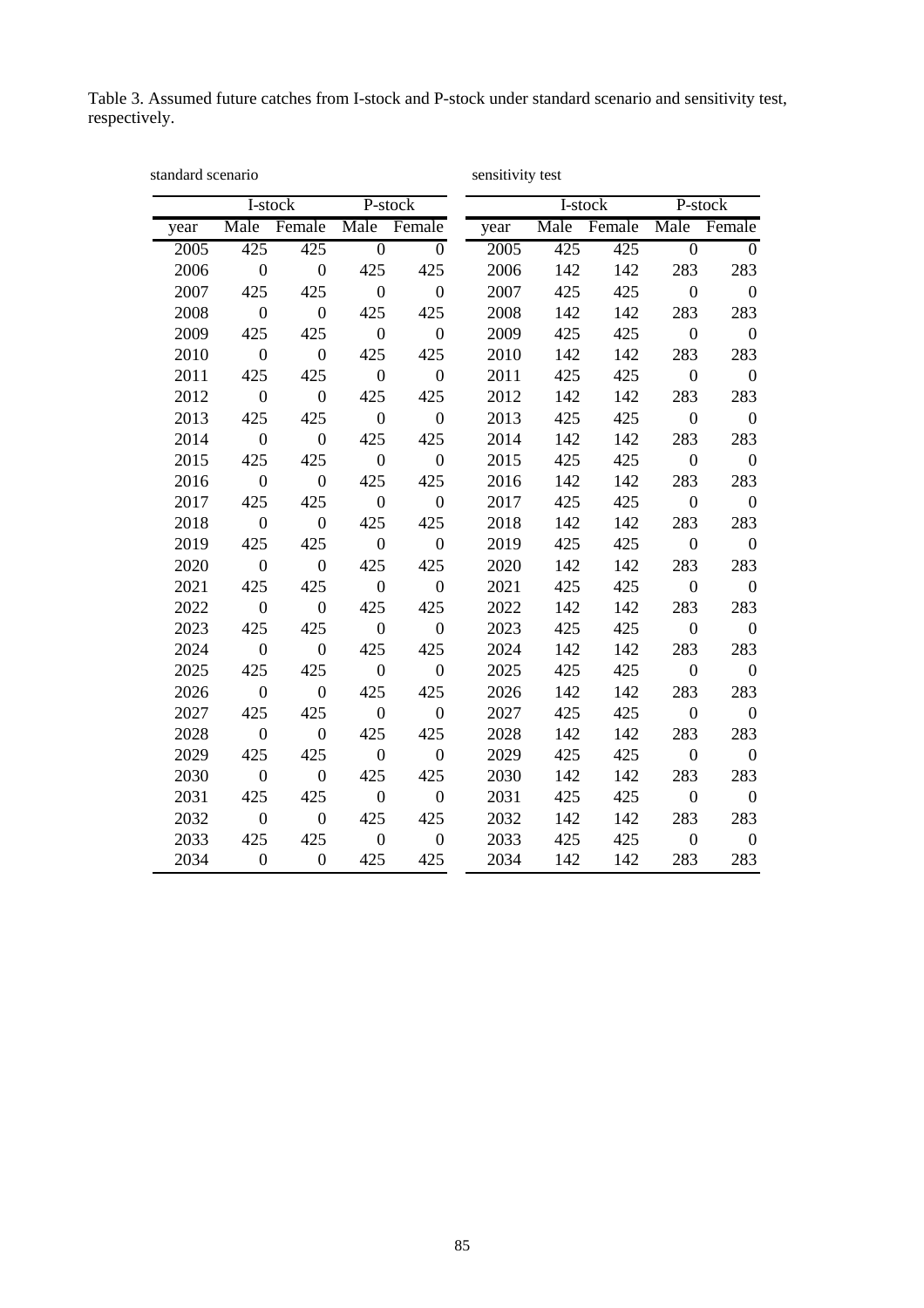Table 3. Assumed future catches from I-stock and P-stock under standard scenario and sensitivity test, respectively.

standard scenario

| | I-stock | | P-stock | |
|---|---|---|---|---|
| year | Male | Female | Male | Female |
| 2005 | 425 | 425 | 0 | 0 |
| 2006 | 0 | 0 | 425 | 425 |
| 2007 | 425 | 425 | 0 | 0 |
| 2008 | 0 | 0 | 425 | 425 |
| 2009 | 425 | 425 | 0 | 0 |
| 2010 | 0 | 0 | 425 | 425 |
| 2011 | 425 | 425 | 0 | 0 |
| 2012 | 0 | 0 | 425 | 425 |
| 2013 | 425 | 425 | 0 | 0 |
| 2014 | 0 | 0 | 425 | 425 |
| 2015 | 425 | 425 | 0 | 0 |
| 2016 | 0 | 0 | 425 | 425 |
| 2017 | 425 | 425 | 0 | 0 |
| 2018 | 0 | 0 | 425 | 425 |
| 2019 | 425 | 425 | 0 | 0 |
| 2020 | 0 | 0 | 425 | 425 |
| 2021 | 425 | 425 | 0 | 0 |
| 2022 | 0 | 0 | 425 | 425 |
| 2023 | 425 | 425 | 0 | 0 |
| 2024 | 0 | 0 | 425 | 425 |
| 2025 | 425 | 425 | 0 | 0 |
| 2026 | 0 | 0 | 425 | 425 |
| 2027 | 425 | 425 | 0 | 0 |
| 2028 | 0 | 0 | 425 | 425 |
| 2029 | 425 | 425 | 0 | 0 |
| 2030 | 0 | 0 | 425 | 425 |
| 2031 | 425 | 425 | 0 | 0 |
| 2032 | 0 | 0 | 425 | 425 |
| 2033 | 425 | 425 | 0 | 0 |
| 2034 | 0 | 0 | 425 | 425 |

sensitivity test

| | I-stock | | P-stock | |
|---|---|---|---|---|
| year | Male | Female | Male | Female |
| 2005 | 425 | 425 | 0 | 0 |
| 2006 | 142 | 142 | 283 | 283 |
| 2007 | 425 | 425 | 0 | 0 |
| 2008 | 142 | 142 | 283 | 283 |
| 2009 | 425 | 425 | 0 | 0 |
| 2010 | 142 | 142 | 283 | 283 |
| 2011 | 425 | 425 | 0 | 0 |
| 2012 | 142 | 142 | 283 | 283 |
| 2013 | 425 | 425 | 0 | 0 |
| 2014 | 142 | 142 | 283 | 283 |
| 2015 | 425 | 425 | 0 | 0 |
| 2016 | 142 | 142 | 283 | 283 |
| 2017 | 425 | 425 | 0 | 0 |
| 2018 | 142 | 142 | 283 | 283 |
| 2019 | 425 | 425 | 0 | 0 |
| 2020 | 142 | 142 | 283 | 283 |
| 2021 | 425 | 425 | 0 | 0 |
| 2022 | 142 | 142 | 283 | 283 |
| 2023 | 425 | 425 | 0 | 0 |
| 2024 | 142 | 142 | 283 | 283 |
| 2025 | 425 | 425 | 0 | 0 |
| 2026 | 142 | 142 | 283 | 283 |
| 2027 | 425 | 425 | 0 | 0 |
| 2028 | 142 | 142 | 283 | 283 |
| 2029 | 425 | 425 | 0 | 0 |
| 2030 | 142 | 142 | 283 | 283 |
| 2031 | 425 | 425 | 0 | 0 |
| 2032 | 142 | 142 | 283 | 283 |
| 2033 | 425 | 425 | 0 | 0 |
| 2034 | 142 | 142 | 283 | 283 |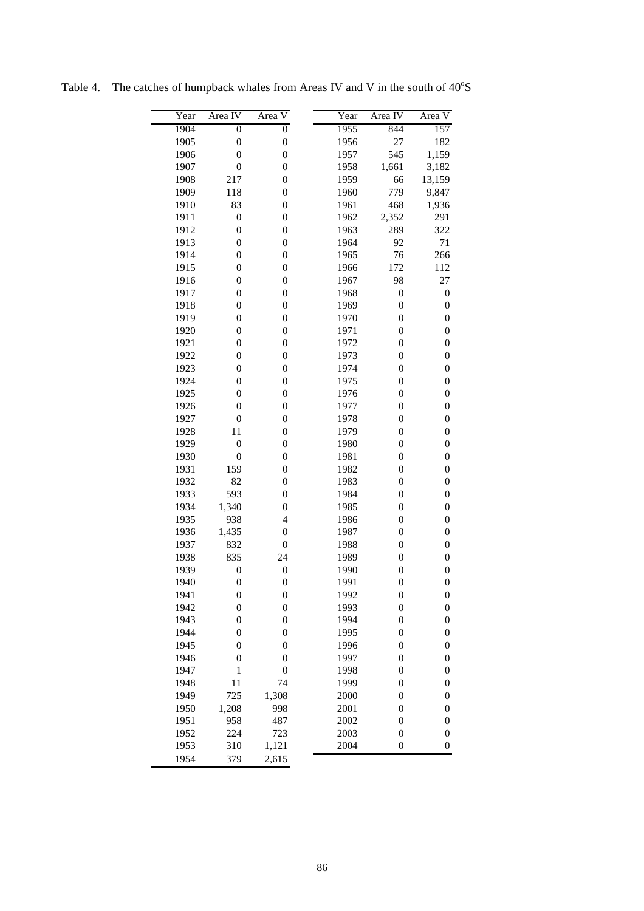Table 4. The catches of humpback whales from Areas IV and V in the south of 40°S

| Year | Area IV | Area V | Year | Area IV | Area V |
|---|---|---|---|---|---|
| 1904 | 0 | 0 | 1955 | 844 | 157 |
| 1905 | 0 | 0 | 1956 | 27 | 182 |
| 1906 | 0 | 0 | 1957 | 545 | 1,159 |
| 1907 | 0 | 0 | 1958 | 1,661 | 3,182 |
| 1908 | 217 | 0 | 1959 | 66 | 13,159 |
| 1909 | 118 | 0 | 1960 | 779 | 9,847 |
| 1910 | 83 | 0 | 1961 | 468 | 1,936 |
| 1911 | 0 | 0 | 1962 | 2,352 | 291 |
| 1912 | 0 | 0 | 1963 | 289 | 322 |
| 1913 | 0 | 0 | 1964 | 92 | 71 |
| 1914 | 0 | 0 | 1965 | 76 | 266 |
| 1915 | 0 | 0 | 1966 | 172 | 112 |
| 1916 | 0 | 0 | 1967 | 98 | 27 |
| 1917 | 0 | 0 | 1968 | 0 | 0 |
| 1918 | 0 | 0 | 1969 | 0 | 0 |
| 1919 | 0 | 0 | 1970 | 0 | 0 |
| 1920 | 0 | 0 | 1971 | 0 | 0 |
| 1921 | 0 | 0 | 1972 | 0 | 0 |
| 1922 | 0 | 0 | 1973 | 0 | 0 |
| 1923 | 0 | 0 | 1974 | 0 | 0 |
| 1924 | 0 | 0 | 1975 | 0 | 0 |
| 1925 | 0 | 0 | 1976 | 0 | 0 |
| 1926 | 0 | 0 | 1977 | 0 | 0 |
| 1927 | 0 | 0 | 1978 | 0 | 0 |
| 1928 | 11 | 0 | 1979 | 0 | 0 |
| 1929 | 0 | 0 | 1980 | 0 | 0 |
| 1930 | 0 | 0 | 1981 | 0 | 0 |
| 1931 | 159 | 0 | 1982 | 0 | 0 |
| 1932 | 82 | 0 | 1983 | 0 | 0 |
| 1933 | 593 | 0 | 1984 | 0 | 0 |
| 1934 | 1,340 | 0 | 1985 | 0 | 0 |
| 1935 | 938 | 4 | 1986 | 0 | 0 |
| 1936 | 1,435 | 0 | 1987 | 0 | 0 |
| 1937 | 832 | 0 | 1988 | 0 | 0 |
| 1938 | 835 | 24 | 1989 | 0 | 0 |
| 1939 | 0 | 0 | 1990 | 0 | 0 |
| 1940 | 0 | 0 | 1991 | 0 | 0 |
| 1941 | 0 | 0 | 1992 | 0 | 0 |
| 1942 | 0 | 0 | 1993 | 0 | 0 |
| 1943 | 0 | 0 | 1994 | 0 | 0 |
| 1944 | 0 | 0 | 1995 | 0 | 0 |
| 1945 | 0 | 0 | 1996 | 0 | 0 |
| 1946 | 0 | 0 | 1997 | 0 | 0 |
| 1947 | 1 | 0 | 1998 | 0 | 0 |
| 1948 | 11 | 74 | 1999 | 0 | 0 |
| 1949 | 725 | 1,308 | 2000 | 0 | 0 |
| 1950 | 1,208 | 998 | 2001 | 0 | 0 |
| 1951 | 958 | 487 | 2002 | 0 | 0 |
| 1952 | 224 | 723 | 2003 | 0 | 0 |
| 1953 | 310 | 1,121 | 2004 | 0 | 0 |
| 1954 | 379 | 2,615 | | | |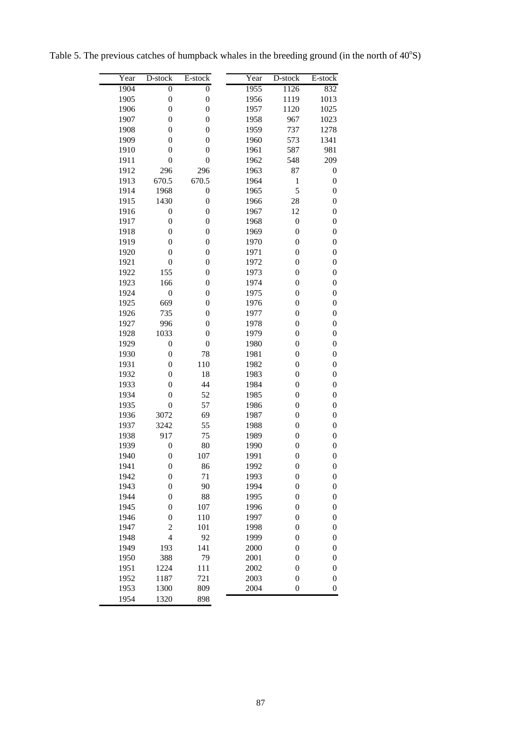Table 5. The previous catches of humpback whales in the breeding ground (in the north of 40°S)

| Year | D-stock | E-stock | Year | D-stock | E-stock |
|---|---|---|---|---|---|
| 1904 | 0 | 0 | 1955 | 1126 | 832 |
| 1905 | 0 | 0 | 1956 | 1119 | 1013 |
| 1906 | 0 | 0 | 1957 | 1120 | 1025 |
| 1907 | 0 | 0 | 1958 | 967 | 1023 |
| 1908 | 0 | 0 | 1959 | 737 | 1278 |
| 1909 | 0 | 0 | 1960 | 573 | 1341 |
| 1910 | 0 | 0 | 1961 | 587 | 981 |
| 1911 | 0 | 0 | 1962 | 548 | 209 |
| 1912 | 296 | 296 | 1963 | 87 | 0 |
| 1913 | 670.5 | 670.5 | 1964 | 1 | 0 |
| 1914 | 1968 | 0 | 1965 | 5 | 0 |
| 1915 | 1430 | 0 | 1966 | 28 | 0 |
| 1916 | 0 | 0 | 1967 | 12 | 0 |
| 1917 | 0 | 0 | 1968 | 0 | 0 |
| 1918 | 0 | 0 | 1969 | 0 | 0 |
| 1919 | 0 | 0 | 1970 | 0 | 0 |
| 1920 | 0 | 0 | 1971 | 0 | 0 |
| 1921 | 0 | 0 | 1972 | 0 | 0 |
| 1922 | 155 | 0 | 1973 | 0 | 0 |
| 1923 | 166 | 0 | 1974 | 0 | 0 |
| 1924 | 0 | 0 | 1975 | 0 | 0 |
| 1925 | 669 | 0 | 1976 | 0 | 0 |
| 1926 | 735 | 0 | 1977 | 0 | 0 |
| 1927 | 996 | 0 | 1978 | 0 | 0 |
| 1928 | 1033 | 0 | 1979 | 0 | 0 |
| 1929 | 0 | 0 | 1980 | 0 | 0 |
| 1930 | 0 | 78 | 1981 | 0 | 0 |
| 1931 | 0 | 110 | 1982 | 0 | 0 |
| 1932 | 0 | 18 | 1983 | 0 | 0 |
| 1933 | 0 | 44 | 1984 | 0 | 0 |
| 1934 | 0 | 52 | 1985 | 0 | 0 |
| 1935 | 0 | 57 | 1986 | 0 | 0 |
| 1936 | 3072 | 69 | 1987 | 0 | 0 |
| 1937 | 3242 | 55 | 1988 | 0 | 0 |
| 1938 | 917 | 75 | 1989 | 0 | 0 |
| 1939 | 0 | 80 | 1990 | 0 | 0 |
| 1940 | 0 | 107 | 1991 | 0 | 0 |
| 1941 | 0 | 86 | 1992 | 0 | 0 |
| 1942 | 0 | 71 | 1993 | 0 | 0 |
| 1943 | 0 | 90 | 1994 | 0 | 0 |
| 1944 | 0 | 88 | 1995 | 0 | 0 |
| 1945 | 0 | 107 | 1996 | 0 | 0 |
| 1946 | 0 | 110 | 1997 | 0 | 0 |
| 1947 | 2 | 101 | 1998 | 0 | 0 |
| 1948 | 4 | 92 | 1999 | 0 | 0 |
| 1949 | 193 | 141 | 2000 | 0 | 0 |
| 1950 | 388 | 79 | 2001 | 0 | 0 |
| 1951 | 1224 | 111 | 2002 | 0 | 0 |
| 1952 | 1187 | 721 | 2003 | 0 | 0 |
| 1953 | 1300 | 809 | 2004 | 0 | 0 |
| 1954 | 1320 | 898 | | | |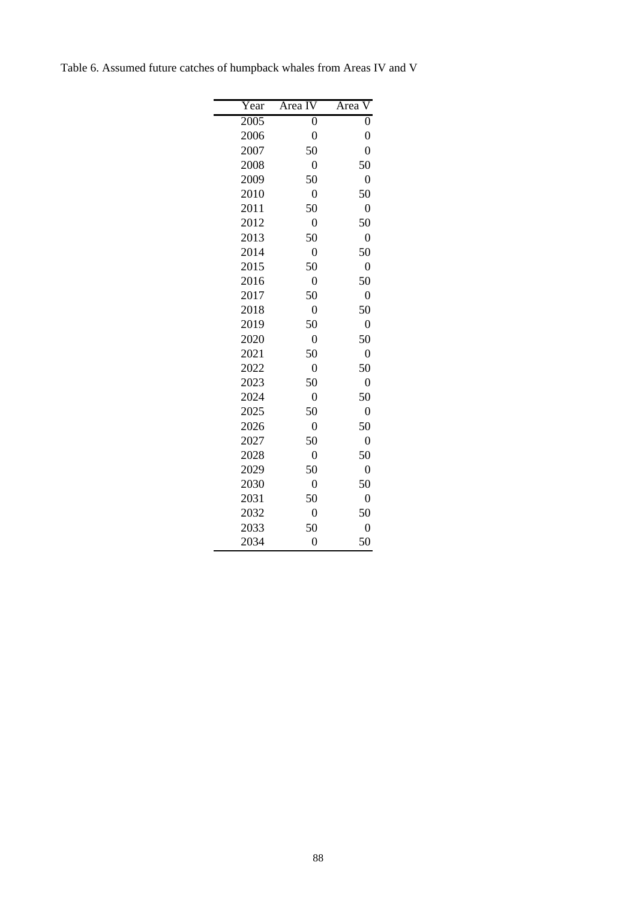Table 6. Assumed future catches of humpback whales from Areas IV and V

| Year | Area IV | Area V |
|---|---|---|
| 2005 | 0 | 0 |
| 2006 | 0 | 0 |
| 2007 | 50 | 0 |
| 2008 | 0 | 50 |
| 2009 | 50 | 0 |
| 2010 | 0 | 50 |
| 2011 | 50 | 0 |
| 2012 | 0 | 50 |
| 2013 | 50 | 0 |
| 2014 | 0 | 50 |
| 2015 | 50 | 0 |
| 2016 | 0 | 50 |
| 2017 | 50 | 0 |
| 2018 | 0 | 50 |
| 2019 | 50 | 0 |
| 2020 | 0 | 50 |
| 2021 | 50 | 0 |
| 2022 | 0 | 50 |
| 2023 | 50 | 0 |
| 2024 | 0 | 50 |
| 2025 | 50 | 0 |
| 2026 | 0 | 50 |
| 2027 | 50 | 0 |
| 2028 | 0 | 50 |
| 2029 | 50 | 0 |
| 2030 | 0 | 50 |
| 2031 | 50 | 0 |
| 2032 | 0 | 50 |
| 2033 | 50 | 0 |
| 2034 | 0 | 50 |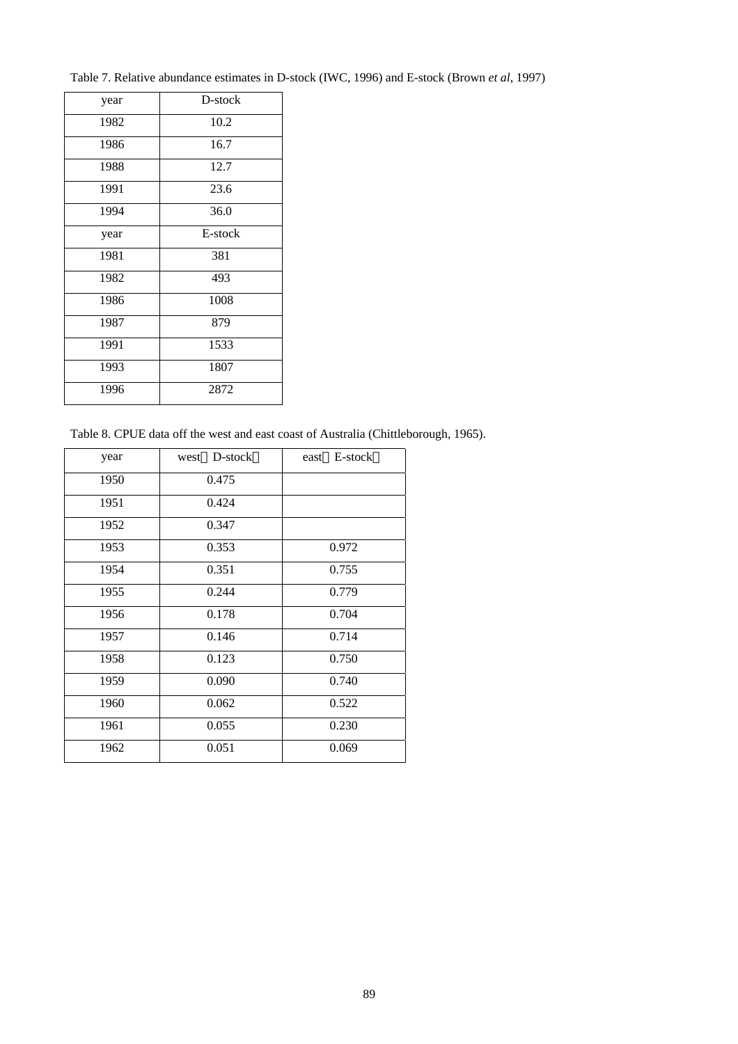Table 7. Relative abundance estimates in D-stock (IWC, 1996) and E-stock (Brown *et al*, 1997)

| year | D-stock |
|---|---|
| 1982 | 10.2 |
| 1986 | 16.7 |
| 1988 | 12.7 |
| 1991 | 23.6 |
| 1994 | 36.0 |
| year | E-stock |
| 1981 | 381 |
| 1982 | 493 |
| 1986 | 1008 |
| 1987 | 879 |
| 1991 | 1533 |
| 1993 | 1807 |
| 1996 | 2872 |

Table 8. CPUE data off the west and east coast of Australia (Chittleborough, 1965).

| year | west（D-stock） | east（E-stock） |
|---|---|---|
| 1950 | 0.475 | |
| 1951 | 0.424 | |
| 1952 | 0.347 | |
| 1953 | 0.353 | 0.972 |
| 1954 | 0.351 | 0.755 |
| 1955 | 0.244 | 0.779 |
| 1956 | 0.178 | 0.704 |
| 1957 | 0.146 | 0.714 |
| 1958 | 0.123 | 0.750 |
| 1959 | 0.090 | 0.740 |
| 1960 | 0.062 | 0.522 |
| 1961 | 0.055 | 0.230 |
| 1962 | 0.051 | 0.069 |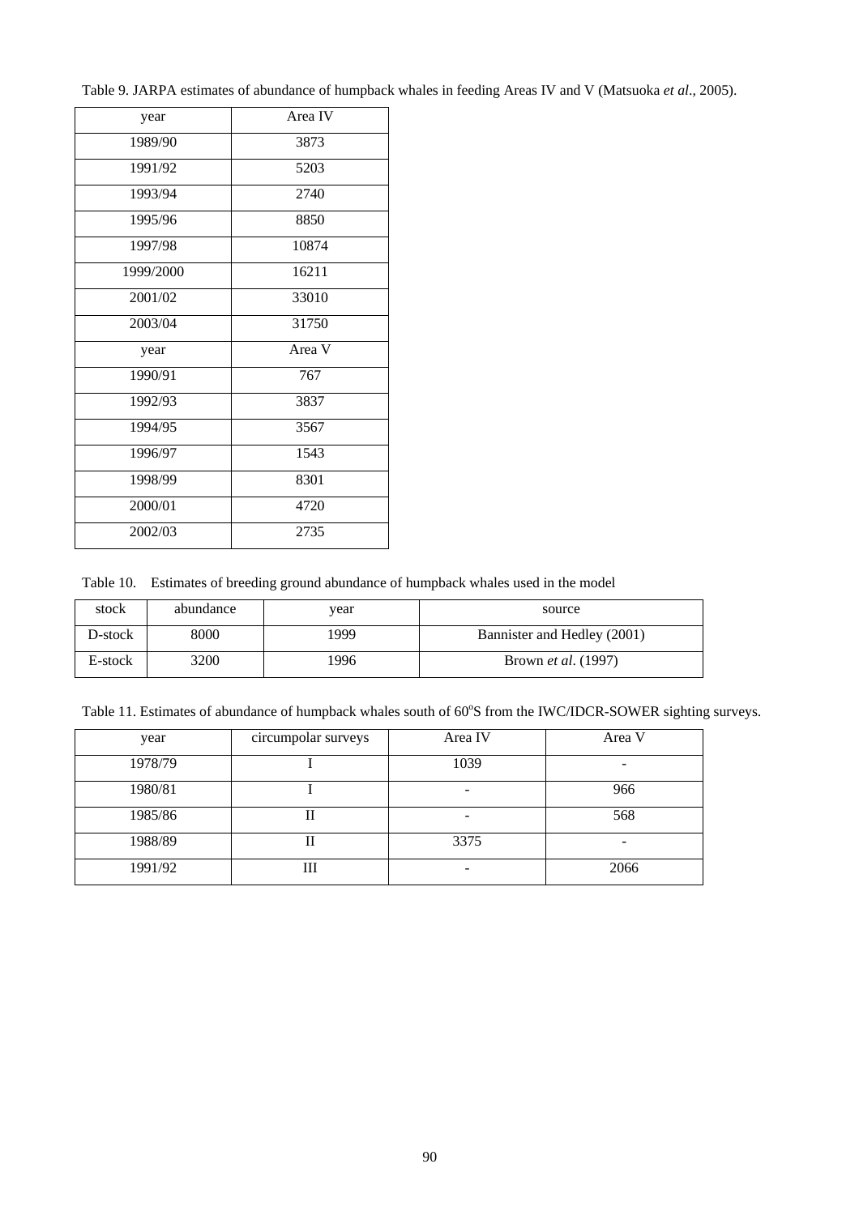Table 9. JARPA estimates of abundance of humpback whales in feeding Areas IV and V (Matsuoka *et al*., 2005).

| year | Area IV |
|---|---|
| 1989/90 | 3873 |
| 1991/92 | 5203 |
| 1993/94 | 2740 |
| 1995/96 | 8850 |
| 1997/98 | 10874 |
| 1999/2000 | 16211 |
| 2001/02 | 33010 |
| 2003/04 | 31750 |
| year | Area V |
| 1990/91 | 767 |
| 1992/93 | 3837 |
| 1994/95 | 3567 |
| 1996/97 | 1543 |
| 1998/99 | 8301 |
| 2000/01 | 4720 |
| 2002/03 | 2735 |

Table 10. Estimates of breeding ground abundance of humpback whales used in the model

| stock | abundance | year | source |
|---|---|---|---|
| D-stock | 8000 | 1999 | Bannister and Hedley (2001) |
| E-stock | 3200 | 1996 | Brown *et al*. (1997) |

Table 11. Estimates of abundance of humpback whales south of 60°S from the IWC/IDCR-SOWER sighting surveys.

| year | circumpolar surveys | Area IV | Area V |
|---|---|---|---|
| 1978/79 | I | 1039 | - |
| 1980/81 | I | - | 966 |
| 1985/86 | II | - | 568 |
| 1988/89 | II | 3375 | - |
| 1991/92 | III | - | 2066 |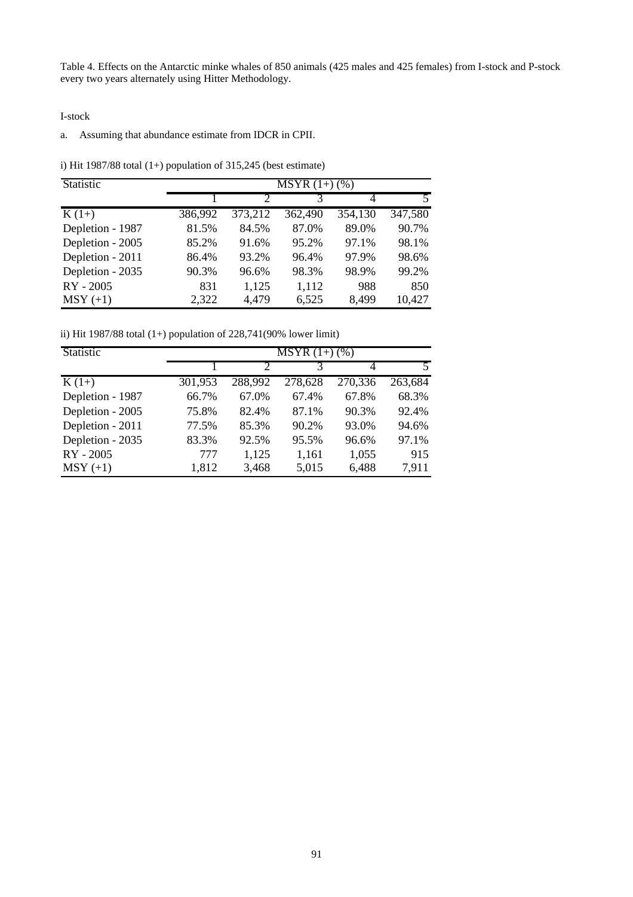Table 4. Effects on the Antarctic minke whales of 850 animals (425 males and 425 females) from I-stock and P-stock every two years alternately using Hitter Methodology.

I-stock

a. Assuming that abundance estimate from IDCR in CPII.

i) Hit 1987/88 total (1+) population of 315,245 (best estimate)

| Statistic | MSYR (1+) (%) | | | | |
|---|---|---|---|---|---|
| | 1 | 2 | 3 | 4 | 5 |
| K (1+) | 386,992 | 373,212 | 362,490 | 354,130 | 347,580 |
| Depletion - 1987 | 81.5% | 84.5% | 87.0% | 89.0% | 90.7% |
| Depletion - 2005 | 85.2% | 91.6% | 95.2% | 97.1% | 98.1% |
| Depletion - 2011 | 86.4% | 93.2% | 96.4% | 97.9% | 98.6% |
| Depletion - 2035 | 90.3% | 96.6% | 98.3% | 98.9% | 99.2% |
| RY - 2005 | 831 | 1,125 | 1,112 | 988 | 850 |
| MSY (+1) | 2,322 | 4,479 | 6,525 | 8,499 | 10,427 |

ii) Hit 1987/88 total (1+) population of 228,741(90% lower limit)

| Statistic | MSYR (1+) (%) | | | | |
|---|---|---|---|---|---|
| | 1 | 2 | 3 | 4 | 5 |
| K (1+) | 301,953 | 288,992 | 278,628 | 270,336 | 263,684 |
| Depletion - 1987 | 66.7% | 67.0% | 67.4% | 67.8% | 68.3% |
| Depletion - 2005 | 75.8% | 82.4% | 87.1% | 90.3% | 92.4% |
| Depletion - 2011 | 77.5% | 85.3% | 90.2% | 93.0% | 94.6% |
| Depletion - 2035 | 83.3% | 92.5% | 95.5% | 96.6% | 97.1% |
| RY - 2005 | 777 | 1,125 | 1,161 | 1,055 | 915 |
| MSY (+1) | 1,812 | 3,468 | 5,015 | 6,488 | 7,911 |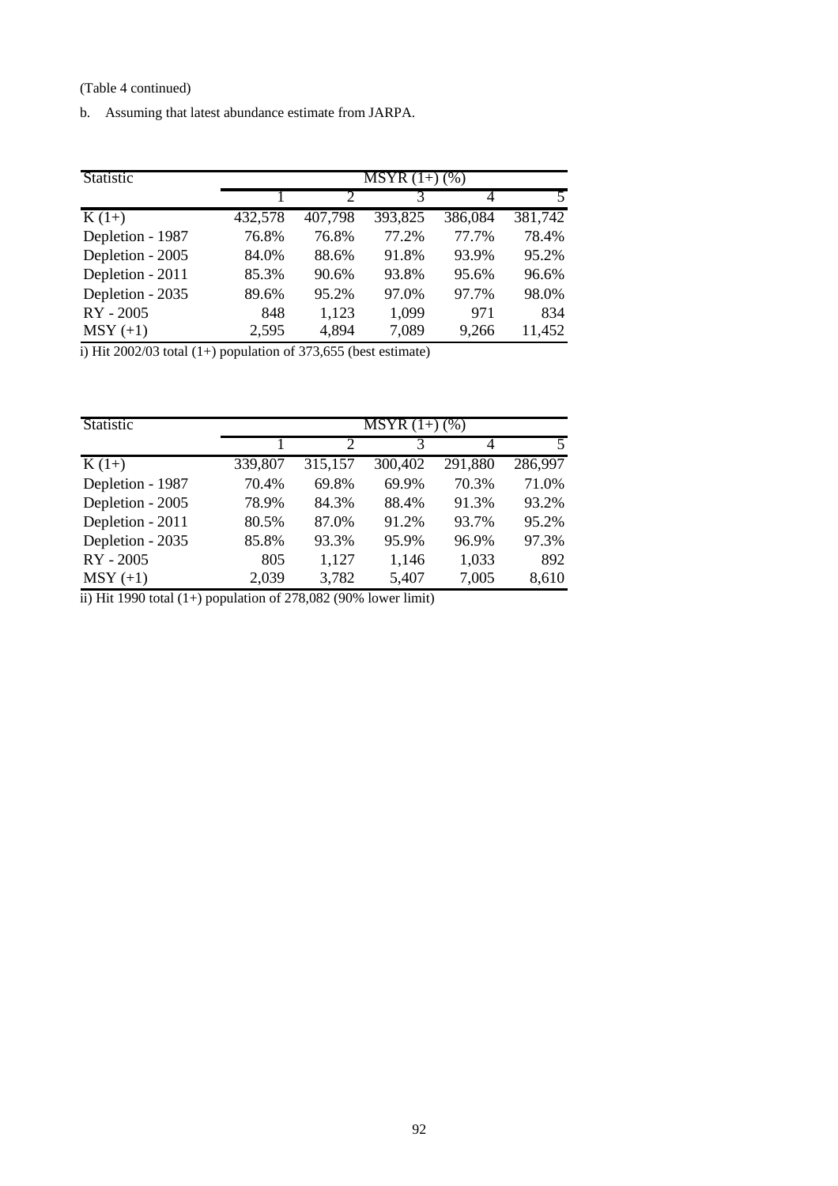(Table 4 continued)

b. Assuming that latest abundance estimate from JARPA.

| Statistic | MSYR (1+) (%) | | | | |
|---|---|---|---|---|---|
| | 1 | 2 | 3 | 4 | 5 |
| K (1+) | 432,578 | 407,798 | 393,825 | 386,084 | 381,742 |
| Depletion - 1987 | 76.8% | 76.8% | 77.2% | 77.7% | 78.4% |
| Depletion - 2005 | 84.0% | 88.6% | 91.8% | 93.9% | 95.2% |
| Depletion - 2011 | 85.3% | 90.6% | 93.8% | 95.6% | 96.6% |
| Depletion - 2035 | 89.6% | 95.2% | 97.0% | 97.7% | 98.0% |
| RY - 2005 | 848 | 1,123 | 1,099 | 971 | 834 |
| MSY (+1) | 2,595 | 4,894 | 7,089 | 9,266 | 11,452 |

i) Hit 2002/03 total (1+) population of 373,655 (best estimate)

| Statistic | MSYR (1+) (%) | | | | |
|---|---|---|---|---|---|
| | 1 | 2 | 3 | 4 | 5 |
| K (1+) | 339,807 | 315,157 | 300,402 | 291,880 | 286,997 |
| Depletion - 1987 | 70.4% | 69.8% | 69.9% | 70.3% | 71.0% |
| Depletion - 2005 | 78.9% | 84.3% | 88.4% | 91.3% | 93.2% |
| Depletion - 2011 | 80.5% | 87.0% | 91.2% | 93.7% | 95.2% |
| Depletion - 2035 | 85.8% | 93.3% | 95.9% | 96.9% | 97.3% |
| RY - 2005 | 805 | 1,127 | 1,146 | 1,033 | 892 |
| MSY (+1) | 2,039 | 3,782 | 5,407 | 7,005 | 8,610 |

ii) Hit 1990 total (1+) population of 278,082 (90% lower limit)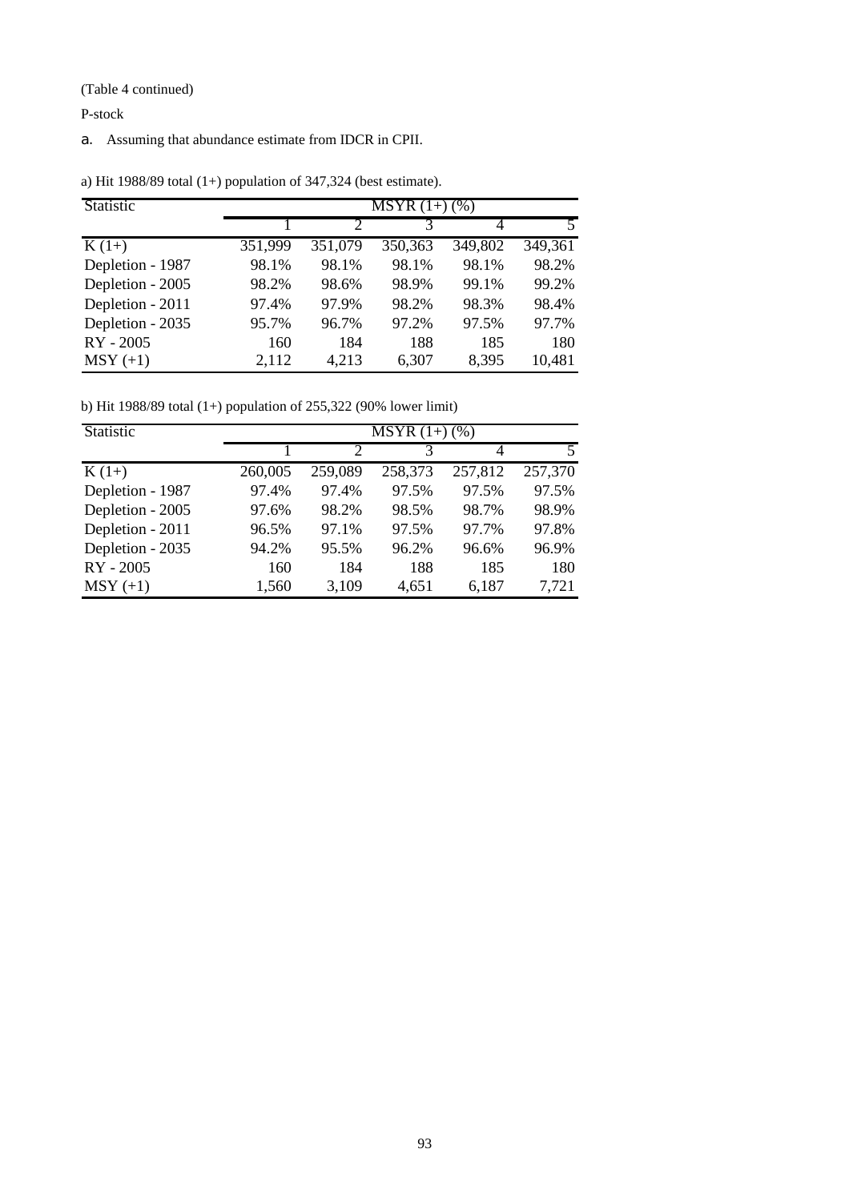(Table 4 continued)

P-stock

a. Assuming that abundance estimate from IDCR in CPII.

a) Hit 1988/89 total (1+) population of 347,324 (best estimate).

| Statistic | MSYR (1+) (%) | | | | |
|---|---|---|---|---|---|
| | 1 | 2 | 3 | 4 | 5 |
| K (1+) | 351,999 | 351,079 | 350,363 | 349,802 | 349,361 |
| Depletion - 1987 | 98.1% | 98.1% | 98.1% | 98.1% | 98.2% |
| Depletion - 2005 | 98.2% | 98.6% | 98.9% | 99.1% | 99.2% |
| Depletion - 2011 | 97.4% | 97.9% | 98.2% | 98.3% | 98.4% |
| Depletion - 2035 | 95.7% | 96.7% | 97.2% | 97.5% | 97.7% |
| RY - 2005 | 160 | 184 | 188 | 185 | 180 |
| MSY (+1) | 2,112 | 4,213 | 6,307 | 8,395 | 10,481 |

b) Hit 1988/89 total (1+) population of 255,322 (90% lower limit)

| Statistic | MSYR (1+) (%) | | | | |
|---|---|---|---|---|---|
| | 1 | 2 | 3 | 4 | 5 |
| K (1+) | 260,005 | 259,089 | 258,373 | 257,812 | 257,370 |
| Depletion - 1987 | 97.4% | 97.4% | 97.5% | 97.5% | 97.5% |
| Depletion - 2005 | 97.6% | 98.2% | 98.5% | 98.7% | 98.9% |
| Depletion - 2011 | 96.5% | 97.1% | 97.5% | 97.7% | 97.8% |
| Depletion - 2035 | 94.2% | 95.5% | 96.2% | 96.6% | 96.9% |
| RY - 2005 | 160 | 184 | 188 | 185 | 180 |
| MSY (+1) | 1,560 | 3,109 | 4,651 | 6,187 | 7,721 |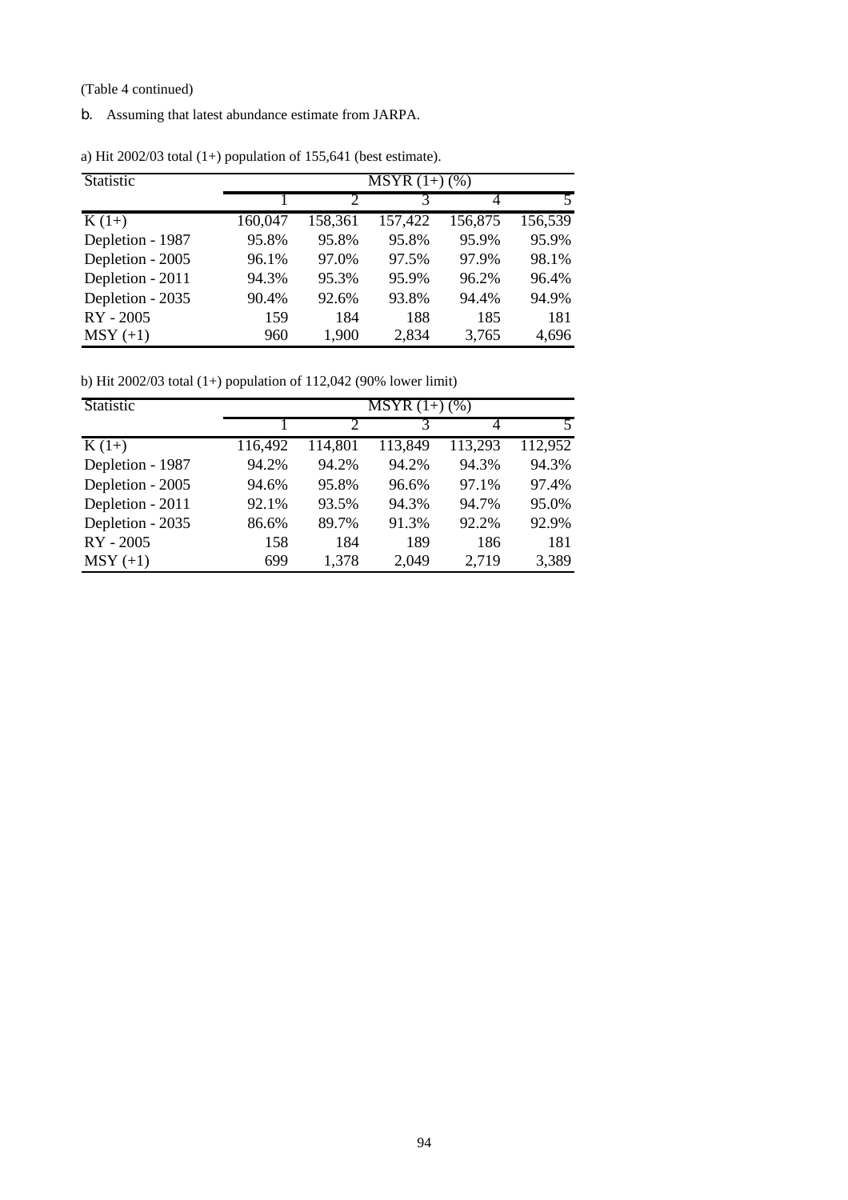(Table 4 continued)

b. Assuming that latest abundance estimate from JARPA.

a) Hit 2002/03 total (1+) population of 155,641 (best estimate).

| Statistic | MSYR (1+) (%) | | | | |
|---|---|---|---|---|---|
| | 1 | 2 | 3 | 4 | 5 |
| K (1+) | 160,047 | 158,361 | 157,422 | 156,875 | 156,539 |
| Depletion - 1987 | 95.8% | 95.8% | 95.8% | 95.9% | 95.9% |
| Depletion - 2005 | 96.1% | 97.0% | 97.5% | 97.9% | 98.1% |
| Depletion - 2011 | 94.3% | 95.3% | 95.9% | 96.2% | 96.4% |
| Depletion - 2035 | 90.4% | 92.6% | 93.8% | 94.4% | 94.9% |
| RY - 2005 | 159 | 184 | 188 | 185 | 181 |
| MSY (+1) | 960 | 1,900 | 2,834 | 3,765 | 4,696 |

b) Hit 2002/03 total (1+) population of 112,042 (90% lower limit)

| Statistic | MSYR (1+) (%) | | | | |
|---|---|---|---|---|---|
| | 1 | 2 | 3 | 4 | 5 |
| K (1+) | 116,492 | 114,801 | 113,849 | 113,293 | 112,952 |
| Depletion - 1987 | 94.2% | 94.2% | 94.2% | 94.3% | 94.3% |
| Depletion - 2005 | 94.6% | 95.8% | 96.6% | 97.1% | 97.4% |
| Depletion - 2011 | 92.1% | 93.5% | 94.3% | 94.7% | 95.0% |
| Depletion - 2035 | 86.6% | 89.7% | 91.3% | 92.2% | 92.9% |
| RY - 2005 | 158 | 184 | 189 | 186 | 181 |
| MSY (+1) | 699 | 1,378 | 2,049 | 2,719 | 3,389 |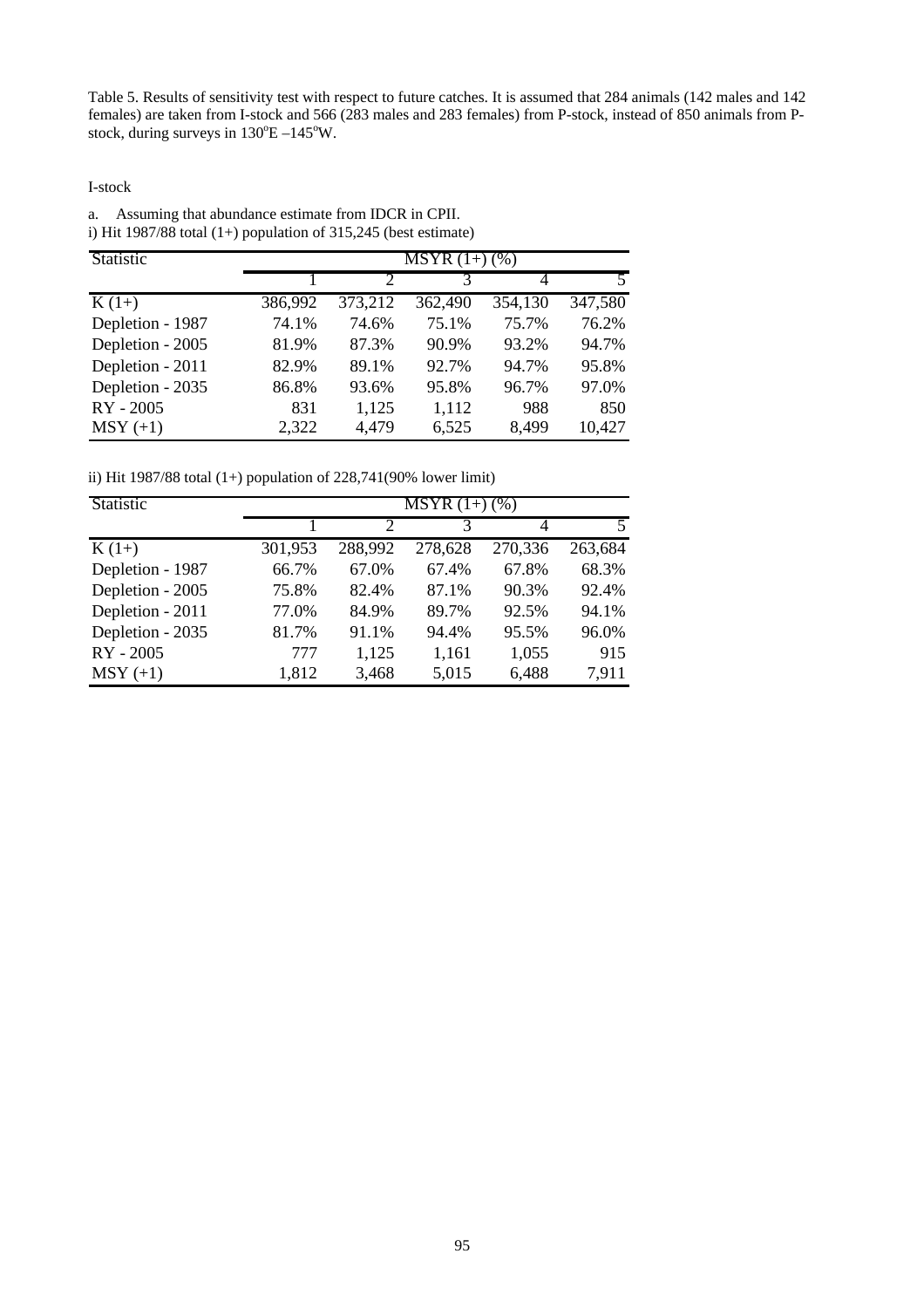Table 5. Results of sensitivity test with respect to future catches. It is assumed that 284 animals (142 males and 142 females) are taken from I-stock and 566 (283 males and 283 females) from P-stock, instead of 850 animals from P-stock, during surveys in 130°E –145°W.

I-stock

a. Assuming that abundance estimate from IDCR in CPII.

i) Hit 1987/88 total (1+) population of 315,245 (best estimate)

| Statistic | MSYR (1+) (%) | | | | |
|---|---|---|---|---|---|
| | 1 | 2 | 3 | 4 | 5 |
| K (1+) | 386,992 | 373,212 | 362,490 | 354,130 | 347,580 |
| Depletion - 1987 | 74.1% | 74.6% | 75.1% | 75.7% | 76.2% |
| Depletion - 2005 | 81.9% | 87.3% | 90.9% | 93.2% | 94.7% |
| Depletion - 2011 | 82.9% | 89.1% | 92.7% | 94.7% | 95.8% |
| Depletion - 2035 | 86.8% | 93.6% | 95.8% | 96.7% | 97.0% |
| RY - 2005 | 831 | 1,125 | 1,112 | 988 | 850 |
| MSY (+1) | 2,322 | 4,479 | 6,525 | 8,499 | 10,427 |

ii) Hit 1987/88 total (1+) population of 228,741(90% lower limit)

| Statistic | MSYR (1+) (%) | | | | |
|---|---|---|---|---|---|
| | 1 | 2 | 3 | 4 | 5 |
| K (1+) | 301,953 | 288,992 | 278,628 | 270,336 | 263,684 |
| Depletion - 1987 | 66.7% | 67.0% | 67.4% | 67.8% | 68.3% |
| Depletion - 2005 | 75.8% | 82.4% | 87.1% | 90.3% | 92.4% |
| Depletion - 2011 | 77.0% | 84.9% | 89.7% | 92.5% | 94.1% |
| Depletion - 2035 | 81.7% | 91.1% | 94.4% | 95.5% | 96.0% |
| RY - 2005 | 777 | 1,125 | 1,161 | 1,055 | 915 |
| MSY (+1) | 1,812 | 3,468 | 5,015 | 6,488 | 7,911 |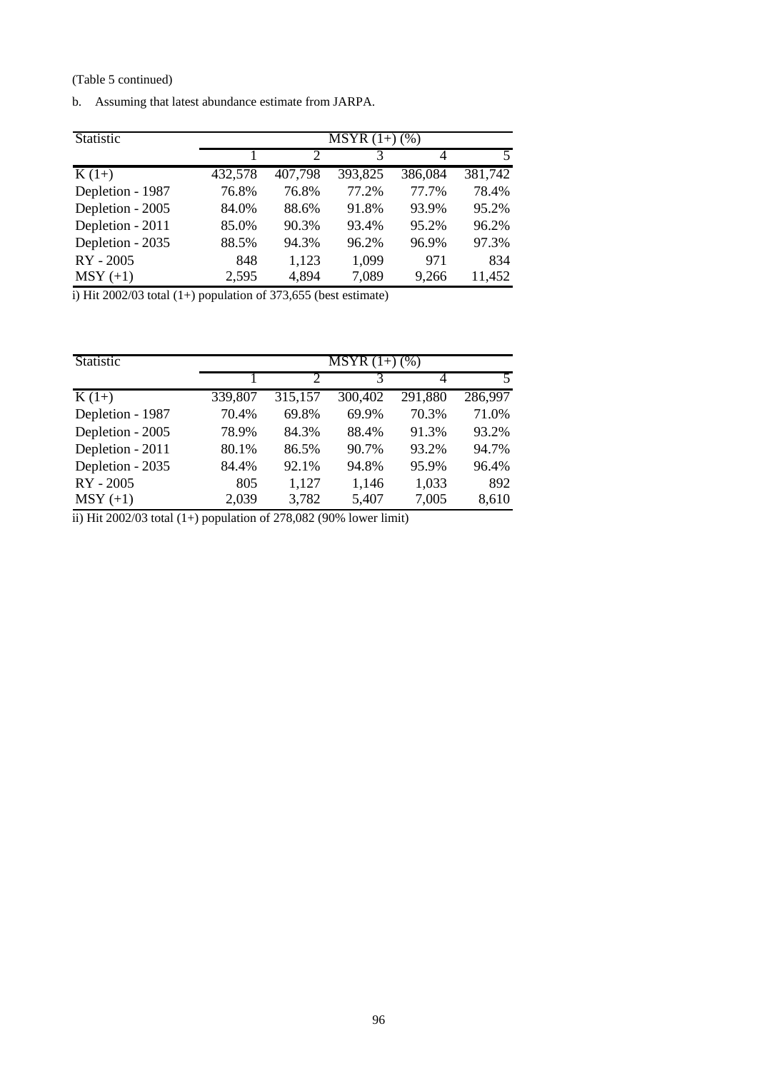(Table 5 continued)

b. Assuming that latest abundance estimate from JARPA.

| Statistic | MSYR (1+) (%) | | | | |
|---|---|---|---|---|---|
| | 1 | 2 | 3 | 4 | 5 |
| K (1+) | 432,578 | 407,798 | 393,825 | 386,084 | 381,742 |
| Depletion - 1987 | 76.8% | 76.8% | 77.2% | 77.7% | 78.4% |
| Depletion - 2005 | 84.0% | 88.6% | 91.8% | 93.9% | 95.2% |
| Depletion - 2011 | 85.0% | 90.3% | 93.4% | 95.2% | 96.2% |
| Depletion - 2035 | 88.5% | 94.3% | 96.2% | 96.9% | 97.3% |
| RY - 2005 | 848 | 1,123 | 1,099 | 971 | 834 |
| MSY (+1) | 2,595 | 4,894 | 7,089 | 9,266 | 11,452 |

i) Hit 2002/03 total (1+) population of 373,655 (best estimate)

| Statistic | MSYR (1+) (%) | | | | |
|---|---|---|---|---|---|
| | 1 | 2 | 3 | 4 | 5 |
| K (1+) | 339,807 | 315,157 | 300,402 | 291,880 | 286,997 |
| Depletion - 1987 | 70.4% | 69.8% | 69.9% | 70.3% | 71.0% |
| Depletion - 2005 | 78.9% | 84.3% | 88.4% | 91.3% | 93.2% |
| Depletion - 2011 | 80.1% | 86.5% | 90.7% | 93.2% | 94.7% |
| Depletion - 2035 | 84.4% | 92.1% | 94.8% | 95.9% | 96.4% |
| RY - 2005 | 805 | 1,127 | 1,146 | 1,033 | 892 |
| MSY (+1) | 2,039 | 3,782 | 5,407 | 7,005 | 8,610 |

ii) Hit 2002/03 total (1+) population of 278,082 (90% lower limit)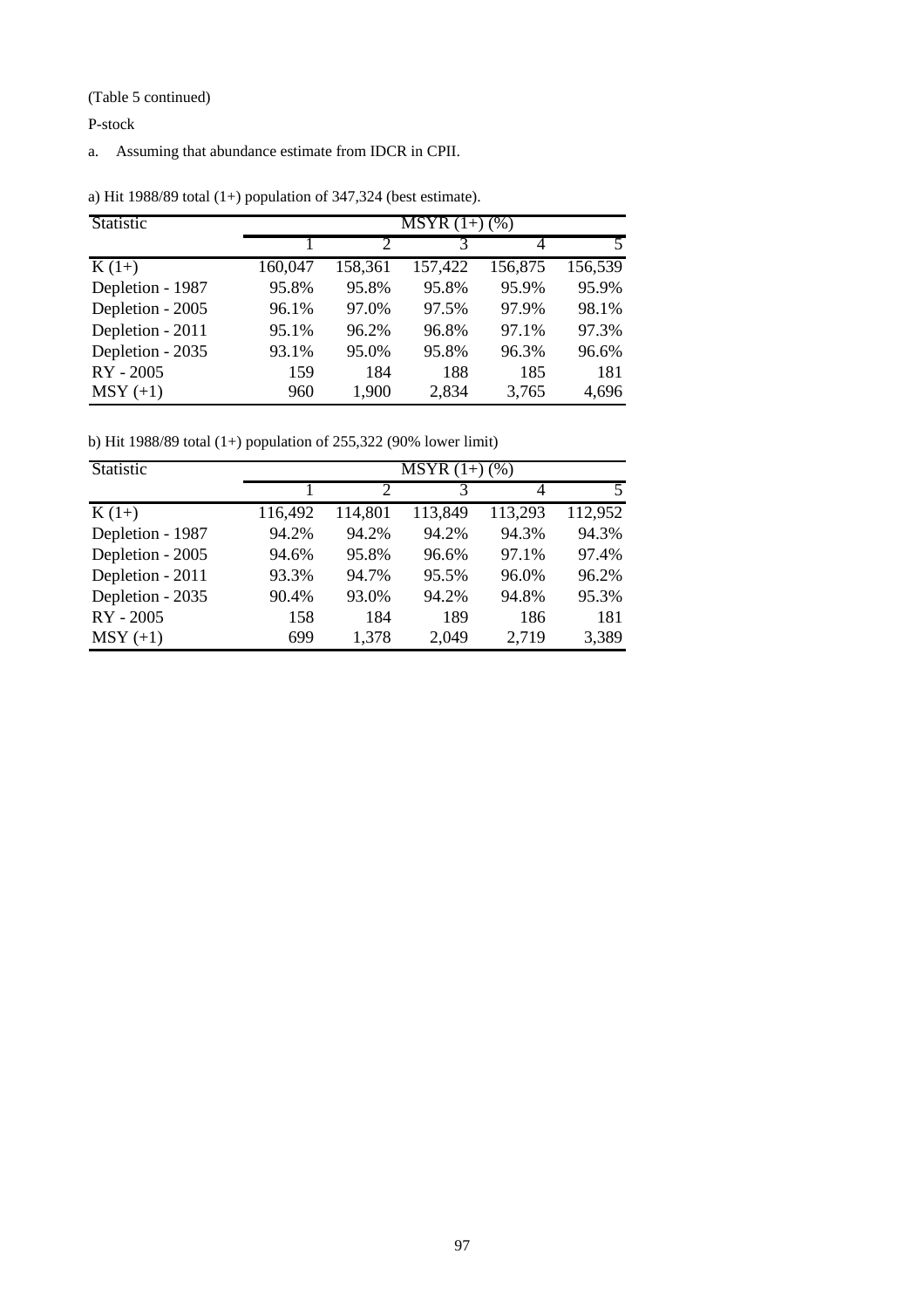(Table 5 continued)

P-stock

a. Assuming that abundance estimate from IDCR in CPII.

a) Hit 1988/89 total (1+) population of 347,324 (best estimate).

| Statistic | MSYR (1+) (%) | | | | |
|---|---|---|---|---|---|
| | 1 | 2 | 3 | 4 | 5 |
| K (1+) | 160,047 | 158,361 | 157,422 | 156,875 | 156,539 |
| Depletion - 1987 | 95.8% | 95.8% | 95.8% | 95.9% | 95.9% |
| Depletion - 2005 | 96.1% | 97.0% | 97.5% | 97.9% | 98.1% |
| Depletion - 2011 | 95.1% | 96.2% | 96.8% | 97.1% | 97.3% |
| Depletion - 2035 | 93.1% | 95.0% | 95.8% | 96.3% | 96.6% |
| RY - 2005 | 159 | 184 | 188 | 185 | 181 |
| MSY (+1) | 960 | 1,900 | 2,834 | 3,765 | 4,696 |

b) Hit 1988/89 total (1+) population of 255,322 (90% lower limit)

| Statistic | MSYR (1+) (%) | | | | |
|---|---|---|---|---|---|
| | 1 | 2 | 3 | 4 | 5 |
| K (1+) | 116,492 | 114,801 | 113,849 | 113,293 | 112,952 |
| Depletion - 1987 | 94.2% | 94.2% | 94.2% | 94.3% | 94.3% |
| Depletion - 2005 | 94.6% | 95.8% | 96.6% | 97.1% | 97.4% |
| Depletion - 2011 | 93.3% | 94.7% | 95.5% | 96.0% | 96.2% |
| Depletion - 2035 | 90.4% | 93.0% | 94.2% | 94.8% | 95.3% |
| RY - 2005 | 158 | 184 | 189 | 186 | 181 |
| MSY (+1) | 699 | 1,378 | 2,049 | 2,719 | 3,389 |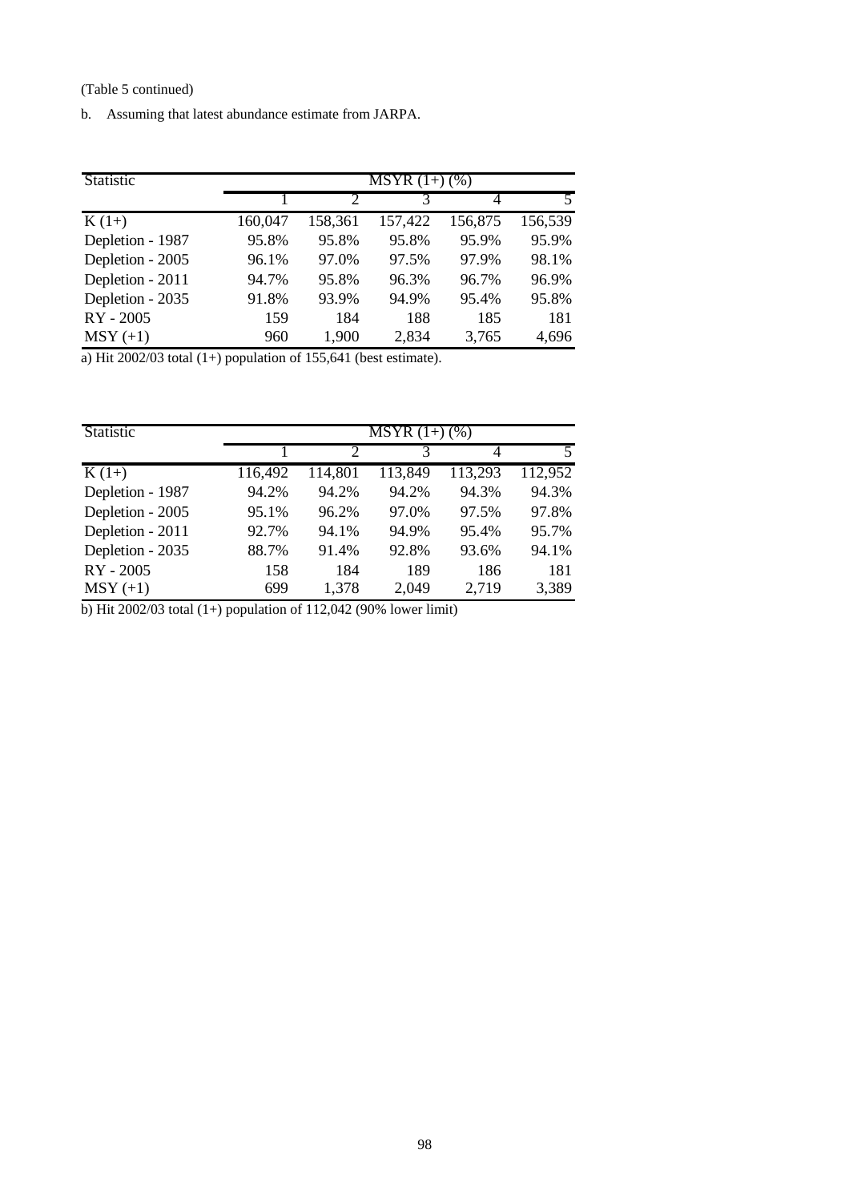(Table 5 continued)

b. Assuming that latest abundance estimate from JARPA.

| Statistic | MSYR (1+) (%) | | | | |
|---|---|---|---|---|---|
| | 1 | 2 | 3 | 4 | 5 |
| K (1+) | 160,047 | 158,361 | 157,422 | 156,875 | 156,539 |
| Depletion - 1987 | 95.8% | 95.8% | 95.8% | 95.9% | 95.9% |
| Depletion - 2005 | 96.1% | 97.0% | 97.5% | 97.9% | 98.1% |
| Depletion - 2011 | 94.7% | 95.8% | 96.3% | 96.7% | 96.9% |
| Depletion - 2035 | 91.8% | 93.9% | 94.9% | 95.4% | 95.8% |
| RY - 2005 | 159 | 184 | 188 | 185 | 181 |
| MSY (+1) | 960 | 1,900 | 2,834 | 3,765 | 4,696 |

a) Hit 2002/03 total (1+) population of 155,641 (best estimate).

| Statistic | MSYR (1+) (%) | | | | |
|---|---|---|---|---|---|
| | 1 | 2 | 3 | 4 | 5 |
| K (1+) | 116,492 | 114,801 | 113,849 | 113,293 | 112,952 |
| Depletion - 1987 | 94.2% | 94.2% | 94.2% | 94.3% | 94.3% |
| Depletion - 2005 | 95.1% | 96.2% | 97.0% | 97.5% | 97.8% |
| Depletion - 2011 | 92.7% | 94.1% | 94.9% | 95.4% | 95.7% |
| Depletion - 2035 | 88.7% | 91.4% | 92.8% | 93.6% | 94.1% |
| RY - 2005 | 158 | 184 | 189 | 186 | 181 |
| MSY (+1) | 699 | 1,378 | 2,049 | 2,719 | 3,389 |

b) Hit 2002/03 total (1+) population of 112,042 (90% lower limit)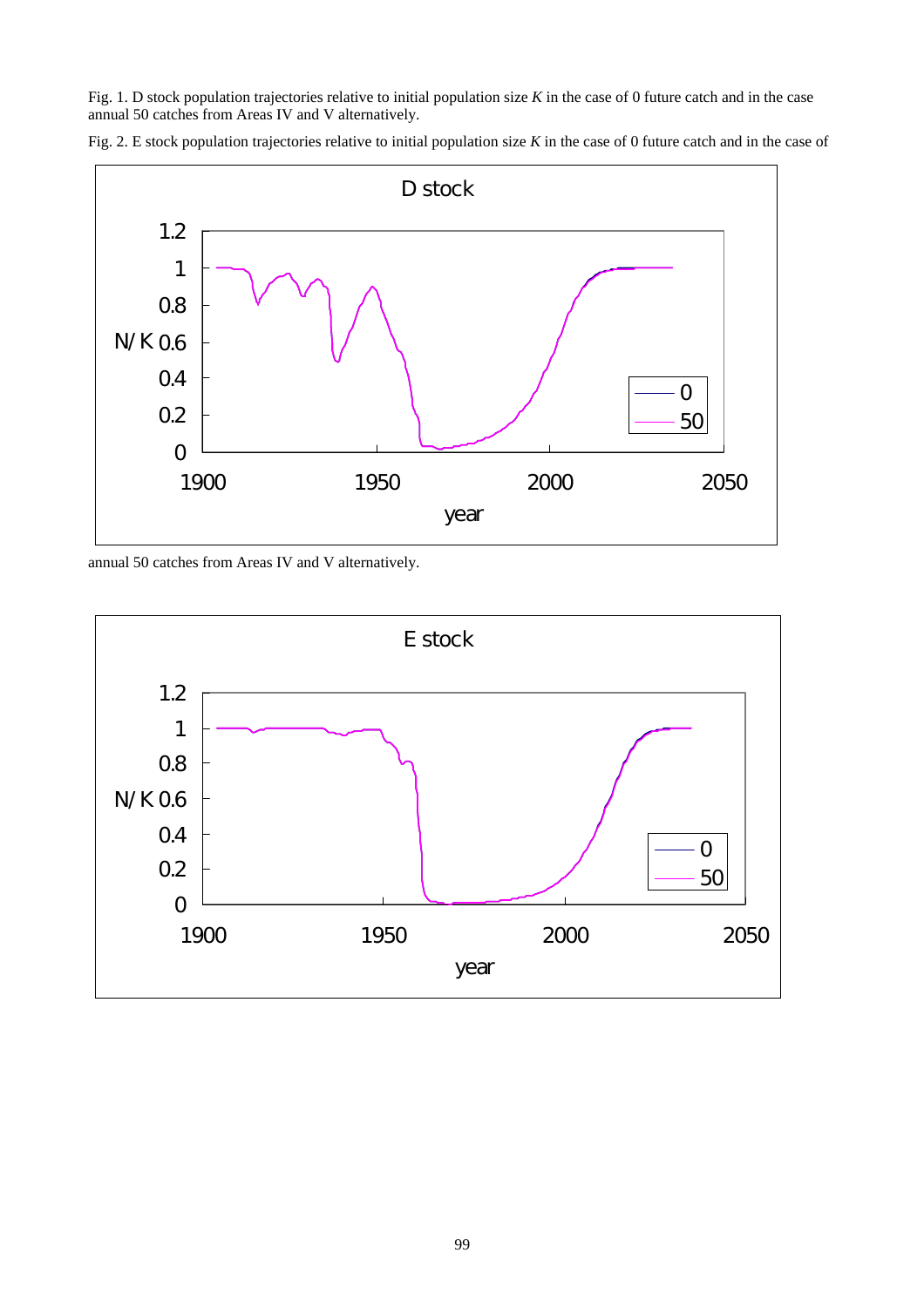Fig. 1. D stock population trajectories relative to initial population size $K$ in the case of 0 future catch and in the case annual 50 catches from Areas IV and V alternatively.

Fig. 2. E stock population trajectories relative to initial population size $K$ in the case of 0 future catch and in the case of

D stock

1.2
1
0.8
N/K 0.6
0.4
0.2
0

1900
1950
2000
2050

year

0
50

annual 50 catches from Areas IV and V alternatively.

E stock

1.2
1
0.8
N/K 0.6
0.4
0.2
0

1900
1950
2000
2050

year

0
50